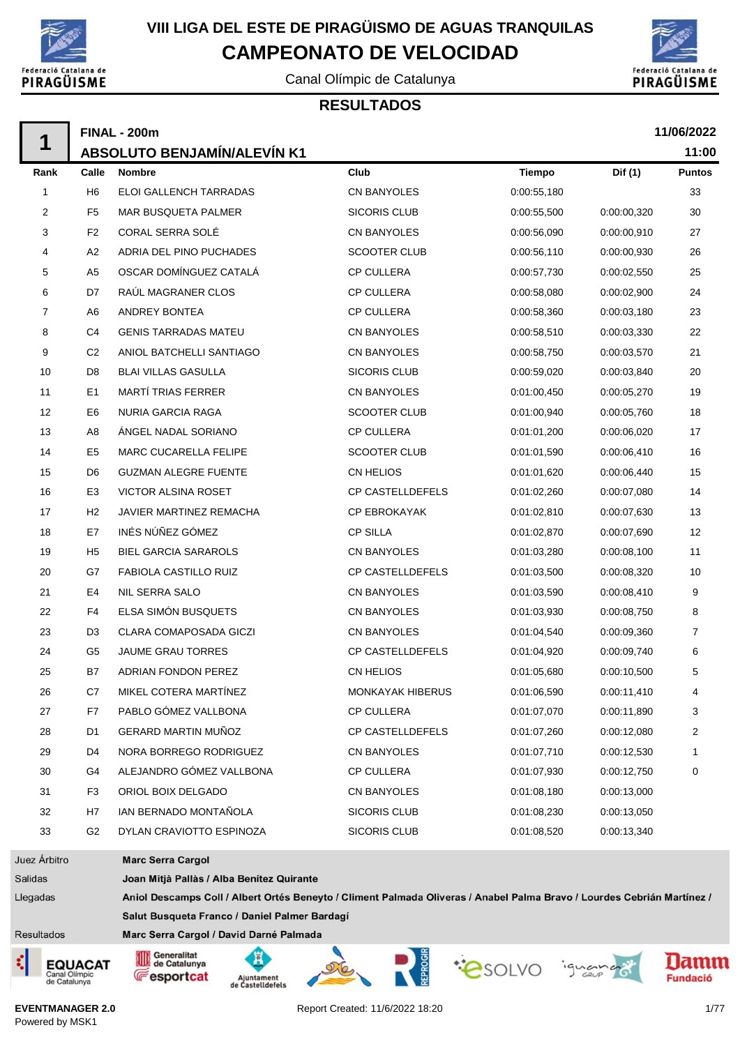# VIII LIGA DEL ESTE DE PIRAGÜISMO DE AGUAS TRANQUILAS

## CAMPEONATO DE VELOCIDAD

Canal Olímpic de Catalunya

### RESULTADOS

**1** — **FINAL - 200m** — **11/06/2022**

**ABSOLUTO BENJAMÍN/ALEVÍN K1** — **11:00**

| Rank | Calle | Nombre | Club | Tiempo | Dif (1) | Puntos |
|---|---|---|---|---|---|---|
| 1 | H6 | ELOI GALLENCH TARRADAS | CN BANYOLES | 0:00:55,180 | | 33 |
| 2 | F5 | MAR BUSQUETA PALMER | SICORIS CLUB | 0:00:55,500 | 0:00:00,320 | 30 |
| 3 | F2 | CORAL SERRA SOLÉ | CN BANYOLES | 0:00:56,090 | 0:00:00,910 | 27 |
| 4 | A2 | ADRIA DEL PINO PUCHADES | SCOOTER CLUB | 0:00:56,110 | 0:00:00,930 | 26 |
| 5 | A5 | OSCAR DOMÍNGUEZ CATALÁ | CP CULLERA | 0:00:57,730 | 0:00:02,550 | 25 |
| 6 | D7 | RAÚL MAGRANER CLOS | CP CULLERA | 0:00:58,080 | 0:00:02,900 | 24 |
| 7 | A6 | ANDREY BONTEA | CP CULLERA | 0:00:58,360 | 0:00:03,180 | 23 |
| 8 | C4 | GENIS TARRADAS MATEU | CN BANYOLES | 0:00:58,510 | 0:00:03,330 | 22 |
| 9 | C2 | ANIOL BATCHELLI SANTIAGO | CN BANYOLES | 0:00:58,750 | 0:00:03,570 | 21 |
| 10 | D8 | BLAI VILLAS GASULLA | SICORIS CLUB | 0:00:59,020 | 0:00:03,840 | 20 |
| 11 | E1 | MARTÍ TRIAS FERRER | CN BANYOLES | 0:01:00,450 | 0:00:05,270 | 19 |
| 12 | E6 | NURIA GARCIA RAGA | SCOOTER CLUB | 0:01:00,940 | 0:00:05,760 | 18 |
| 13 | A8 | ÁNGEL NADAL SORIANO | CP CULLERA | 0:01:01,200 | 0:00:06,020 | 17 |
| 14 | E5 | MARC CUCARELLA FELIPE | SCOOTER CLUB | 0:01:01,590 | 0:00:06,410 | 16 |
| 15 | D6 | GUZMAN ALEGRE FUENTE | CN HELIOS | 0:01:01,620 | 0:00:06,440 | 15 |
| 16 | E3 | VICTOR ALSINA ROSET | CP CASTELLDEFELS | 0:01:02,260 | 0:00:07,080 | 14 |
| 17 | H2 | JAVIER MARTINEZ REMACHA | CP EBROKAYAK | 0:01:02,810 | 0:00:07,630 | 13 |
| 18 | E7 | INÉS NÚÑEZ GÓMEZ | CP SILLA | 0:01:02,870 | 0:00:07,690 | 12 |
| 19 | H5 | BIEL GARCIA SARAROLS | CN BANYOLES | 0:01:03,280 | 0:00:08,100 | 11 |
| 20 | G7 | FABIOLA CASTILLO RUIZ | CP CASTELLDEFELS | 0:01:03,500 | 0:00:08,320 | 10 |
| 21 | E4 | NIL SERRA SALO | CN BANYOLES | 0:01:03,590 | 0:00:08,410 | 9 |
| 22 | F4 | ELSA SIMÓN BUSQUETS | CN BANYOLES | 0:01:03,930 | 0:00:08,750 | 8 |
| 23 | D3 | CLARA COMAPOSADA GICZI | CN BANYOLES | 0:01:04,540 | 0:00:09,360 | 7 |
| 24 | G5 | JAUME GRAU TORRES | CP CASTELLDEFELS | 0:01:04,920 | 0:00:09,740 | 6 |
| 25 | B7 | ADRIAN FONDON PEREZ | CN HELIOS | 0:01:05,680 | 0:00:10,500 | 5 |
| 26 | C7 | MIKEL COTERA MARTÍNEZ | MONKAYAK HIBERUS | 0:01:06,590 | 0:00:11,410 | 4 |
| 27 | F7 | PABLO GÓMEZ VALLBONA | CP CULLERA | 0:01:07,070 | 0:00:11,890 | 3 |
| 28 | D1 | GERARD MARTIN MUÑOZ | CP CASTELLDEFELS | 0:01:07,260 | 0:00:12,080 | 2 |
| 29 | D4 | NORA BORREGO RODRIGUEZ | CN BANYOLES | 0:01:07,710 | 0:00:12,530 | 1 |
| 30 | G4 | ALEJANDRO GÓMEZ VALLBONA | CP CULLERA | 0:01:07,930 | 0:00:12,750 | 0 |
| 31 | F3 | ORIOL BOIX DELGADO | CN BANYOLES | 0:01:08,180 | 0:00:13,000 | |
| 32 | H7 | IAN BERNADO MONTAÑOLA | SICORIS CLUB | 0:01:08,230 | 0:00:13,050 | |
| 33 | G2 | DYLAN CRAVIOTTO ESPINOZA | SICORIS CLUB | 0:01:08,520 | 0:00:13,340 | |

Juez Árbitro: **Marc Serra Cargol**

Salidas: **Joan Mitjà Pallàs / Alba Benítez Quirante**

Llegadas: **Aniol Descamps Coll / Albert Ortés Beneyto / Climent Palmada Oliveras / Anabel Palma Bravo / Lourdes Cebrián Martínez / Salut Busqueta Franco / Daniel Palmer Bardagí**

Resultados: **Marc Serra Cargol / David Darné Palmada**

EVENTMANAGER 2.0
Powered by MSK1

Report Created: 11/6/2022 18:20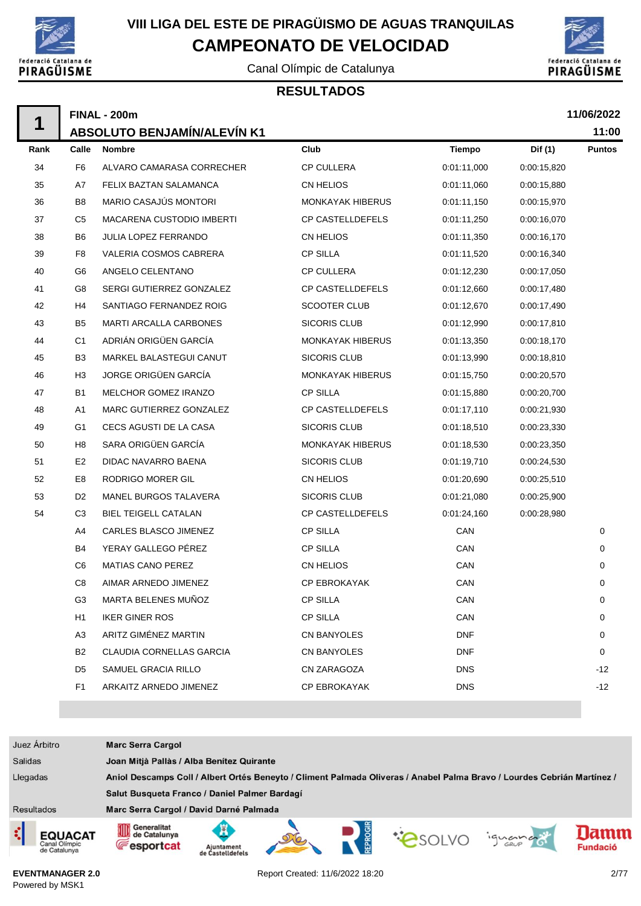# VIII LIGA DEL ESTE DE PIRAGÜISMO DE AGUAS TRANQUILAS

## CAMPEONATO DE VELOCIDAD

Canal Olímpic de Catalunya

### RESULTADOS

**1** | **FINAL - 200m** | **11/06/2022**

**ABSOLUTO BENJAMÍN/ALEVÍN K1** | **11:00**

| Rank | Calle | Nombre | Club | Tiempo | Dif (1) | Puntos |
|---|---|---|---|---|---|---|
| 34 | F6 | ALVARO CAMARASA CORRECHER | CP CULLERA | 0:01:11,000 | 0:00:15,820 | |
| 35 | A7 | FELIX BAZTAN SALAMANCA | CN HELIOS | 0:01:11,060 | 0:00:15,880 | |
| 36 | B8 | MARIO CASAJÚS MONTORI | MONKAYAK HIBERUS | 0:01:11,150 | 0:00:15,970 | |
| 37 | C5 | MACARENA CUSTODIO IMBERTI | CP CASTELLDEFELS | 0:01:11,250 | 0:00:16,070 | |
| 38 | B6 | JULIA LOPEZ FERRANDO | CN HELIOS | 0:01:11,350 | 0:00:16,170 | |
| 39 | F8 | VALERIA COSMOS CABRERA | CP SILLA | 0:01:11,520 | 0:00:16,340 | |
| 40 | G6 | ANGELO CELENTANO | CP CULLERA | 0:01:12,230 | 0:00:17,050 | |
| 41 | G8 | SERGI GUTIERREZ GONZALEZ | CP CASTELLDEFELS | 0:01:12,660 | 0:00:17,480 | |
| 42 | H4 | SANTIAGO FERNANDEZ ROIG | SCOOTER CLUB | 0:01:12,670 | 0:00:17,490 | |
| 43 | B5 | MARTI ARCALLA CARBONES | SICORIS CLUB | 0:01:12,990 | 0:00:17,810 | |
| 44 | C1 | ADRIÁN ORIGÜEN GARCÍA | MONKAYAK HIBERUS | 0:01:13,350 | 0:00:18,170 | |
| 45 | B3 | MARKEL BALASTEGUI CANUT | SICORIS CLUB | 0:01:13,990 | 0:00:18,810 | |
| 46 | H3 | JORGE ORIGÜEN GARCÍA | MONKAYAK HIBERUS | 0:01:15,750 | 0:00:20,570 | |
| 47 | B1 | MELCHOR GOMEZ IRANZO | CP SILLA | 0:01:15,880 | 0:00:20,700 | |
| 48 | A1 | MARC GUTIERREZ GONZALEZ | CP CASTELLDEFELS | 0:01:17,110 | 0:00:21,930 | |
| 49 | G1 | CECS AGUSTI DE LA CASA | SICORIS CLUB | 0:01:18,510 | 0:00:23,330 | |
| 50 | H8 | SARA ORIGÜEN GARCÍA | MONKAYAK HIBERUS | 0:01:18,530 | 0:00:23,350 | |
| 51 | E2 | DIDAC NAVARRO BAENA | SICORIS CLUB | 0:01:19,710 | 0:00:24,530 | |
| 52 | E8 | RODRIGO MORER GIL | CN HELIOS | 0:01:20,690 | 0:00:25,510 | |
| 53 | D2 | MANEL BURGOS TALAVERA | SICORIS CLUB | 0:01:21,080 | 0:00:25,900 | |
| 54 | C3 | BIEL TEIGELL CATALAN | CP CASTELLDEFELS | 0:01:24,160 | 0:00:28,980 | |
| | A4 | CARLES BLASCO JIMENEZ | CP SILLA | CAN | | 0 |
| | B4 | YERAY GALLEGO PÉREZ | CP SILLA | CAN | | 0 |
| | C6 | MATIAS CANO PEREZ | CN HELIOS | CAN | | 0 |
| | C8 | AIMAR ARNEDO JIMENEZ | CP EBROKAYAK | CAN | | 0 |
| | G3 | MARTA BELENES MUÑOZ | CP SILLA | CAN | | 0 |
| | H1 | IKER GINER ROS | CP SILLA | CAN | | 0 |
| | A3 | ARITZ GIMÉNEZ MARTIN | CN BANYOLES | DNF | | 0 |
| | B2 | CLAUDIA CORNELLAS GARCIA | CN BANYOLES | DNF | | 0 |
| | D5 | SAMUEL GRACIA RILLO | CN ZARAGOZA | DNS | | -12 |
| | F1 | ARKAITZ ARNEDO JIMENEZ | CP EBROKAYAK | DNS | | -12 |

| | |
|---|---|
| Juez Árbitro | **Marc Serra Cargol** |
| Salidas | **Joan Mitjà Pallàs / Alba Benítez Quirante** |
| Llegadas | **Aniol Descamps Coll / Albert Ortés Beneyto / Climent Palmada Oliveras / Anabel Palma Bravo / Lourdes Cebrián Martínez / Salut Busqueta Franco / Daniel Palmer Bardagí** |
| Resultados | **Marc Serra Cargol / David Darné Palmada** |

**EVENTMANAGER 2.0**
Powered by MSK1

Report Created: 11/6/2022 18:20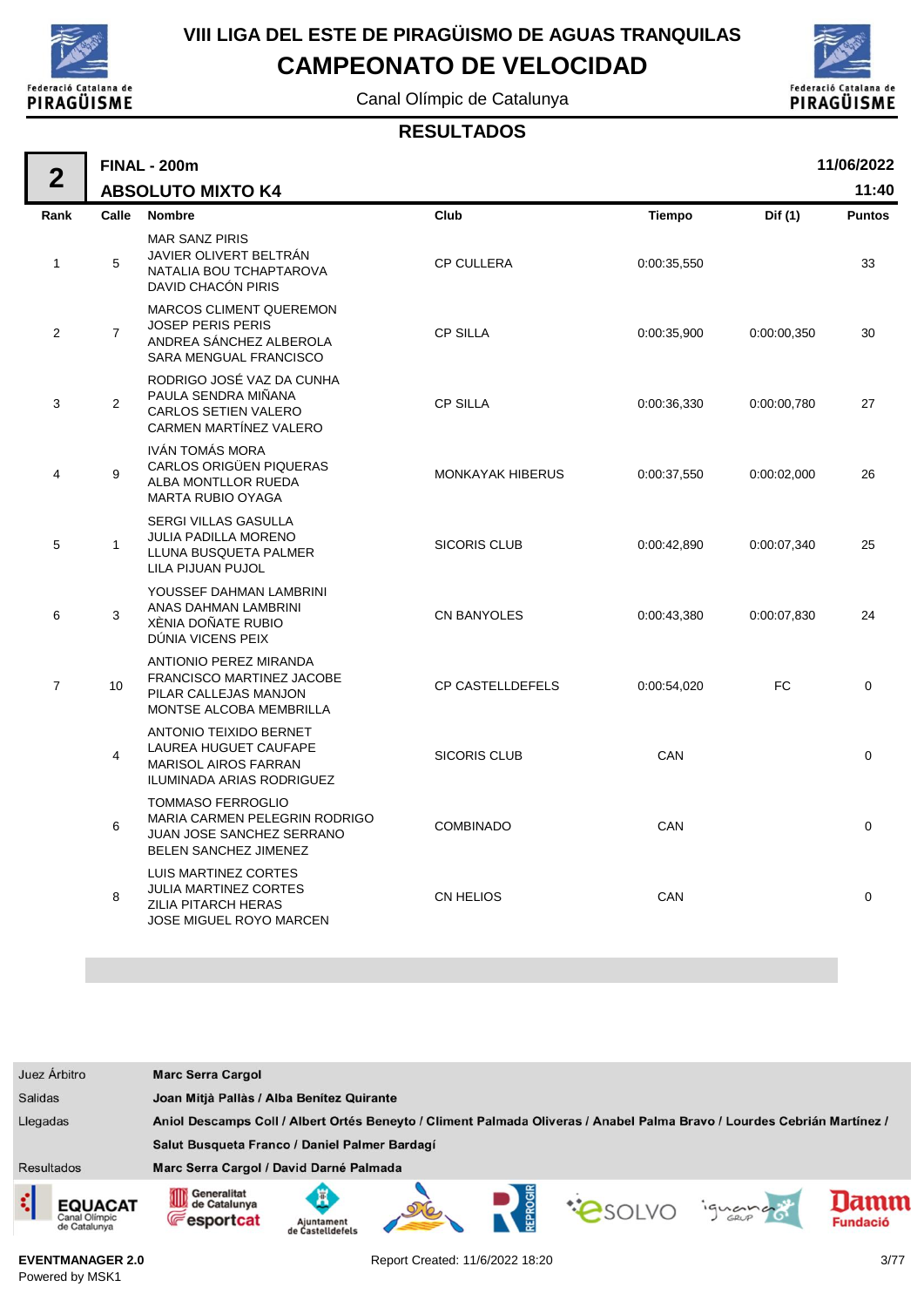# VIII LIGA DEL ESTE DE PIRAGÜISMO DE AGUAS TRANQUILAS

# CAMPEONATO DE VELOCIDAD

Canal Olímpic de Catalunya

## RESULTADOS

**2** — **FINAL - 200m** — **ABSOLUTO MIXTO K4** — **11/06/2022** **11:40**

| Rank | Calle | Nombre | Club | Tiempo | Dif (1) | Puntos |
|---|---|---|---|---|---|---|
| 1 | 5 | MAR SANZ PIRIS<br>JAVIER OLIVERT BELTRÁN<br>NATALIA BOU TCHAPTAROVA<br>DAVID CHACÓN PIRIS | CP CULLERA | 0:00:35,550 | | 33 |
| 2 | 7 | MARCOS CLIMENT QUEREMON<br>JOSEP PERIS PERIS<br>ANDREA SÁNCHEZ ALBEROLA<br>SARA MENGUAL FRANCISCO | CP SILLA | 0:00:35,900 | 0:00:00,350 | 30 |
| 3 | 2 | RODRIGO JOSÉ VAZ DA CUNHA<br>PAULA SENDRA MIÑANA<br>CARLOS SETIEN VALERO<br>CARMEN MARTÍNEZ VALERO | CP SILLA | 0:00:36,330 | 0:00:00,780 | 27 |
| 4 | 9 | IVÁN TOMÁS MORA<br>CARLOS ORIGÜEN PIQUERAS<br>ALBA MONTLLOR RUEDA<br>MARTA RUBIO OYAGA | MONKAYAK HIBERUS | 0:00:37,550 | 0:00:02,000 | 26 |
| 5 | 1 | SERGI VILLAS GASULLA<br>JULIA PADILLA MORENO<br>LLUNA BUSQUETA PALMER<br>LILA PIJUAN PUJOL | SICORIS CLUB | 0:00:42,890 | 0:00:07,340 | 25 |
| 6 | 3 | YOUSSEF DAHMAN LAMBRINI<br>ANAS DAHMAN LAMBRINI<br>XÈNIA DOÑATE RUBIO<br>DÚNIA VICENS PEIX | CN BANYOLES | 0:00:43,380 | 0:00:07,830 | 24 |
| 7 | 10 | ANTIONIO PEREZ MIRANDA<br>FRANCISCO MARTINEZ JACOBE<br>PILAR CALLEJAS MANJON<br>MONTSE ALCOBA MEMBRILLA | CP CASTELLDEFELS | 0:00:54,020 | FC | 0 |
| | 4 | ANTONIO TEIXIDO BERNET<br>LAUREA HUGUET CAUFAPE<br>MARISOL AIROS FARRAN<br>ILUMINADA ARIAS RODRIGUEZ | SICORIS CLUB | CAN | | 0 |
| | 6 | TOMMASO FERROGLIO<br>MARIA CARMEN PELEGRIN RODRIGO<br>JUAN JOSE SANCHEZ SERRANO<br>BELEN SANCHEZ JIMENEZ | COMBINADO | CAN | | 0 |
| | 8 | LUIS MARTINEZ CORTES<br>JULIA MARTINEZ CORTES<br>ZILIA PITARCH HERAS<br>JOSE MIGUEL ROYO MARCEN | CN HELIOS | CAN | | 0 |

| | |
|---|---|
| Juez Árbitro | **Marc Serra Cargol** |
| Salidas | **Joan Mitjà Pallàs / Alba Benítez Quirante** |
| Llegadas | **Aniol Descamps Coll / Albert Ortés Beneyto / Climent Palmada Oliveras / Anabel Palma Bravo / Lourdes Cebrián Martínez / Salut Busqueta Franco / Daniel Palmer Bardagí** |
| Resultados | **Marc Serra Cargol / David Darné Palmada** |

**EVENTMANAGER 2.0**
Powered by MSK1

Report Created: 11/6/2022 18:20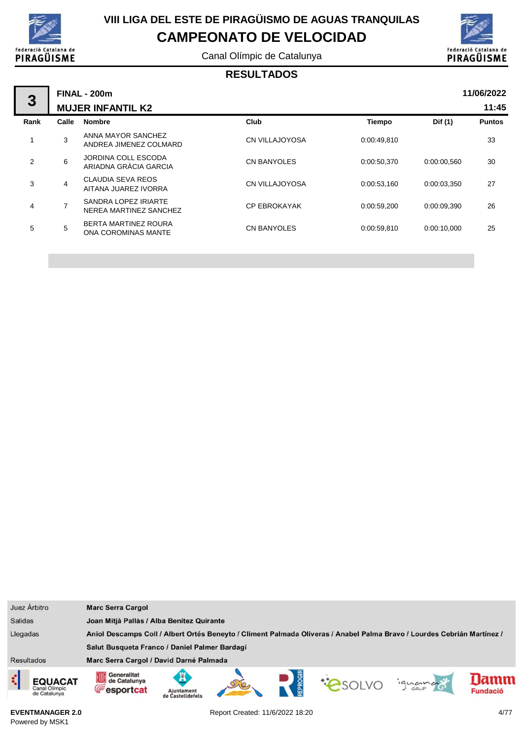# VIII LIGA DEL ESTE DE PIRAGÜISMO DE AGUAS TRANQUILAS

## CAMPEONATO DE VELOCIDAD

Canal Olímpic de Catalunya

### RESULTADOS

**3** — **FINAL - 200m** — **MUJER INFANTIL K2** — **11/06/2022 11:45**

| Rank | Calle | Nombre | Club | Tiempo | Dif (1) | Puntos |
|---|---|---|---|---|---|---|
| 1 | 3 | ANNA MAYOR SANCHEZ<br>ANDREA JIMENEZ COLMARD | CN VILLAJOYOSA | 0:00:49,810 | | 33 |
| 2 | 6 | JORDINA COLL ESCODA<br>ARIADNA GRÀCIA GARCIA | CN BANYOLES | 0:00:50,370 | 0:00:00,560 | 30 |
| 3 | 4 | CLAUDIA SEVA REOS<br>AITANA JUAREZ IVORRA | CN VILLAJOYOSA | 0:00:53,160 | 0:00:03,350 | 27 |
| 4 | 7 | SANDRA LOPEZ IRIARTE<br>NEREA MARTINEZ SANCHEZ | CP EBROKAYAK | 0:00:59,200 | 0:00:09,390 | 26 |
| 5 | 5 | BERTA MARTINEZ ROURA<br>ONA COROMINAS MANTE | CN BANYOLES | 0:00:59,810 | 0:00:10,000 | 25 |

| | |
|---|---|
| Juez Árbitro | **Marc Serra Cargol** |
| Salidas | **Joan Mitjà Pallàs / Alba Benítez Quirante** |
| Llegadas | **Aniol Descamps Coll / Albert Ortés Beneyto / Climent Palmada Oliveras / Anabel Palma Bravo / Lourdes Cebrián Martínez / Salut Busqueta Franco / Daniel Palmer Bardagí** |
| Resultados | **Marc Serra Cargol / David Darné Palmada** |

**EVENTMANAGER 2.0**
Powered by MSK1

Report Created: 11/6/2022 18:20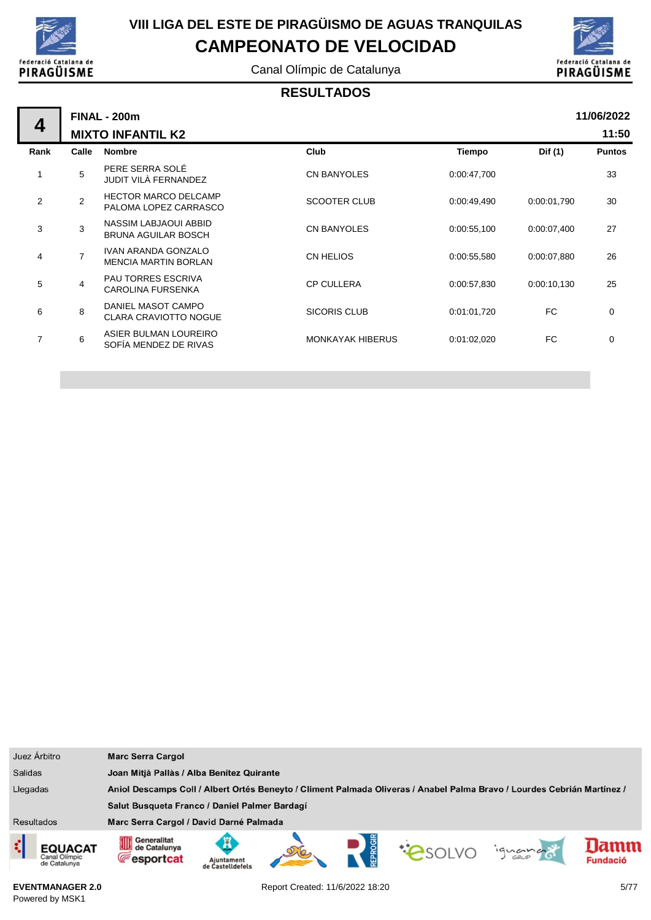# VIII LIGA DEL ESTE DE PIRAGÜISMO DE AGUAS TRANQUILAS

## CAMPEONATO DE VELOCIDAD

Canal Olímpic de Catalunya

### RESULTADOS

**4** | **FINAL - 200m** | **11/06/2022**

**MIXTO INFANTIL K2** | **11:50**

| Rank | Calle | Nombre | Club | Tiempo | Dif (1) | Puntos |
|---|---|---|---|---|---|---|
| 1 | 5 | PERE SERRA SOLÉ<br>JUDIT VILÀ FERNANDEZ | CN BANYOLES | 0:00:47,700 | | 33 |
| 2 | 2 | HECTOR MARCO DELCAMP<br>PALOMA LOPEZ CARRASCO | SCOOTER CLUB | 0:00:49,490 | 0:00:01,790 | 30 |
| 3 | 3 | NASSIM LABJAOUI ABBID<br>BRUNA AGUILAR BOSCH | CN BANYOLES | 0:00:55,100 | 0:00:07,400 | 27 |
| 4 | 7 | IVAN ARANDA GONZALO<br>MENCIA MARTIN BORLAN | CN HELIOS | 0:00:55,580 | 0:00:07,880 | 26 |
| 5 | 4 | PAU TORRES ESCRIVA<br>CAROLINA FURSENKA | CP CULLERA | 0:00:57,830 | 0:00:10,130 | 25 |
| 6 | 8 | DANIEL MASOT CAMPO<br>CLARA CRAVIOTTO NOGUE | SICORIS CLUB | 0:01:01,720 | FC | 0 |
| 7 | 6 | ASIER BULMAN LOUREIRO<br>SOFÍA MENDEZ DE RIVAS | MONKAYAK HIBERUS | 0:01:02,020 | FC | 0 |

| | |
|---|---|
| Juez Árbitro | **Marc Serra Cargol** |
| Salidas | **Joan Mitjà Pallàs / Alba Benítez Quirante** |
| Llegadas | **Aniol Descamps Coll / Albert Ortés Beneyto / Climent Palmada Oliveras / Anabel Palma Bravo / Lourdes Cebrián Martínez / Salut Busqueta Franco / Daniel Palmer Bardagí** |
| Resultados | **Marc Serra Cargol / David Darné Palmada** |

**EVENTMANAGER 2.0**
Powered by MSK1

Report Created: 11/6/2022 18:20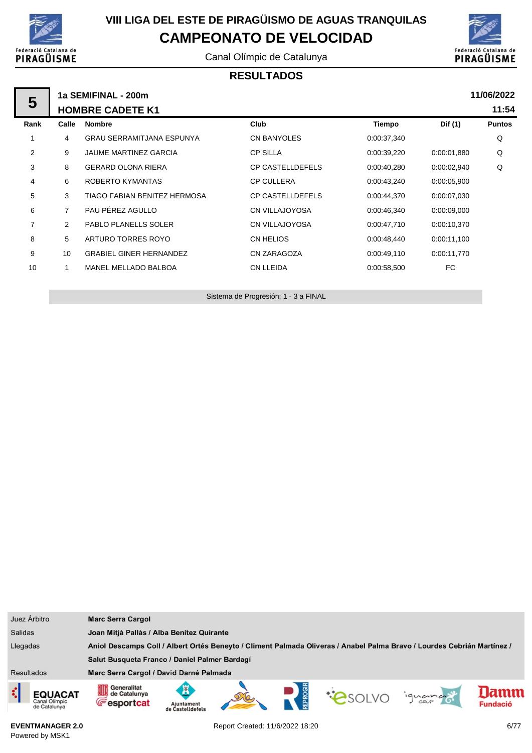# VIII LIGA DEL ESTE DE PIRAGÜISMO DE AGUAS TRANQUILAS

## CAMPEONATO DE VELOCIDAD

Canal Olímpic de Catalunya

### RESULTADOS

**5** — **1a SEMIFINAL - 200m** — **11/06/2022**

**HOMBRE CADETE K1** — **11:54**

| Rank | Calle | Nombre | Club | Tiempo | Dif (1) | Puntos |
|---|---|---|---|---|---|---|
| 1 | 4 | GRAU SERRAMITJANA ESPUNYA | CN BANYOLES | 0:00:37,340 | | Q |
| 2 | 9 | JAUME MARTINEZ GARCIA | CP SILLA | 0:00:39,220 | 0:00:01,880 | Q |
| 3 | 8 | GERARD OLONA RIERA | CP CASTELLDEFELS | 0:00:40,280 | 0:00:02,940 | Q |
| 4 | 6 | ROBERTO KYMANTAS | CP CULLERA | 0:00:43,240 | 0:00:05,900 | |
| 5 | 3 | TIAGO FABIAN BENITEZ HERMOSA | CP CASTELLDEFELS | 0:00:44,370 | 0:00:07,030 | |
| 6 | 7 | PAU PÉREZ AGULLO | CN VILLAJOYOSA | 0:00:46,340 | 0:00:09,000 | |
| 7 | 2 | PABLO PLANELLS SOLER | CN VILLAJOYOSA | 0:00:47,710 | 0:00:10,370 | |
| 8 | 5 | ARTURO TORRES ROYO | CN HELIOS | 0:00:48,440 | 0:00:11,100 | |
| 9 | 10 | GRABIEL GINER HERNANDEZ | CN ZARAGOZA | 0:00:49,110 | 0:00:11,770 | |
| 10 | 1 | MANEL MELLADO BALBOA | CN LLEIDA | 0:00:58,500 | FC | |

Sistema de Progresión: 1 - 3 a FINAL

| | |
|---|---|
| Juez Árbitro | **Marc Serra Cargol** |
| Salidas | **Joan Mitjà Pallàs / Alba Benítez Quirante** |
| Llegadas | **Aniol Descamps Coll / Albert Ortés Beneyto / Climent Palmada Oliveras / Anabel Palma Bravo / Lourdes Cebrián Martínez / Salut Busqueta Franco / Daniel Palmer Bardagí** |
| Resultados | **Marc Serra Cargol / David Darné Palmada** |

**EVENTMANAGER 2.0**
Powered by MSK1

Report Created: 11/6/2022 18:20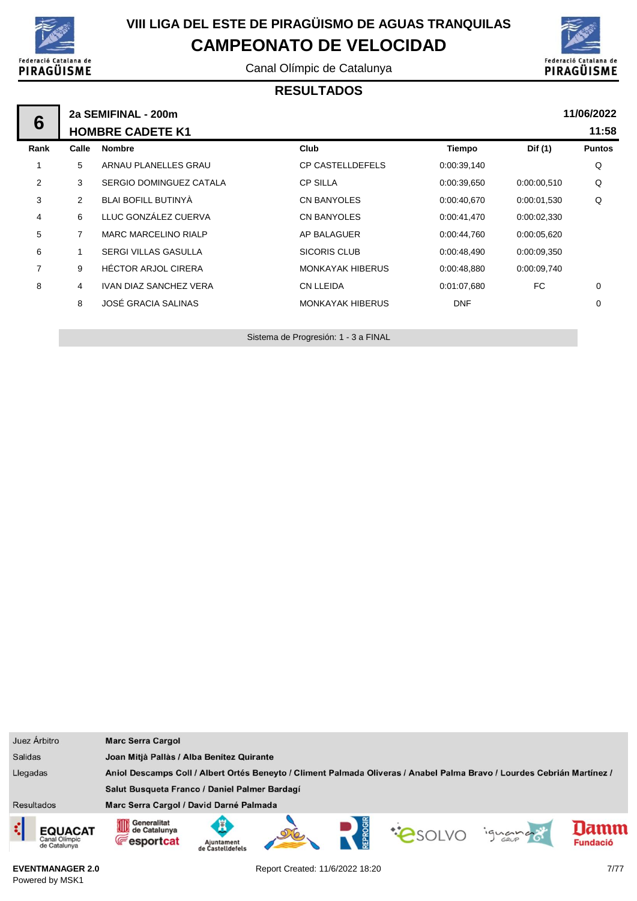# VIII LIGA DEL ESTE DE PIRAGÜISMO DE AGUAS TRANQUILAS

## CAMPEONATO DE VELOCIDAD

Canal Olímpic de Catalunya

### RESULTADOS

**6** — **2a SEMIFINAL - 200m** — **HOMBRE CADETE K1** — **11/06/2022** — **11:58**

| Rank | Calle | Nombre | Club | Tiempo | Dif (1) | Puntos |
|---|---|---|---|---|---|---|
| 1 | 5 | ARNAU PLANELLES GRAU | CP CASTELLDEFELS | 0:00:39,140 | | Q |
| 2 | 3 | SERGIO DOMINGUEZ CATALA | CP SILLA | 0:00:39,650 | 0:00:00,510 | Q |
| 3 | 2 | BLAI BOFILL BUTINYÀ | CN BANYOLES | 0:00:40,670 | 0:00:01,530 | Q |
| 4 | 6 | LLUC GONZÁLEZ CUERVA | CN BANYOLES | 0:00:41,470 | 0:00:02,330 | |
| 5 | 7 | MARC MARCELINO RIALP | AP BALAGUER | 0:00:44,760 | 0:00:05,620 | |
| 6 | 1 | SERGI VILLAS GASULLA | SICORIS CLUB | 0:00:48,490 | 0:00:09,350 | |
| 7 | 9 | HÉCTOR ARJOL CIRERA | MONKAYAK HIBERUS | 0:00:48,880 | 0:00:09,740 | |
| 8 | 4 | IVAN DIAZ SANCHEZ VERA | CN LLEIDA | 0:01:07,680 | FC | 0 |
| | 8 | JOSÉ GRACIA SALINAS | MONKAYAK HIBERUS | DNF | | 0 |

Sistema de Progresión: 1 - 3 a FINAL

| | |
|---|---|
| Juez Árbitro | **Marc Serra Cargol** |
| Salidas | **Joan Mitjà Pallàs / Alba Benítez Quirante** |
| Llegadas | **Aniol Descamps Coll / Albert Ortés Beneyto / Climent Palmada Oliveras / Anabel Palma Bravo / Lourdes Cebrián Martínez / Salut Busqueta Franco / Daniel Palmer Bardagí** |
| Resultados | **Marc Serra Cargol / David Darné Palmada** |

**EVENTMANAGER 2.0**
Powered by MSK1

Report Created: 11/6/2022 18:20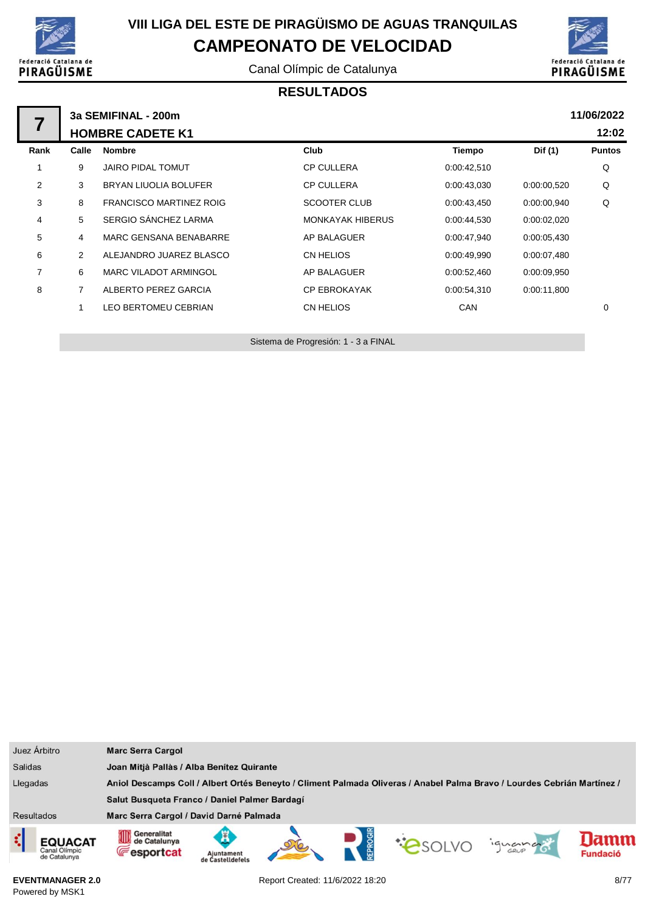# VIII LIGA DEL ESTE DE PIRAGÜISMO DE AGUAS TRANQUILAS

## CAMPEONATO DE VELOCIDAD

Canal Olímpic de Catalunya

### RESULTADOS

**7** — **3a SEMIFINAL - 200m** — **11/06/2022**

**HOMBRE CADETE K1** — **12:02**

| Rank | Calle | Nombre | Club | Tiempo | Dif (1) | Puntos |
|---|---|---|---|---|---|---|
| 1 | 9 | JAIRO PIDAL TOMUT | CP CULLERA | 0:00:42,510 | | Q |
| 2 | 3 | BRYAN LIUOLIA BOLUFER | CP CULLERA | 0:00:43,030 | 0:00:00,520 | Q |
| 3 | 8 | FRANCISCO MARTINEZ ROIG | SCOOTER CLUB | 0:00:43,450 | 0:00:00,940 | Q |
| 4 | 5 | SERGIO SÁNCHEZ LARMA | MONKAYAK HIBERUS | 0:00:44,530 | 0:00:02,020 | |
| 5 | 4 | MARC GENSANA BENABARRE | AP BALAGUER | 0:00:47,940 | 0:00:05,430 | |
| 6 | 2 | ALEJANDRO JUAREZ BLASCO | CN HELIOS | 0:00:49,990 | 0:00:07,480 | |
| 7 | 6 | MARC VILADOT ARMINGOL | AP BALAGUER | 0:00:52,460 | 0:00:09,950 | |
| 8 | 7 | ALBERTO PEREZ GARCIA | CP EBROKAYAK | 0:00:54,310 | 0:00:11,800 | |
| | 1 | LEO BERTOMEU CEBRIAN | CN HELIOS | CAN | | 0 |

Sistema de Progresión: 1 - 3 a FINAL

| | |
|---|---|
| Juez Árbitro | **Marc Serra Cargol** |
| Salidas | **Joan Mitjà Pallàs / Alba Benítez Quirante** |
| Llegadas | **Aniol Descamps Coll / Albert Ortés Beneyto / Climent Palmada Oliveras / Anabel Palma Bravo / Lourdes Cebrián Martínez / Salut Busqueta Franco / Daniel Palmer Bardagí** |
| Resultados | **Marc Serra Cargol / David Darné Palmada** |

**EVENTMANAGER 2.0**
Powered by MSK1

Report Created: 11/6/2022 18:20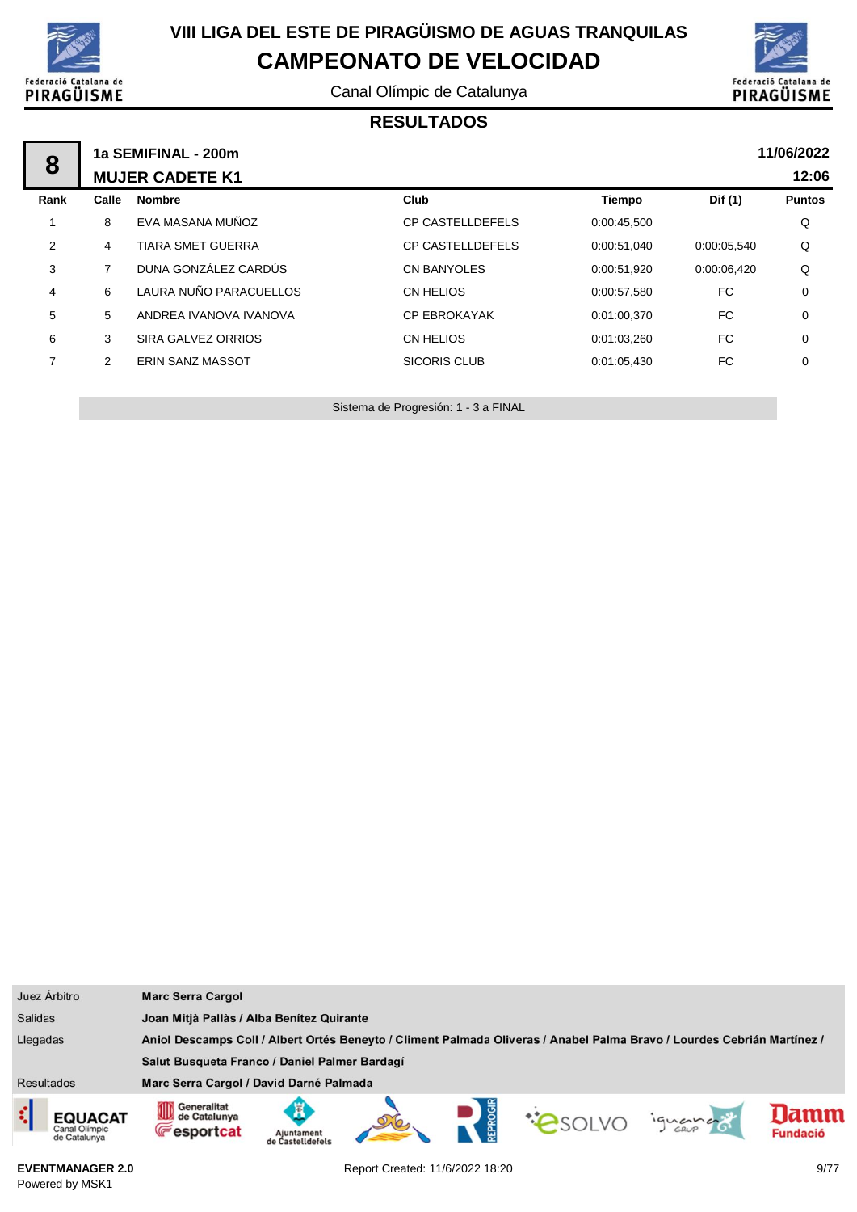# VIII LIGA DEL ESTE DE PIRAGÜISMO DE AGUAS TRANQUILAS

## CAMPEONATO DE VELOCIDAD

Canal Olímpic de Catalunya

### RESULTADOS

**8** — **1a SEMIFINAL - 200m** — **11/06/2022**

**MUJER CADETE K1** — **12:06**

| Rank | Calle | Nombre | Club | Tiempo | Dif (1) | Puntos |
|---|---|---|---|---|---|---|
| 1 | 8 | EVA MASANA MUÑOZ | CP CASTELLDEFELS | 0:00:45,500 | | Q |
| 2 | 4 | TIARA SMET GUERRA | CP CASTELLDEFELS | 0:00:51,040 | 0:00:05,540 | Q |
| 3 | 7 | DUNA GONZÁLEZ CARDÚS | CN BANYOLES | 0:00:51,920 | 0:00:06,420 | Q |
| 4 | 6 | LAURA NUÑO PARACUELLOS | CN HELIOS | 0:00:57,580 | FC | 0 |
| 5 | 5 | ANDREA IVANOVA IVANOVA | CP EBROKAYAK | 0:01:00,370 | FC | 0 |
| 6 | 3 | SIRA GALVEZ ORRIOS | CN HELIOS | 0:01:03,260 | FC | 0 |
| 7 | 2 | ERIN SANZ MASSOT | SICORIS CLUB | 0:01:05,430 | FC | 0 |

Sistema de Progresión: 1 - 3 a FINAL

| | |
|---|---|
| Juez Árbitro | **Marc Serra Cargol** |
| Salidas | **Joan Mitjà Pallàs / Alba Benítez Quirante** |
| Llegadas | **Aniol Descamps Coll / Albert Ortés Beneyto / Climent Palmada Oliveras / Anabel Palma Bravo / Lourdes Cebrián Martínez / Salut Busqueta Franco / Daniel Palmer Bardagí** |
| Resultados | **Marc Serra Cargol / David Darné Palmada** |

**EVENTMANAGER 2.0**
Powered by MSK1

Report Created: 11/6/2022 18:20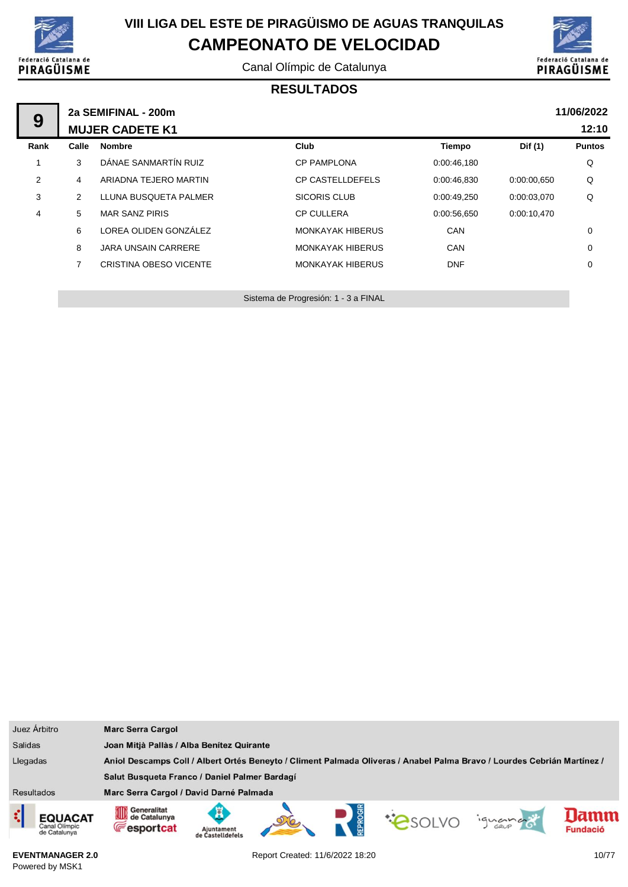# VIII LIGA DEL ESTE DE PIRAGÜISMO DE AGUAS TRANQUILAS

# CAMPEONATO DE VELOCIDAD

Canal Olímpic de Catalunya

## RESULTADOS

**9** — **2a SEMIFINAL - 200m** — **11/06/2022**

**MUJER CADETE K1** — **12:10**

| Rank | Calle | Nombre | Club | Tiempo | Dif (1) | Puntos |
|---|---|---|---|---|---|---|
| 1 | 3 | DÁNAE SANMARTÍN RUIZ | CP PAMPLONA | 0:00:46,180 | | Q |
| 2 | 4 | ARIADNA TEJERO MARTIN | CP CASTELLDEFELS | 0:00:46,830 | 0:00:00,650 | Q |
| 3 | 2 | LLUNA BUSQUETA PALMER | SICORIS CLUB | 0:00:49,250 | 0:00:03,070 | Q |
| 4 | 5 | MAR SANZ PIRIS | CP CULLERA | 0:00:56,650 | 0:00:10,470 | |
| | 6 | LOREA OLIDEN GONZÁLEZ | MONKAYAK HIBERUS | CAN | | 0 |
| | 8 | JARA UNSAIN CARRERE | MONKAYAK HIBERUS | CAN | | 0 |
| | 7 | CRISTINA OBESO VICENTE | MONKAYAK HIBERUS | DNF | | 0 |

Sistema de Progresión: 1 - 3 a FINAL

| | |
|---|---|
| Juez Árbitro | **Marc Serra Cargol** |
| Salidas | **Joan Mitjà Pallàs / Alba Benítez Quirante** |
| Llegadas | **Aniol Descamps Coll / Albert Ortés Beneyto / Climent Palmada Oliveras / Anabel Palma Bravo / Lourdes Cebrián Martínez / Salut Busqueta Franco / Daniel Palmer Bardagí** |
| Resultados | **Marc Serra Cargol / David Darné Palmada** |

**EVENTMANAGER 2.0**
Powered by MSK1

Report Created: 11/6/2022 18:20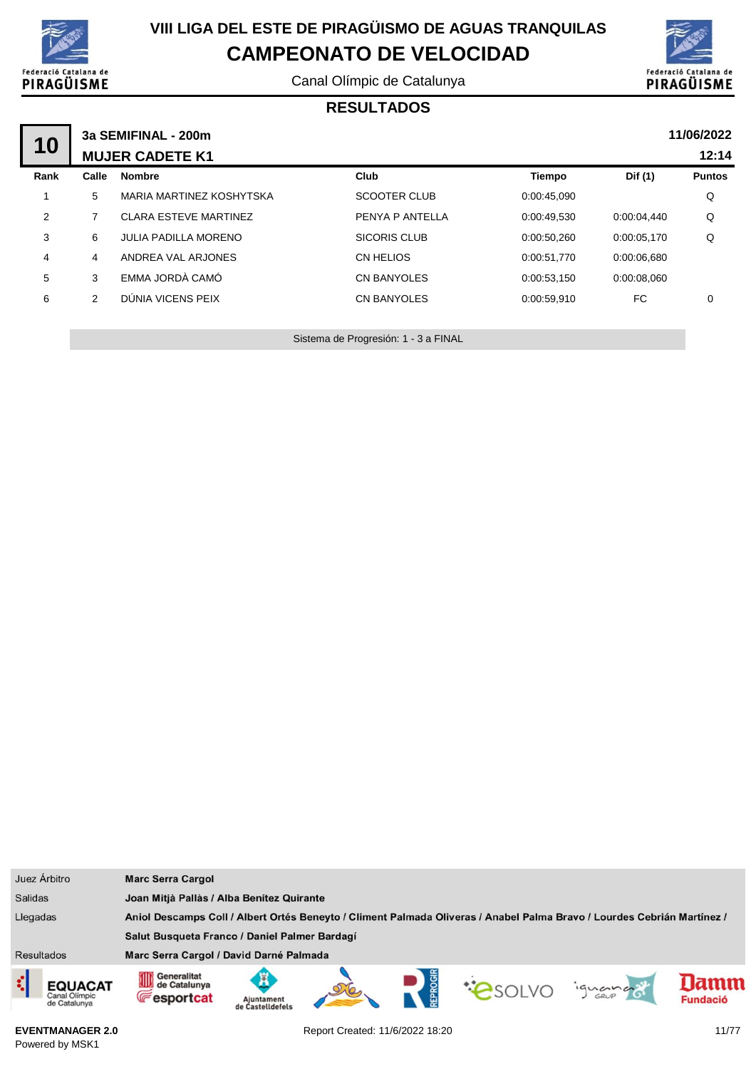# VIII LIGA DEL ESTE DE PIRAGÜISMO DE AGUAS TRANQUILAS

## CAMPEONATO DE VELOCIDAD

Canal Olímpic de Catalunya

### RESULTADOS

**10** — **3a SEMIFINAL - 200m** — **MUJER CADETE K1** — **11/06/2022** — **12:14**

| Rank | Calle | Nombre | Club | Tiempo | Dif (1) | Puntos |
|---|---|---|---|---|---|---|
| 1 | 5 | MARIA MARTINEZ KOSHYTSKA | SCOOTER CLUB | 0:00:45,090 | | Q |
| 2 | 7 | CLARA ESTEVE MARTINEZ | PENYA P ANTELLA | 0:00:49,530 | 0:00:04,440 | Q |
| 3 | 6 | JULIA PADILLA MORENO | SICORIS CLUB | 0:00:50,260 | 0:00:05,170 | Q |
| 4 | 4 | ANDREA VAL ARJONES | CN HELIOS | 0:00:51,770 | 0:00:06,680 | |
| 5 | 3 | EMMA JORDÀ CAMÓ | CN BANYOLES | 0:00:53,150 | 0:00:08,060 | |
| 6 | 2 | DÚNIA VICENS PEIX | CN BANYOLES | 0:00:59,910 | FC | 0 |

Sistema de Progresión: 1 - 3 a FINAL

| | |
|---|---|
| Juez Árbitro | **Marc Serra Cargol** |
| Salidas | **Joan Mitjà Pallàs / Alba Benítez Quirante** |
| Llegadas | **Aniol Descamps Coll / Albert Ortés Beneyto / Climent Palmada Oliveras / Anabel Palma Bravo / Lourdes Cebrián Martínez / Salut Busqueta Franco / Daniel Palmer Bardagí** |
| Resultados | **Marc Serra Cargol / David Darné Palmada** |

**EVENTMANAGER 2.0**
Powered by MSK1

Report Created: 11/6/2022 18:20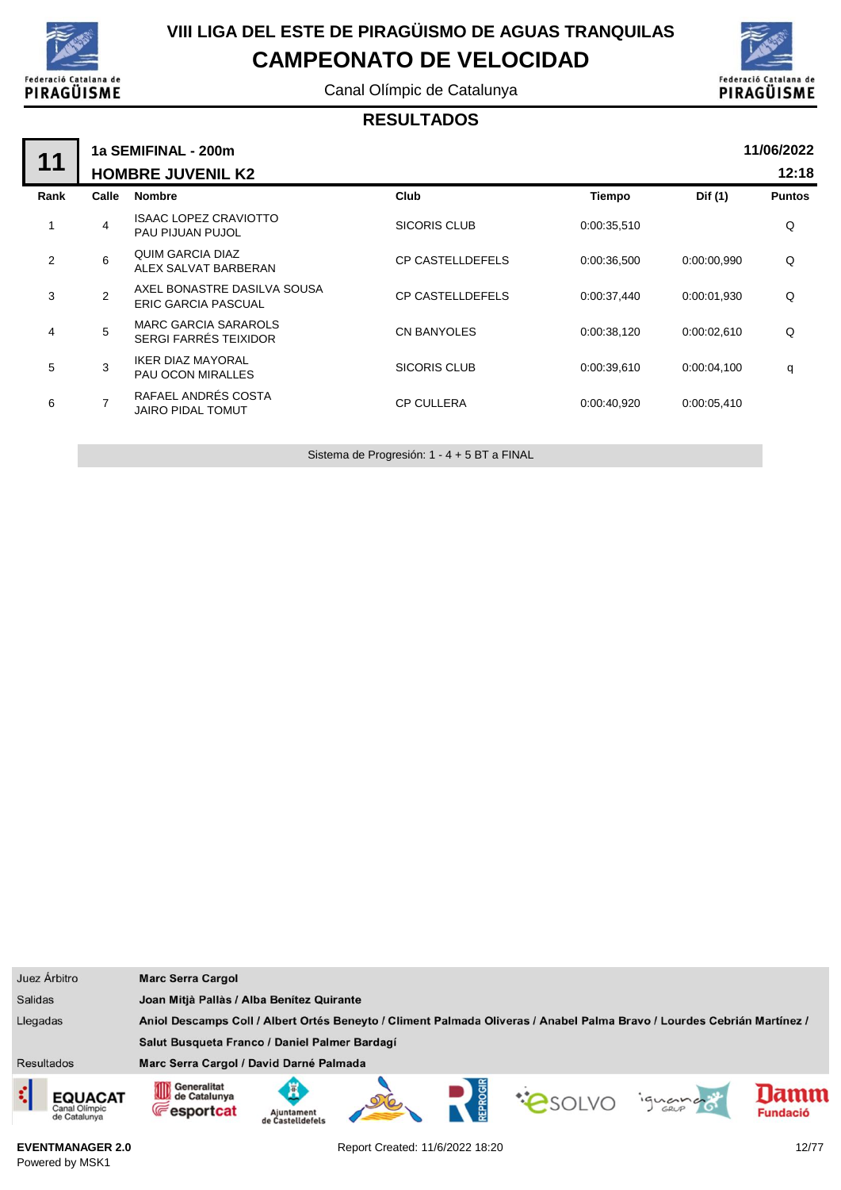# VIII LIGA DEL ESTE DE PIRAGÜISMO DE AGUAS TRANQUILAS

## CAMPEONATO DE VELOCIDAD

Canal Olímpic de Catalunya

### RESULTADOS

**11** — **1a SEMIFINAL - 200m** — **11/06/2022**

**HOMBRE JUVENIL K2** — **12:18**

| Rank | Calle | Nombre | Club | Tiempo | Dif (1) | Puntos |
|---|---|---|---|---|---|---|
| 1 | 4 | ISAAC LOPEZ CRAVIOTTO<br>PAU PIJUAN PUJOL | SICORIS CLUB | 0:00:35,510 | | Q |
| 2 | 6 | QUIM GARCIA DIAZ<br>ALEX SALVAT BARBERAN | CP CASTELLDEFELS | 0:00:36,500 | 0:00:00,990 | Q |
| 3 | 2 | AXEL BONASTRE DASILVA SOUSA<br>ERIC GARCIA PASCUAL | CP CASTELLDEFELS | 0:00:37,440 | 0:00:01,930 | Q |
| 4 | 5 | MARC GARCIA SARAROLS<br>SERGI FARRÉS TEIXIDOR | CN BANYOLES | 0:00:38,120 | 0:00:02,610 | Q |
| 5 | 3 | IKER DIAZ MAYORAL<br>PAU OCON MIRALLES | SICORIS CLUB | 0:00:39,610 | 0:00:04,100 | q |
| 6 | 7 | RAFAEL ANDRÉS COSTA<br>JAIRO PIDAL TOMUT | CP CULLERA | 0:00:40,920 | 0:00:05,410 | |

Sistema de Progresión: 1 - 4 + 5 BT a FINAL

| | |
|---|---|
| Juez Árbitro | **Marc Serra Cargol** |
| Salidas | **Joan Mitjà Pallàs / Alba Benítez Quirante** |
| Llegadas | **Aniol Descamps Coll / Albert Ortés Beneyto / Climent Palmada Oliveras / Anabel Palma Bravo / Lourdes Cebrián Martínez / Salut Busqueta Franco / Daniel Palmer Bardagí** |
| Resultados | **Marc Serra Cargol / David Darné Palmada** |

**EVENTMANAGER 2.0**
Powered by MSK1

Report Created: 11/6/2022 18:20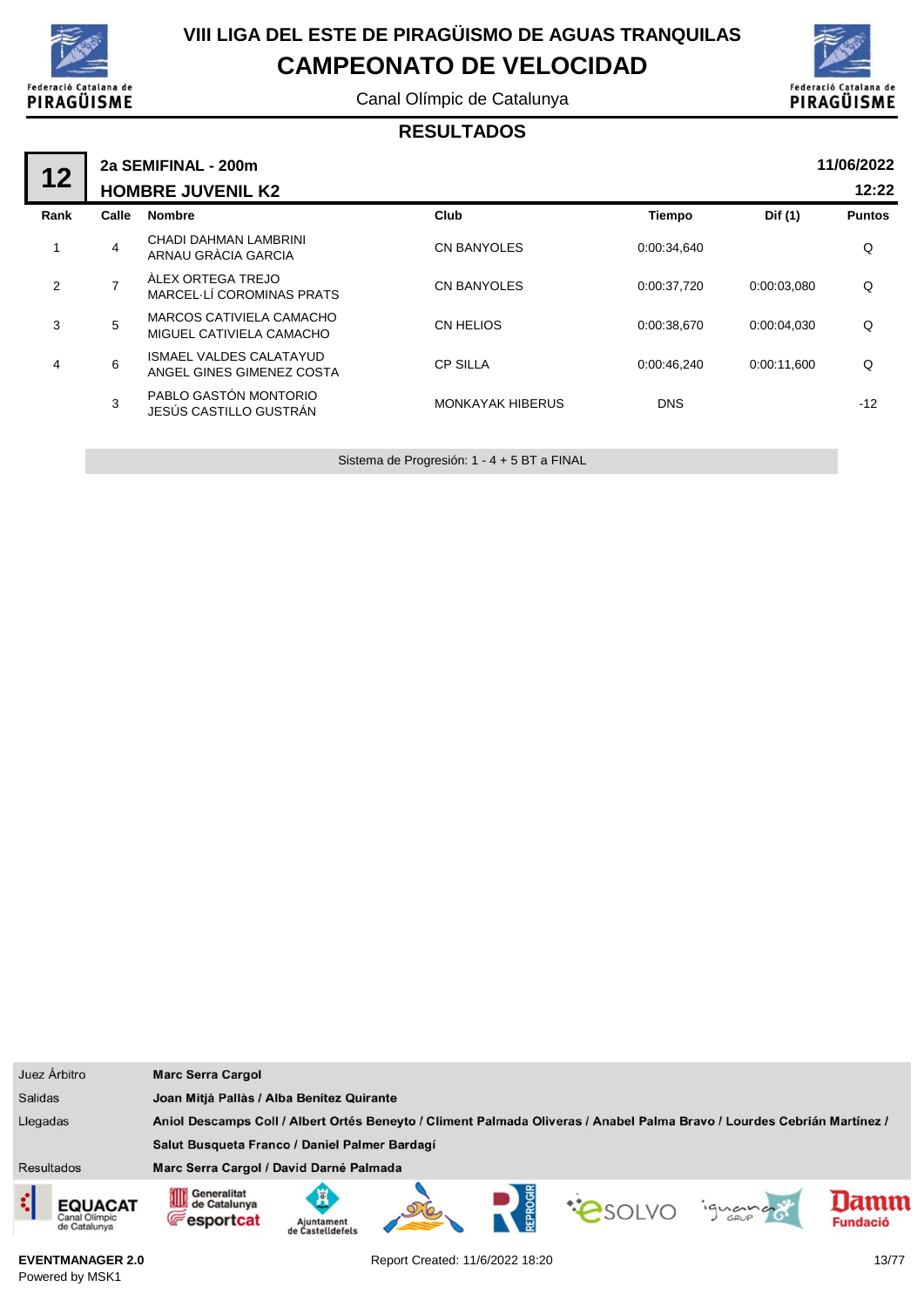# VIII LIGA DEL ESTE DE PIRAGÜISMO DE AGUAS TRANQUILAS

## CAMPEONATO DE VELOCIDAD

Canal Olímpic de Catalunya

### RESULTADOS

**12** — **2a SEMIFINAL - 200m** — **HOMBRE JUVENIL K2** — **11/06/2022** **12:22**

| Rank | Calle | Nombre | Club | Tiempo | Dif (1) | Puntos |
|---|---|---|---|---|---|---|
| 1 | 4 | CHADI DAHMAN LAMBRINI<br>ARNAU GRÀCIA GARCIA | CN BANYOLES | 0:00:34,640 | | Q |
| 2 | 7 | ÀLEX ORTEGA TREJO<br>MARCEL·LÍ COROMINAS PRATS | CN BANYOLES | 0:00:37,720 | 0:00:03,080 | Q |
| 3 | 5 | MARCOS CATIVIELA CAMACHO<br>MIGUEL CATIVIELA CAMACHO | CN HELIOS | 0:00:38,670 | 0:00:04,030 | Q |
| 4 | 6 | ISMAEL VALDES CALATAYUD<br>ANGEL GINES GIMENEZ COSTA | CP SILLA | 0:00:46,240 | 0:00:11,600 | Q |
| | 3 | PABLO GASTÓN MONTORIO<br>JESÚS CASTILLO GUSTRÁN | MONKAYAK HIBERUS | DNS | | -12 |

Sistema de Progresión: 1 - 4 + 5 BT a FINAL

| | |
|---|---|
| Juez Árbitro | **Marc Serra Cargol** |
| Salidas | **Joan Mitjà Pallàs / Alba Benítez Quirante** |
| Llegadas | **Aniol Descamps Coll / Albert Ortés Beneyto / Climent Palmada Oliveras / Anabel Palma Bravo / Lourdes Cebrián Martínez / Salut Busqueta Franco / Daniel Palmer Bardagí** |
| Resultados | **Marc Serra Cargol / David Darné Palmada** |

**EVENTMANAGER 2.0**
Powered by MSK1

Report Created: 11/6/2022 18:20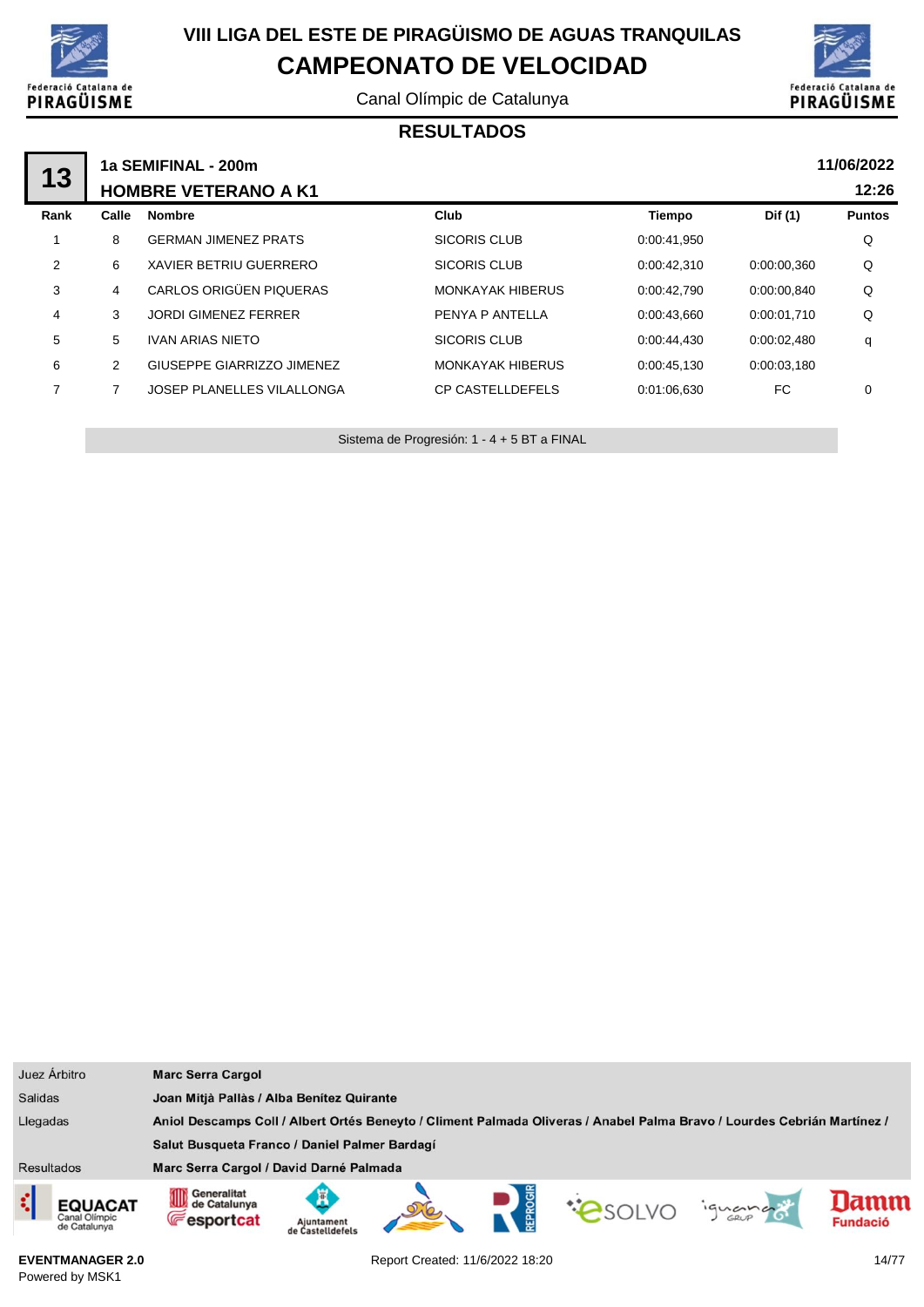# VIII LIGA DEL ESTE DE PIRAGÜISMO DE AGUAS TRANQUILAS

# CAMPEONATO DE VELOCIDAD

Canal Olímpic de Catalunya

## RESULTADOS

**13** | **1a SEMIFINAL - 200m** | **11/06/2022**

**HOMBRE VETERANO A K1** | **12:26**

| Rank | Calle | Nombre | Club | Tiempo | Dif (1) | Puntos |
|---|---|---|---|---|---|---|
| 1 | 8 | GERMAN JIMENEZ PRATS | SICORIS CLUB | 0:00:41,950 | | Q |
| 2 | 6 | XAVIER BETRIU GUERRERO | SICORIS CLUB | 0:00:42,310 | 0:00:00,360 | Q |
| 3 | 4 | CARLOS ORIGÜEN PIQUERAS | MONKAYAK HIBERUS | 0:00:42,790 | 0:00:00,840 | Q |
| 4 | 3 | JORDI GIMENEZ FERRER | PENYA P ANTELLA | 0:00:43,660 | 0:00:01,710 | Q |
| 5 | 5 | IVAN ARIAS NIETO | SICORIS CLUB | 0:00:44,430 | 0:00:02,480 | q |
| 6 | 2 | GIUSEPPE GIARRIZZO JIMENEZ | MONKAYAK HIBERUS | 0:00:45,130 | 0:00:03,180 | |
| 7 | 7 | JOSEP PLANELLES VILALLONGA | CP CASTELLDEFELS | 0:01:06,630 | FC | 0 |

Sistema de Progresión: 1 - 4 + 5 BT a FINAL

| | |
|---|---|
| Juez Árbitro | **Marc Serra Cargol** |
| Salidas | **Joan Mitjà Pallàs / Alba Benítez Quirante** |
| Llegadas | **Aniol Descamps Coll / Albert Ortés Beneyto / Climent Palmada Oliveras / Anabel Palma Bravo / Lourdes Cebrián Martínez / Salut Busqueta Franco / Daniel Palmer Bardagí** |
| Resultados | **Marc Serra Cargol / David Darné Palmada** |

**EVENTMANAGER 2.0**
Powered by MSK1

Report Created: 11/6/2022 18:20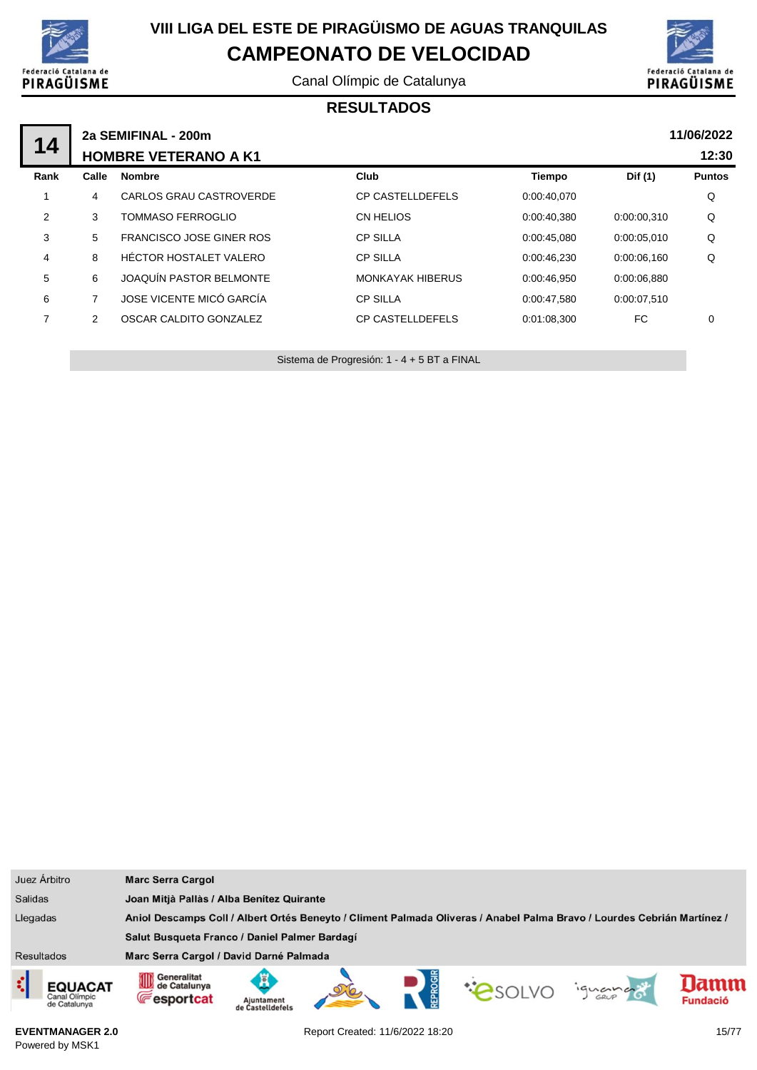# VIII LIGA DEL ESTE DE PIRAGÜISMO DE AGUAS TRANQUILAS

## CAMPEONATO DE VELOCIDAD

Canal Olímpic de Catalunya

### RESULTADOS

**14** — **2a SEMIFINAL - 200m** — **11/06/2022**

**HOMBRE VETERANO A K1** — **12:30**

| Rank | Calle | Nombre | Club | Tiempo | Dif (1) | Puntos |
|---|---|---|---|---|---|---|
| 1 | 4 | CARLOS GRAU CASTROVERDE | CP CASTELLDEFELS | 0:00:40,070 | | Q |
| 2 | 3 | TOMMASO FERROGLIO | CN HELIOS | 0:00:40,380 | 0:00:00,310 | Q |
| 3 | 5 | FRANCISCO JOSE GINER ROS | CP SILLA | 0:00:45,080 | 0:00:05,010 | Q |
| 4 | 8 | HÉCTOR HOSTALET VALERO | CP SILLA | 0:00:46,230 | 0:00:06,160 | Q |
| 5 | 6 | JOAQUÍN PASTOR BELMONTE | MONKAYAK HIBERUS | 0:00:46,950 | 0:00:06,880 | |
| 6 | 7 | JOSE VICENTE MICÓ GARCÍA | CP SILLA | 0:00:47,580 | 0:00:07,510 | |
| 7 | 2 | OSCAR CALDITO GONZALEZ | CP CASTELLDEFELS | 0:01:08,300 | FC | 0 |

Sistema de Progresión: 1 - 4 + 5 BT a FINAL

| | |
|---|---|
| Juez Árbitro | **Marc Serra Cargol** |
| Salidas | **Joan Mitjà Pallàs / Alba Benítez Quirante** |
| Llegadas | **Aniol Descamps Coll / Albert Ortés Beneyto / Climent Palmada Oliveras / Anabel Palma Bravo / Lourdes Cebrián Martínez / Salut Busqueta Franco / Daniel Palmer Bardagí** |
| Resultados | **Marc Serra Cargol / David Darné Palmada** |

**EVENTMANAGER 2.0**
Powered by MSK1

Report Created: 11/6/2022 18:20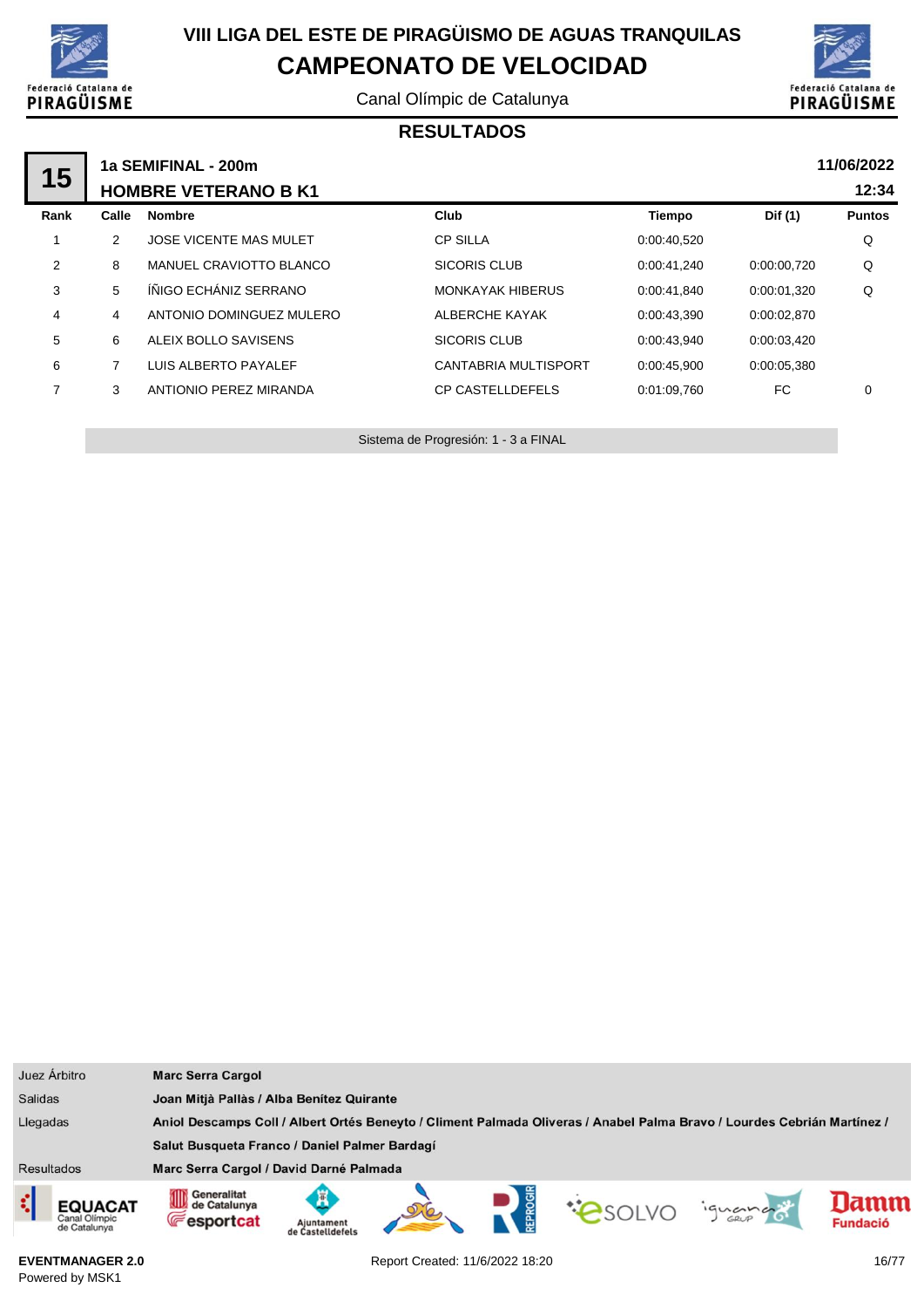# VIII LIGA DEL ESTE DE PIRAGÜISMO DE AGUAS TRANQUILAS

## CAMPEONATO DE VELOCIDAD

Canal Olímpic de Catalunya

### RESULTADOS

**15** — **1a SEMIFINAL - 200m** — **11/06/2022**

**HOMBRE VETERANO B K1** — **12:34**

| Rank | Calle | Nombre | Club | Tiempo | Dif (1) | Puntos |
|---|---|---|---|---|---|---|
| 1 | 2 | JOSE VICENTE MAS MULET | CP SILLA | 0:00:40,520 | | Q |
| 2 | 8 | MANUEL CRAVIOTTO BLANCO | SICORIS CLUB | 0:00:41,240 | 0:00:00,720 | Q |
| 3 | 5 | ÍÑIGO ECHÁNIZ SERRANO | MONKAYAK HIBERUS | 0:00:41,840 | 0:00:01,320 | Q |
| 4 | 4 | ANTONIO DOMINGUEZ MULERO | ALBERCHE KAYAK | 0:00:43,390 | 0:00:02,870 | |
| 5 | 6 | ALEIX BOLLO SAVISENS | SICORIS CLUB | 0:00:43,940 | 0:00:03,420 | |
| 6 | 7 | LUIS ALBERTO PAYALEF | CANTABRIA MULTISPORT | 0:00:45,900 | 0:00:05,380 | |
| 7 | 3 | ANTIONIO PEREZ MIRANDA | CP CASTELLDEFELS | 0:01:09,760 | FC | 0 |

Sistema de Progresión: 1 - 3 a FINAL

| | |
|---|---|
| Juez Árbitro | **Marc Serra Cargol** |
| Salidas | **Joan Mitjà Pallàs / Alba Benítez Quirante** |
| Llegadas | **Aniol Descamps Coll / Albert Ortés Beneyto / Climent Palmada Oliveras / Anabel Palma Bravo / Lourdes Cebrián Martínez / Salut Busqueta Franco / Daniel Palmer Bardagí** |
| Resultados | **Marc Serra Cargol / David Darné Palmada** |

**EVENTMANAGER 2.0**
Powered by MSK1

Report Created: 11/6/2022 18:20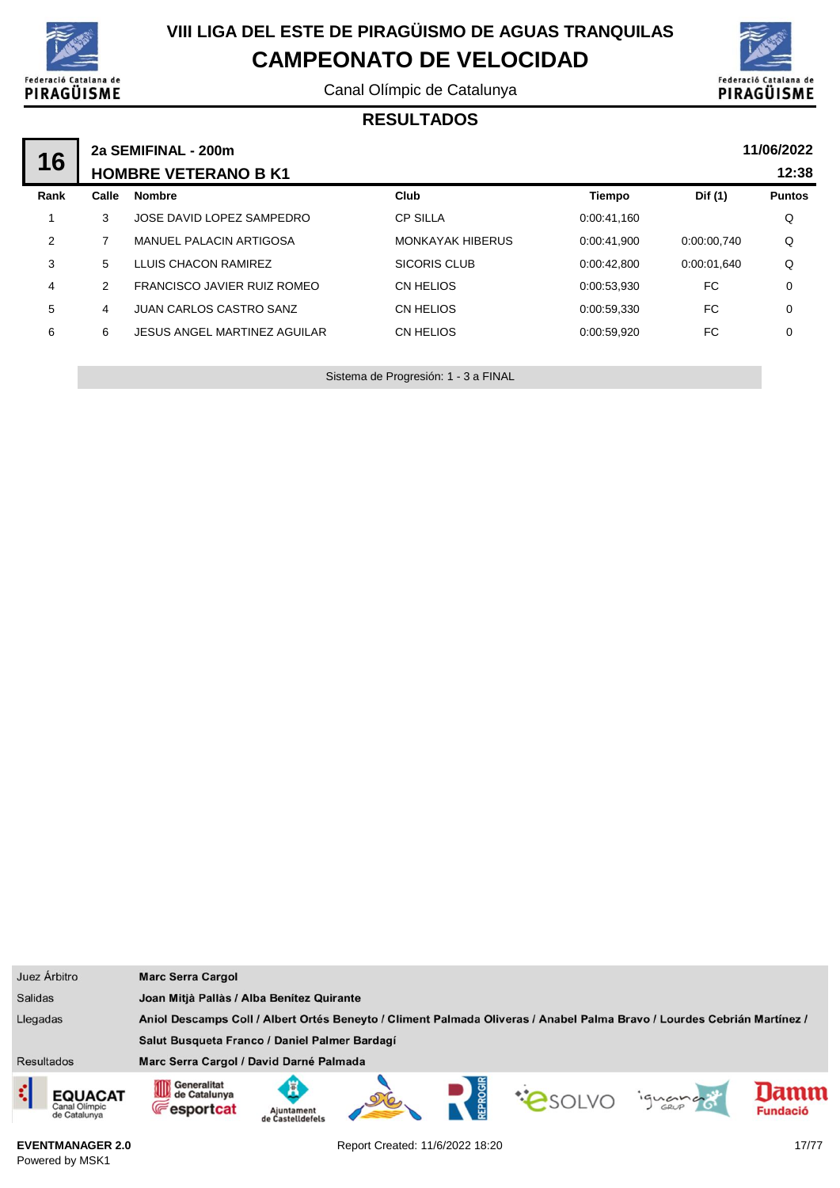# VIII LIGA DEL ESTE DE PIRAGÜISMO DE AGUAS TRANQUILAS

## CAMPEONATO DE VELOCIDAD

Canal Olímpic de Catalunya

### RESULTADOS

**16** | **2a SEMIFINAL - 200m** | **11/06/2022**

**HOMBRE VETERANO B K1** | **12:38**

| Rank | Calle | Nombre | Club | Tiempo | Dif (1) | Puntos |
|---|---|---|---|---|---|---|
| 1 | 3 | JOSE DAVID LOPEZ SAMPEDRO | CP SILLA | 0:00:41,160 | | Q |
| 2 | 7 | MANUEL PALACIN ARTIGOSA | MONKAYAK HIBERUS | 0:00:41,900 | 0:00:00,740 | Q |
| 3 | 5 | LLUIS CHACON RAMIREZ | SICORIS CLUB | 0:00:42,800 | 0:00:01,640 | Q |
| 4 | 2 | FRANCISCO JAVIER RUIZ ROMEO | CN HELIOS | 0:00:53,930 | FC | 0 |
| 5 | 4 | JUAN CARLOS CASTRO SANZ | CN HELIOS | 0:00:59,330 | FC | 0 |
| 6 | 6 | JESUS ANGEL MARTINEZ AGUILAR | CN HELIOS | 0:00:59,920 | FC | 0 |

Sistema de Progresión: 1 - 3 a FINAL

| | |
|---|---|
| Juez Árbitro | **Marc Serra Cargol** |
| Salidas | **Joan Mitjà Pallàs / Alba Benítez Quirante** |
| Llegadas | **Aniol Descamps Coll / Albert Ortés Beneyto / Climent Palmada Oliveras / Anabel Palma Bravo / Lourdes Cebrián Martínez / Salut Busqueta Franco / Daniel Palmer Bardagí** |
| Resultados | **Marc Serra Cargol / David Darné Palmada** |

**EVENTMANAGER 2.0**
Powered by MSK1

Report Created: 11/6/2022 18:20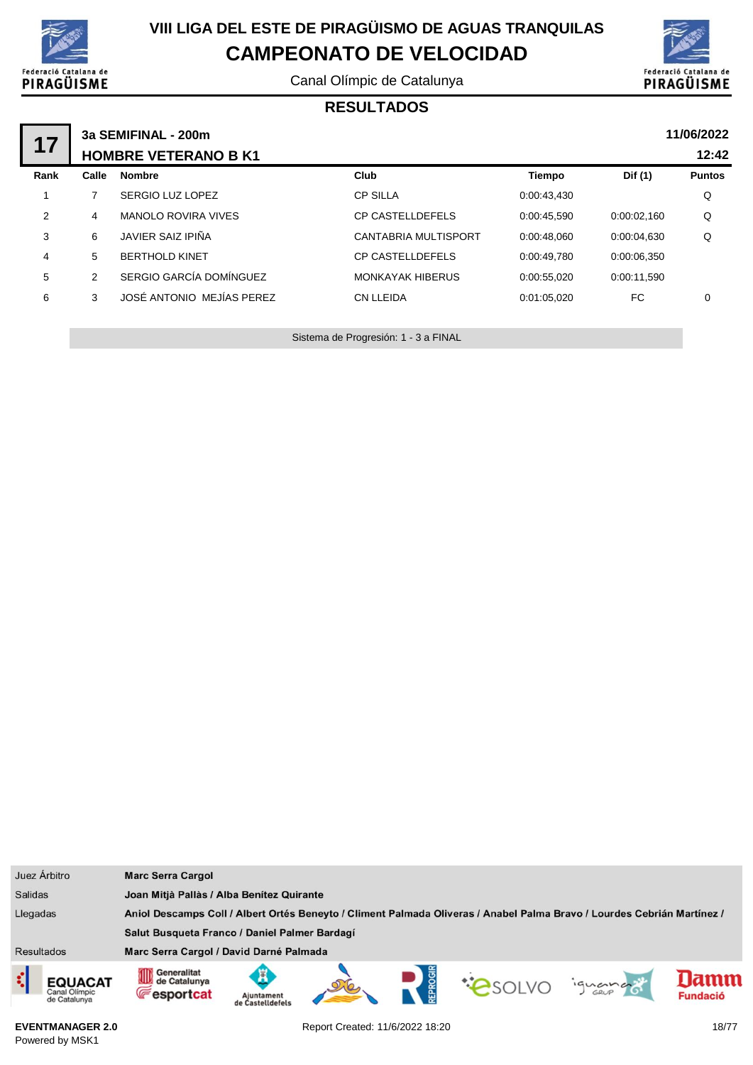# VIII LIGA DEL ESTE DE PIRAGÜISMO DE AGUAS TRANQUILAS

## CAMPEONATO DE VELOCIDAD

Canal Olímpic de Catalunya

### RESULTADOS

**17** — **3a SEMIFINAL - 200m** — **HOMBRE VETERANO B K1** — **11/06/2022** — **12:42**

| Rank | Calle | Nombre | Club | Tiempo | Dif (1) | Puntos |
|---|---|---|---|---|---|---|
| 1 | 7 | SERGIO LUZ LOPEZ | CP SILLA | 0:00:43,430 | | Q |
| 2 | 4 | MANOLO ROVIRA VIVES | CP CASTELLDEFELS | 0:00:45,590 | 0:00:02,160 | Q |
| 3 | 6 | JAVIER SAIZ IPIÑA | CANTABRIA MULTISPORT | 0:00:48,060 | 0:00:04,630 | Q |
| 4 | 5 | BERTHOLD KINET | CP CASTELLDEFELS | 0:00:49,780 | 0:00:06,350 | |
| 5 | 2 | SERGIO GARCÍA DOMÍNGUEZ | MONKAYAK HIBERUS | 0:00:55,020 | 0:00:11,590 | |
| 6 | 3 | JOSÉ ANTONIO MEJÍAS PEREZ | CN LLEIDA | 0:01:05,020 | FC | 0 |

Sistema de Progresión: 1 - 3 a FINAL

| | |
|---|---|
| Juez Árbitro | **Marc Serra Cargol** |
| Salidas | **Joan Mitjà Pallàs / Alba Benítez Quirante** |
| Llegadas | **Aniol Descamps Coll / Albert Ortés Beneyto / Climent Palmada Oliveras / Anabel Palma Bravo / Lourdes Cebrián Martínez / Salut Busqueta Franco / Daniel Palmer Bardagí** |
| Resultados | **Marc Serra Cargol / David Darné Palmada** |

**EVENTMANAGER 2.0**
Powered by MSK1

Report Created: 11/6/2022 18:20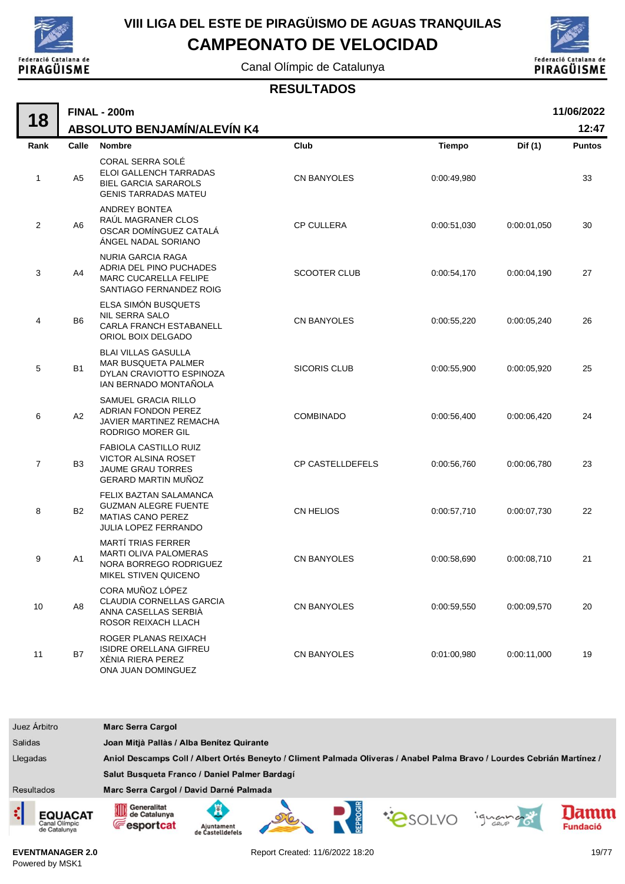# VIII LIGA DEL ESTE DE PIRAGÜISMO DE AGUAS TRANQUILAS

## CAMPEONATO DE VELOCIDAD

Canal Olímpic de Catalunya

### RESULTADOS

**18** — **FINAL - 200m** — **ABSOLUTO BENJAMÍN/ALEVÍN K4** — **11/06/2022** **12:47**

| Rank | Calle | Nombre | Club | Tiempo | Dif (1) | Puntos |
|---|---|---|---|---|---|---|
| 1 | A5 | CORAL SERRA SOLÉ<br>ELOI GALLENCH TARRADAS<br>BIEL GARCIA SARAROLS<br>GENIS TARRADAS MATEU | CN BANYOLES | 0:00:49,980 | | 33 |
| 2 | A6 | ANDREY BONTEA<br>RAÚL MAGRANER CLOS<br>OSCAR DOMÍNGUEZ CATALÁ<br>ÁNGEL NADAL SORIANO | CP CULLERA | 0:00:51,030 | 0:00:01,050 | 30 |
| 3 | A4 | NURIA GARCIA RAGA<br>ADRIA DEL PINO PUCHADES<br>MARC CUCARELLA FELIPE<br>SANTIAGO FERNANDEZ ROIG | SCOOTER CLUB | 0:00:54,170 | 0:00:04,190 | 27 |
| 4 | B6 | ELSA SIMÓN BUSQUETS<br>NIL SERRA SALO<br>CARLA FRANCH ESTABANELL<br>ORIOL BOIX DELGADO | CN BANYOLES | 0:00:55,220 | 0:00:05,240 | 26 |
| 5 | B1 | BLAI VILLAS GASULLA<br>MAR BUSQUETA PALMER<br>DYLAN CRAVIOTTO ESPINOZA<br>IAN BERNADO MONTAÑOLA | SICORIS CLUB | 0:00:55,900 | 0:00:05,920 | 25 |
| 6 | A2 | SAMUEL GRACIA RILLO<br>ADRIAN FONDON PEREZ<br>JAVIER MARTINEZ REMACHA<br>RODRIGO MORER GIL | COMBINADO | 0:00:56,400 | 0:00:06,420 | 24 |
| 7 | B3 | FABIOLA CASTILLO RUIZ<br>VICTOR ALSINA ROSET<br>JAUME GRAU TORRES<br>GERARD MARTIN MUÑOZ | CP CASTELLDEFELS | 0:00:56,760 | 0:00:06,780 | 23 |
| 8 | B2 | FELIX BAZTAN SALAMANCA<br>GUZMAN ALEGRE FUENTE<br>MATIAS CANO PEREZ<br>JULIA LOPEZ FERRANDO | CN HELIOS | 0:00:57,710 | 0:00:07,730 | 22 |
| 9 | A1 | MARTÍ TRIAS FERRER<br>MARTI OLIVA PALOMERAS<br>NORA BORREGO RODRIGUEZ<br>MIKEL STIVEN QUICENO | CN BANYOLES | 0:00:58,690 | 0:00:08,710 | 21 |
| 10 | A8 | CORA MUÑOZ LÓPEZ<br>CLAUDIA CORNELLAS GARCIA<br>ANNA CASELLAS SERBIÀ<br>ROSOR REIXACH LLACH | CN BANYOLES | 0:00:59,550 | 0:00:09,570 | 20 |
| 11 | B7 | ROGER PLANAS REIXACH<br>ISIDRE ORELLANA GIFREU<br>XÈNIA RIERA PEREZ<br>ONA JUAN DOMINGUEZ | CN BANYOLES | 0:01:00,980 | 0:00:11,000 | 19 |

| | |
|---|---|
| Juez Árbitro | **Marc Serra Cargol** |
| Salidas | **Joan Mitjà Pallàs / Alba Benítez Quirante** |
| Llegadas | **Aniol Descamps Coll / Albert Ortés Beneyto / Climent Palmada Oliveras / Anabel Palma Bravo / Lourdes Cebrián Martínez / Salut Busqueta Franco / Daniel Palmer Bardagí** |
| Resultados | **Marc Serra Cargol / David Darné Palmada** |

EVENTMANAGER 2.0
Powered by MSK1

Report Created: 11/6/2022 18:20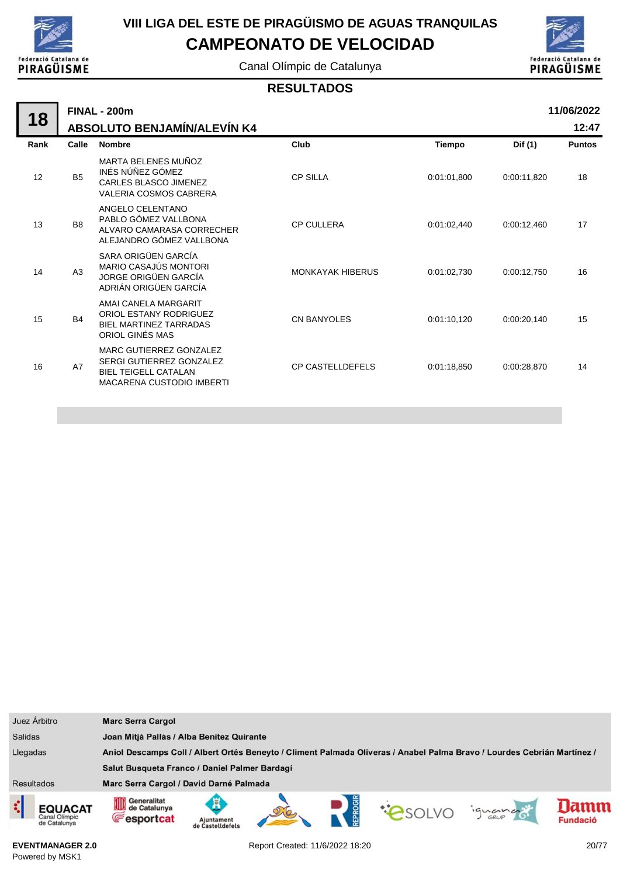# VIII LIGA DEL ESTE DE PIRAGÜISMO DE AGUAS TRANQUILAS

## CAMPEONATO DE VELOCIDAD

Canal Olímpic de Catalunya

### RESULTADOS

**18** — **FINAL - 200m** — **ABSOLUTO BENJAMÍN/ALEVÍN K4** — **11/06/2022** — **12:47**

| Rank | Calle | Nombre | Club | Tiempo | Dif (1) | Puntos |
|---|---|---|---|---|---|---|
| 12 | B5 | MARTA BELENES MUÑOZ<br>INÉS NÚÑEZ GÓMEZ<br>CARLES BLASCO JIMENEZ<br>VALERIA COSMOS CABRERA | CP SILLA | 0:01:01,800 | 0:00:11,820 | 18 |
| 13 | B8 | ANGELO CELENTANO<br>PABLO GÓMEZ VALLBONA<br>ALVARO CAMARASA CORRECHER<br>ALEJANDRO GÓMEZ VALLBONA | CP CULLERA | 0:01:02,440 | 0:00:12,460 | 17 |
| 14 | A3 | SARA ORIGÜEN GARCÍA<br>MARIO CASAJÚS MONTORI<br>JORGE ORIGÜEN GARCÍA<br>ADRIÁN ORIGÜEN GARCÍA | MONKAYAK HIBERUS | 0:01:02,730 | 0:00:12,750 | 16 |
| 15 | B4 | AMAI CANELA MARGARIT<br>ORIOL ESTANY RODRIGUEZ<br>BIEL MARTINEZ TARRADAS<br>ORIOL GINÉS MAS | CN BANYOLES | 0:01:10,120 | 0:00:20,140 | 15 |
| 16 | A7 | MARC GUTIERREZ GONZALEZ<br>SERGI GUTIERREZ GONZALEZ<br>BIEL TEIGELL CATALAN<br>MACARENA CUSTODIO IMBERTI | CP CASTELLDEFELS | 0:01:18,850 | 0:00:28,870 | 14 |

| | |
|---|---|
| Juez Árbitro | **Marc Serra Cargol** |
| Salidas | **Joan Mitjà Pallàs / Alba Benítez Quirante** |
| Llegadas | **Aniol Descamps Coll / Albert Ortés Beneyto / Climent Palmada Oliveras / Anabel Palma Bravo / Lourdes Cebrián Martínez / Salut Busqueta Franco / Daniel Palmer Bardagí** |
| Resultados | **Marc Serra Cargol / David Darné Palmada** |

**EVENTMANAGER 2.0**
Powered by MSK1

Report Created: 11/6/2022 18:20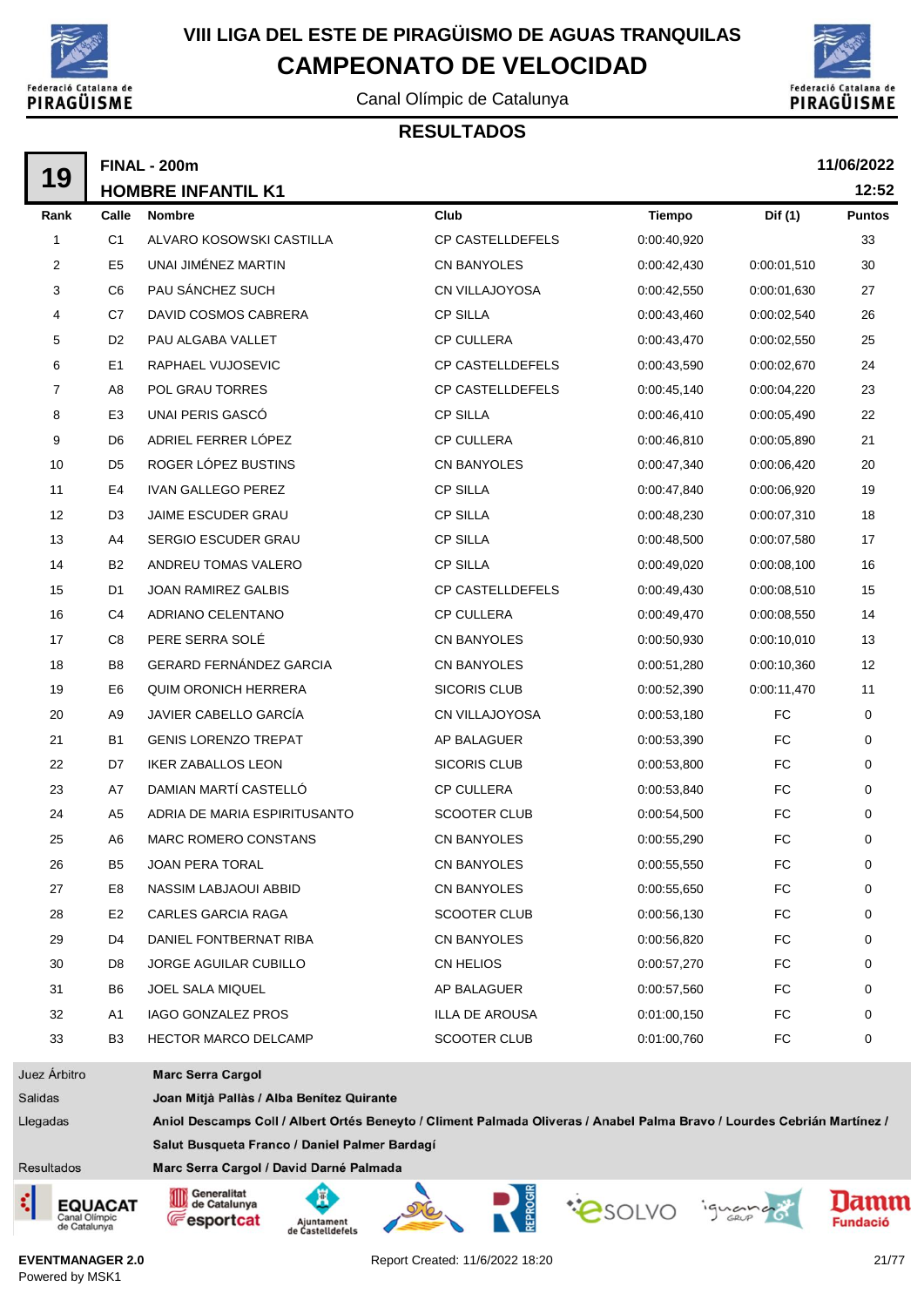# VIII LIGA DEL ESTE DE PIRAGÜISMO DE AGUAS TRANQUILAS

## CAMPEONATO DE VELOCIDAD

Canal Olímpic de Catalunya

### RESULTADOS

**19** — **FINAL - 200m** — **HOMBRE INFANTIL K1** — 11/06/2022 12:52

| Rank | Calle | Nombre | Club | Tiempo | Dif (1) | Puntos |
|---|---|---|---|---|---|---|
| 1 | C1 | ALVARO KOSOWSKI CASTILLA | CP CASTELLDEFELS | 0:00:40,920 | | 33 |
| 2 | E5 | UNAI JIMÉNEZ MARTIN | CN BANYOLES | 0:00:42,430 | 0:00:01,510 | 30 |
| 3 | C6 | PAU SÁNCHEZ SUCH | CN VILLAJOYOSA | 0:00:42,550 | 0:00:01,630 | 27 |
| 4 | C7 | DAVID COSMOS CABRERA | CP SILLA | 0:00:43,460 | 0:00:02,540 | 26 |
| 5 | D2 | PAU ALGABA VALLET | CP CULLERA | 0:00:43,470 | 0:00:02,550 | 25 |
| 6 | E1 | RAPHAEL VUJOSEVIC | CP CASTELLDEFELS | 0:00:43,590 | 0:00:02,670 | 24 |
| 7 | A8 | POL GRAU TORRES | CP CASTELLDEFELS | 0:00:45,140 | 0:00:04,220 | 23 |
| 8 | E3 | UNAI PERIS GASCÓ | CP SILLA | 0:00:46,410 | 0:00:05,490 | 22 |
| 9 | D6 | ADRIEL FERRER LÓPEZ | CP CULLERA | 0:00:46,810 | 0:00:05,890 | 21 |
| 10 | D5 | ROGER LÓPEZ BUSTINS | CN BANYOLES | 0:00:47,340 | 0:00:06,420 | 20 |
| 11 | E4 | IVAN GALLEGO PEREZ | CP SILLA | 0:00:47,840 | 0:00:06,920 | 19 |
| 12 | D3 | JAIME ESCUDER GRAU | CP SILLA | 0:00:48,230 | 0:00:07,310 | 18 |
| 13 | A4 | SERGIO ESCUDER GRAU | CP SILLA | 0:00:48,500 | 0:00:07,580 | 17 |
| 14 | B2 | ANDREU TOMAS VALERO | CP SILLA | 0:00:49,020 | 0:00:08,100 | 16 |
| 15 | D1 | JOAN RAMIREZ GALBIS | CP CASTELLDEFELS | 0:00:49,430 | 0:00:08,510 | 15 |
| 16 | C4 | ADRIANO CELENTANO | CP CULLERA | 0:00:49,470 | 0:00:08,550 | 14 |
| 17 | C8 | PERE SERRA SOLÉ | CN BANYOLES | 0:00:50,930 | 0:00:10,010 | 13 |
| 18 | B8 | GERARD FERNÁNDEZ GARCIA | CN BANYOLES | 0:00:51,280 | 0:00:10,360 | 12 |
| 19 | E6 | QUIM ORONICH HERRERA | SICORIS CLUB | 0:00:52,390 | 0:00:11,470 | 11 |
| 20 | A9 | JAVIER CABELLO GARCÍA | CN VILLAJOYOSA | 0:00:53,180 | FC | 0 |
| 21 | B1 | GENIS LORENZO TREPAT | AP BALAGUER | 0:00:53,390 | FC | 0 |
| 22 | D7 | IKER ZABALLOS LEON | SICORIS CLUB | 0:00:53,800 | FC | 0 |
| 23 | A7 | DAMIAN MARTÍ CASTELLÓ | CP CULLERA | 0:00:53,840 | FC | 0 |
| 24 | A5 | ADRIA DE MARIA ESPIRITUSANTO | SCOOTER CLUB | 0:00:54,500 | FC | 0 |
| 25 | A6 | MARC ROMERO CONSTANS | CN BANYOLES | 0:00:55,290 | FC | 0 |
| 26 | B5 | JOAN PERA TORAL | CN BANYOLES | 0:00:55,550 | FC | 0 |
| 27 | E8 | NASSIM LABJAOUI ABBID | CN BANYOLES | 0:00:55,650 | FC | 0 |
| 28 | E2 | CARLES GARCIA RAGA | SCOOTER CLUB | 0:00:56,130 | FC | 0 |
| 29 | D4 | DANIEL FONTBERNAT RIBA | CN BANYOLES | 0:00:56,820 | FC | 0 |
| 30 | D8 | JORGE AGUILAR CUBILLO | CN HELIOS | 0:00:57,270 | FC | 0 |
| 31 | B6 | JOEL SALA MIQUEL | AP BALAGUER | 0:00:57,560 | FC | 0 |
| 32 | A1 | IAGO GONZALEZ PROS | ILLA DE AROUSA | 0:01:00,150 | FC | 0 |
| 33 | B3 | HECTOR MARCO DELCAMP | SCOOTER CLUB | 0:01:00,760 | FC | 0 |

| | |
|---|---|
| Juez Árbitro | **Marc Serra Cargol** |
| Salidas | **Joan Mitjà Pallàs / Alba Benítez Quirante** |
| Llegadas | **Aniol Descamps Coll / Albert Ortés Beneyto / Climent Palmada Oliveras / Anabel Palma Bravo / Lourdes Cebrián Martínez / Salut Busqueta Franco / Daniel Palmer Bardagí** |
| Resultados | **Marc Serra Cargol / David Darné Palmada** |

EVENTMANAGER 2.0
Powered by MSK1

Report Created: 11/6/2022 18:20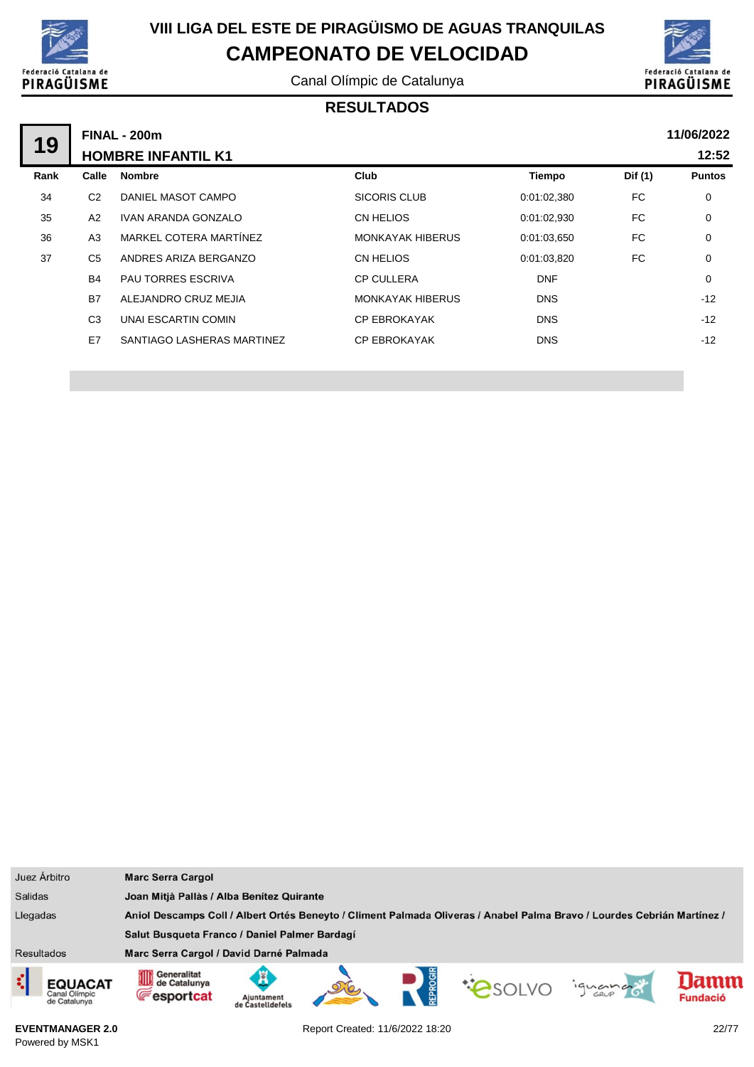# VIII LIGA DEL ESTE DE PIRAGÜISMO DE AGUAS TRANQUILAS

## CAMPEONATO DE VELOCIDAD

Canal Olímpic de Catalunya

### RESULTADOS

**19** — **FINAL - 200m** — **HOMBRE INFANTIL K1** — **11/06/2022** **12:52**

| Rank | Calle | Nombre | Club | Tiempo | Dif (1) | Puntos |
|---|---|---|---|---|---|---|
| 34 | C2 | DANIEL MASOT CAMPO | SICORIS CLUB | 0:01:02,380 | FC | 0 |
| 35 | A2 | IVAN ARANDA GONZALO | CN HELIOS | 0:01:02,930 | FC | 0 |
| 36 | A3 | MARKEL COTERA MARTÍNEZ | MONKAYAK HIBERUS | 0:01:03,650 | FC | 0 |
| 37 | C5 | ANDRES ARIZA BERGANZO | CN HELIOS | 0:01:03,820 | FC | 0 |
| | B4 | PAU TORRES ESCRIVA | CP CULLERA | DNF | | 0 |
| | B7 | ALEJANDRO CRUZ MEJIA | MONKAYAK HIBERUS | DNS | | -12 |
| | C3 | UNAI ESCARTIN COMIN | CP EBROKAYAK | DNS | | -12 |
| | E7 | SANTIAGO LASHERAS MARTINEZ | CP EBROKAYAK | DNS | | -12 |

| | |
|---|---|
| Juez Árbitro | **Marc Serra Cargol** |
| Salidas | **Joan Mitjà Pallàs / Alba Benítez Quirante** |
| Llegadas | **Aniol Descamps Coll / Albert Ortés Beneyto / Climent Palmada Oliveras / Anabel Palma Bravo / Lourdes Cebrián Martínez / Salut Busqueta Franco / Daniel Palmer Bardagí** |
| Resultados | **Marc Serra Cargol / David Darné Palmada** |

**EVENTMANAGER 2.0**
Powered by MSK1

Report Created: 11/6/2022 18:20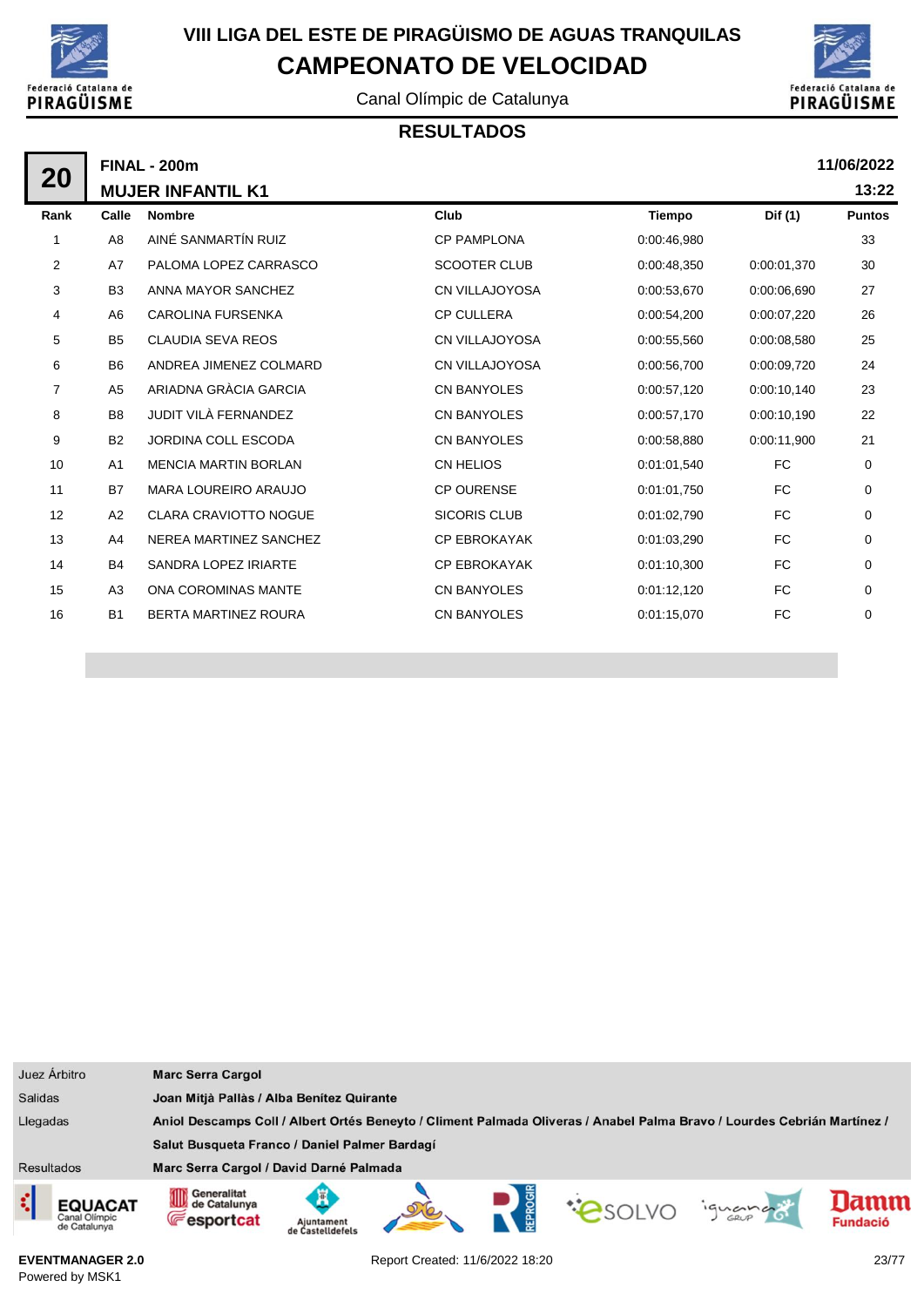# VIII LIGA DEL ESTE DE PIRAGÜISMO DE AGUAS TRANQUILAS

## CAMPEONATO DE VELOCIDAD

Canal Olímpic de Catalunya

### RESULTADOS

**20** — **FINAL - 200m** — **MUJER INFANTIL K1** — **11/06/2022 13:22**

| Rank | Calle | Nombre | Club | Tiempo | Dif (1) | Puntos |
|---|---|---|---|---|---|---|
| 1 | A8 | AINÉ SANMARTÍN RUIZ | CP PAMPLONA | 0:00:46,980 | | 33 |
| 2 | A7 | PALOMA LOPEZ CARRASCO | SCOOTER CLUB | 0:00:48,350 | 0:00:01,370 | 30 |
| 3 | B3 | ANNA MAYOR SANCHEZ | CN VILLAJOYOSA | 0:00:53,670 | 0:00:06,690 | 27 |
| 4 | A6 | CAROLINA FURSENKA | CP CULLERA | 0:00:54,200 | 0:00:07,220 | 26 |
| 5 | B5 | CLAUDIA SEVA REOS | CN VILLAJOYOSA | 0:00:55,560 | 0:00:08,580 | 25 |
| 6 | B6 | ANDREA JIMENEZ COLMARD | CN VILLAJOYOSA | 0:00:56,700 | 0:00:09,720 | 24 |
| 7 | A5 | ARIADNA GRÀCIA GARCIA | CN BANYOLES | 0:00:57,120 | 0:00:10,140 | 23 |
| 8 | B8 | JUDIT VILÀ FERNANDEZ | CN BANYOLES | 0:00:57,170 | 0:00:10,190 | 22 |
| 9 | B2 | JORDINA COLL ESCODA | CN BANYOLES | 0:00:58,880 | 0:00:11,900 | 21 |
| 10 | A1 | MENCIA MARTIN BORLAN | CN HELIOS | 0:01:01,540 | FC | 0 |
| 11 | B7 | MARA LOUREIRO ARAUJO | CP OURENSE | 0:01:01,750 | FC | 0 |
| 12 | A2 | CLARA CRAVIOTTO NOGUE | SICORIS CLUB | 0:01:02,790 | FC | 0 |
| 13 | A4 | NEREA MARTINEZ SANCHEZ | CP EBROKAYAK | 0:01:03,290 | FC | 0 |
| 14 | B4 | SANDRA LOPEZ IRIARTE | CP EBROKAYAK | 0:01:10,300 | FC | 0 |
| 15 | A3 | ONA COROMINAS MANTE | CN BANYOLES | 0:01:12,120 | FC | 0 |
| 16 | B1 | BERTA MARTINEZ ROURA | CN BANYOLES | 0:01:15,070 | FC | 0 |

| | |
|---|---|
| Juez Árbitro | **Marc Serra Cargol** |
| Salidas | **Joan Mitjà Pallàs / Alba Benítez Quirante** |
| Llegadas | **Aniol Descamps Coll / Albert Ortés Beneyto / Climent Palmada Oliveras / Anabel Palma Bravo / Lourdes Cebrián Martínez / Salut Busqueta Franco / Daniel Palmer Bardagí** |
| Resultados | **Marc Serra Cargol / David Darné Palmada** |

**EVENTMANAGER 2.0**
Powered by MSK1

Report Created: 11/6/2022 18:20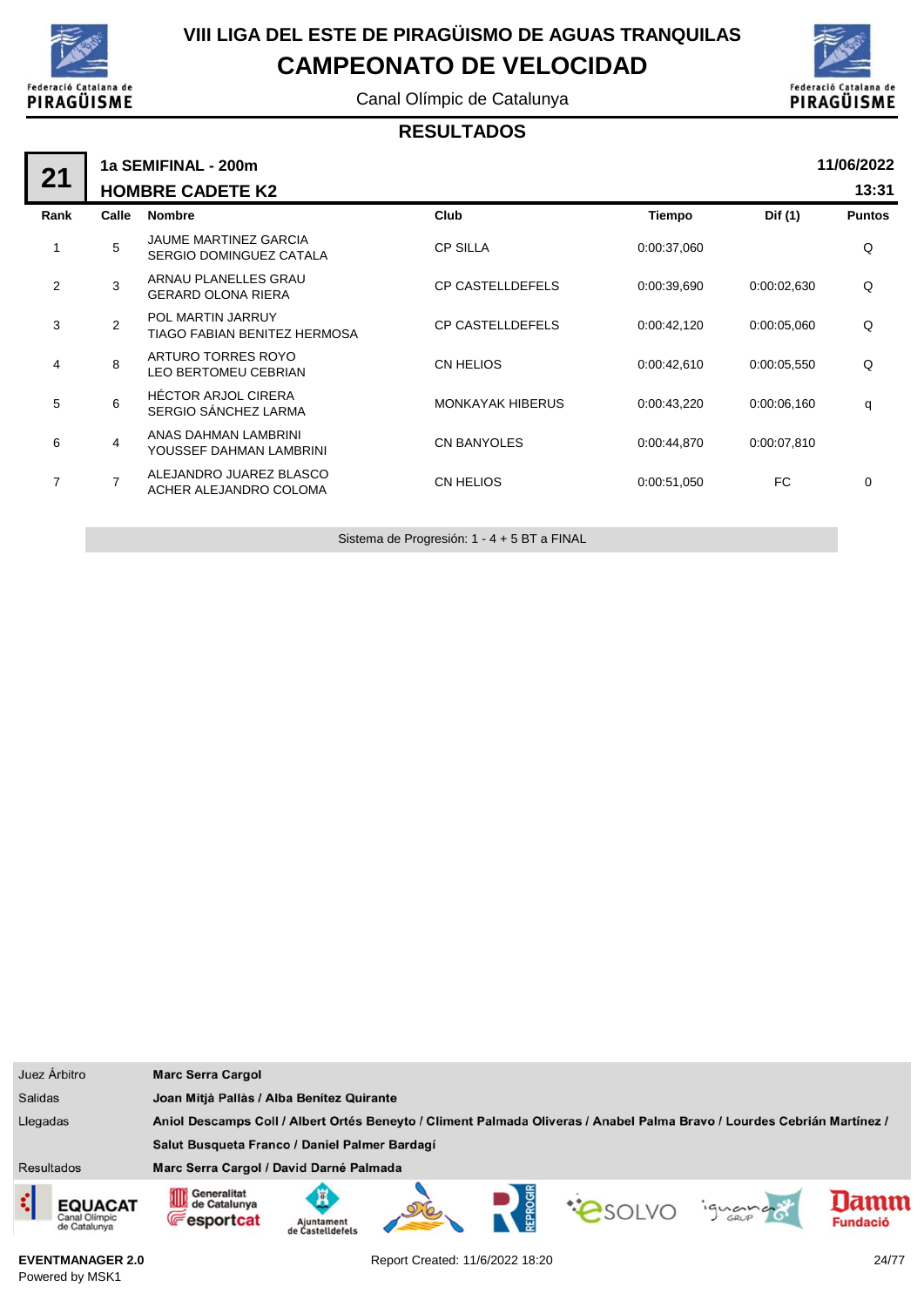# VIII LIGA DEL ESTE DE PIRAGÜISMO DE AGUAS TRANQUILAS

## CAMPEONATO DE VELOCIDAD

Canal Olímpic de Catalunya

### RESULTADOS

**21** — **1a SEMIFINAL - 200m** — **HOMBRE CADETE K2** — **11/06/2022 13:31**

| Rank | Calle | Nombre | Club | Tiempo | Dif (1) | Puntos |
|---|---|---|---|---|---|---|
| 1 | 5 | JAUME MARTINEZ GARCIA<br>SERGIO DOMINGUEZ CATALA | CP SILLA | 0:00:37,060 | | Q |
| 2 | 3 | ARNAU PLANELLES GRAU<br>GERARD OLONA RIERA | CP CASTELLDEFELS | 0:00:39,690 | 0:00:02,630 | Q |
| 3 | 2 | POL MARTIN JARRUY<br>TIAGO FABIAN BENITEZ HERMOSA | CP CASTELLDEFELS | 0:00:42,120 | 0:00:05,060 | Q |
| 4 | 8 | ARTURO TORRES ROYO<br>LEO BERTOMEU CEBRIAN | CN HELIOS | 0:00:42,610 | 0:00:05,550 | Q |
| 5 | 6 | HÉCTOR ARJOL CIRERA<br>SERGIO SÁNCHEZ LARMA | MONKAYAK HIBERUS | 0:00:43,220 | 0:00:06,160 | q |
| 6 | 4 | ANAS DAHMAN LAMBRINI<br>YOUSSEF DAHMAN LAMBRINI | CN BANYOLES | 0:00:44,870 | 0:00:07,810 | |
| 7 | 7 | ALEJANDRO JUAREZ BLASCO<br>ACHER ALEJANDRO COLOMA | CN HELIOS | 0:00:51,050 | FC | 0 |

Sistema de Progresión: 1 - 4 + 5 BT a FINAL

| | |
|---|---|
| Juez Árbitro | **Marc Serra Cargol** |
| Salidas | **Joan Mitjà Pallàs / Alba Benítez Quirante** |
| Llegadas | **Aniol Descamps Coll / Albert Ortés Beneyto / Climent Palmada Oliveras / Anabel Palma Bravo / Lourdes Cebrián Martínez / Salut Busqueta Franco / Daniel Palmer Bardagí** |
| Resultados | **Marc Serra Cargol / David Darné Palmada** |

EVENTMANAGER 2.0
Powered by MSK1

Report Created: 11/6/2022 18:20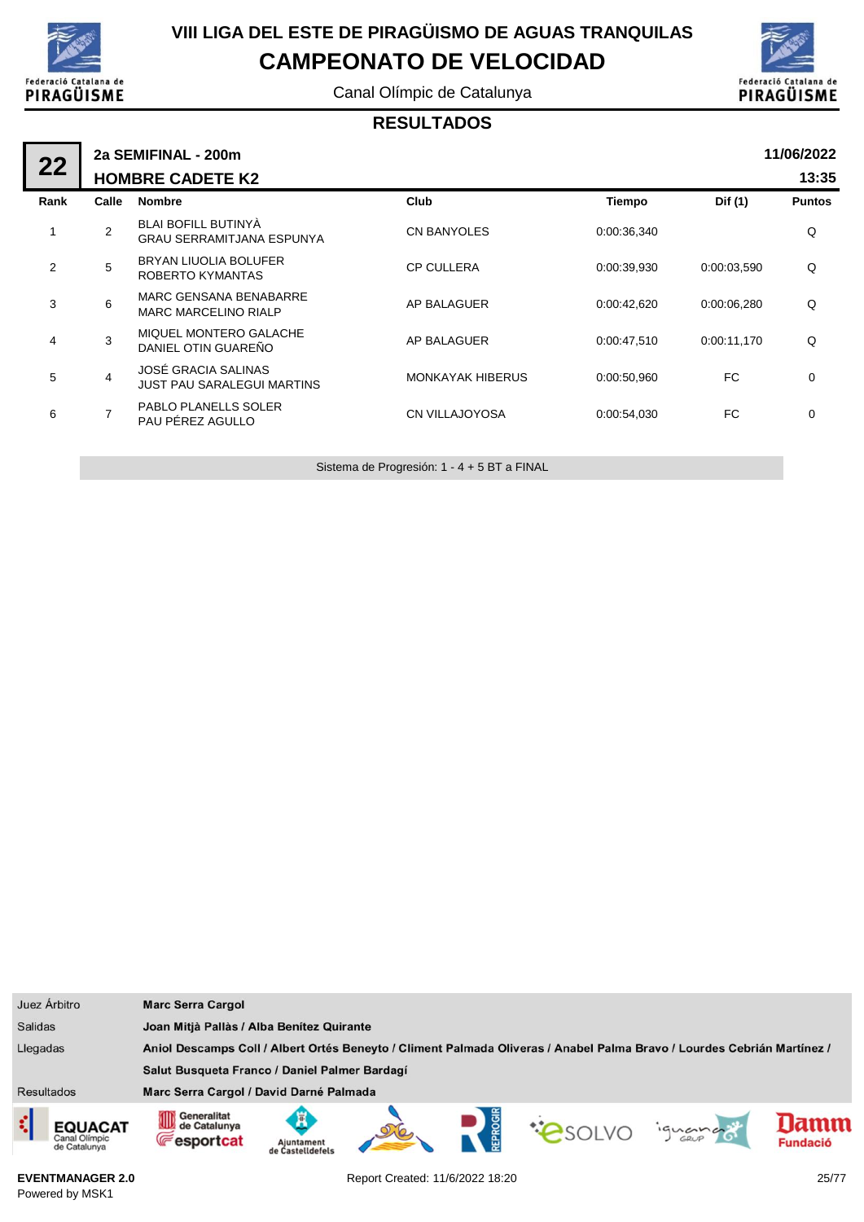# VIII LIGA DEL ESTE DE PIRAGÜISMO DE AGUAS TRANQUILAS

## CAMPEONATO DE VELOCIDAD

Canal Olímpic de Catalunya

### RESULTADOS

**22** — **2a SEMIFINAL - 200m** — **HOMBRE CADETE K2** — **11/06/2022** — **13:35**

| Rank | Calle | Nombre | Club | Tiempo | Dif (1) | Puntos |
|---|---|---|---|---|---|---|
| 1 | 2 | BLAI BOFILL BUTINYÀ<br>GRAU SERRAMITJANA ESPUNYA | CN BANYOLES | 0:00:36,340 | | Q |
| 2 | 5 | BRYAN LIUOLIA BOLUFER<br>ROBERTO KYMANTAS | CP CULLERA | 0:00:39,930 | 0:00:03,590 | Q |
| 3 | 6 | MARC GENSANA BENABARRE<br>MARC MARCELINO RIALP | AP BALAGUER | 0:00:42,620 | 0:00:06,280 | Q |
| 4 | 3 | MIQUEL MONTERO GALACHE<br>DANIEL OTIN GUAREÑO | AP BALAGUER | 0:00:47,510 | 0:00:11,170 | Q |
| 5 | 4 | JOSÉ GRACIA SALINAS<br>JUST PAU SARALEGUI MARTINS | MONKAYAK HIBERUS | 0:00:50,960 | FC | 0 |
| 6 | 7 | PABLO PLANELLS SOLER<br>PAU PÉREZ AGULLO | CN VILLAJOYOSA | 0:00:54,030 | FC | 0 |

Sistema de Progresión: 1 - 4 + 5 BT a FINAL

| | |
|---|---|
| Juez Árbitro | **Marc Serra Cargol** |
| Salidas | **Joan Mitjà Pallàs / Alba Benítez Quirante** |
| Llegadas | **Aniol Descamps Coll / Albert Ortés Beneyto / Climent Palmada Oliveras / Anabel Palma Bravo / Lourdes Cebrián Martínez / Salut Busqueta Franco / Daniel Palmer Bardagí** |
| Resultados | **Marc Serra Cargol / David Darné Palmada** |

**EVENTMANAGER 2.0**
Powered by MSK1

Report Created: 11/6/2022 18:20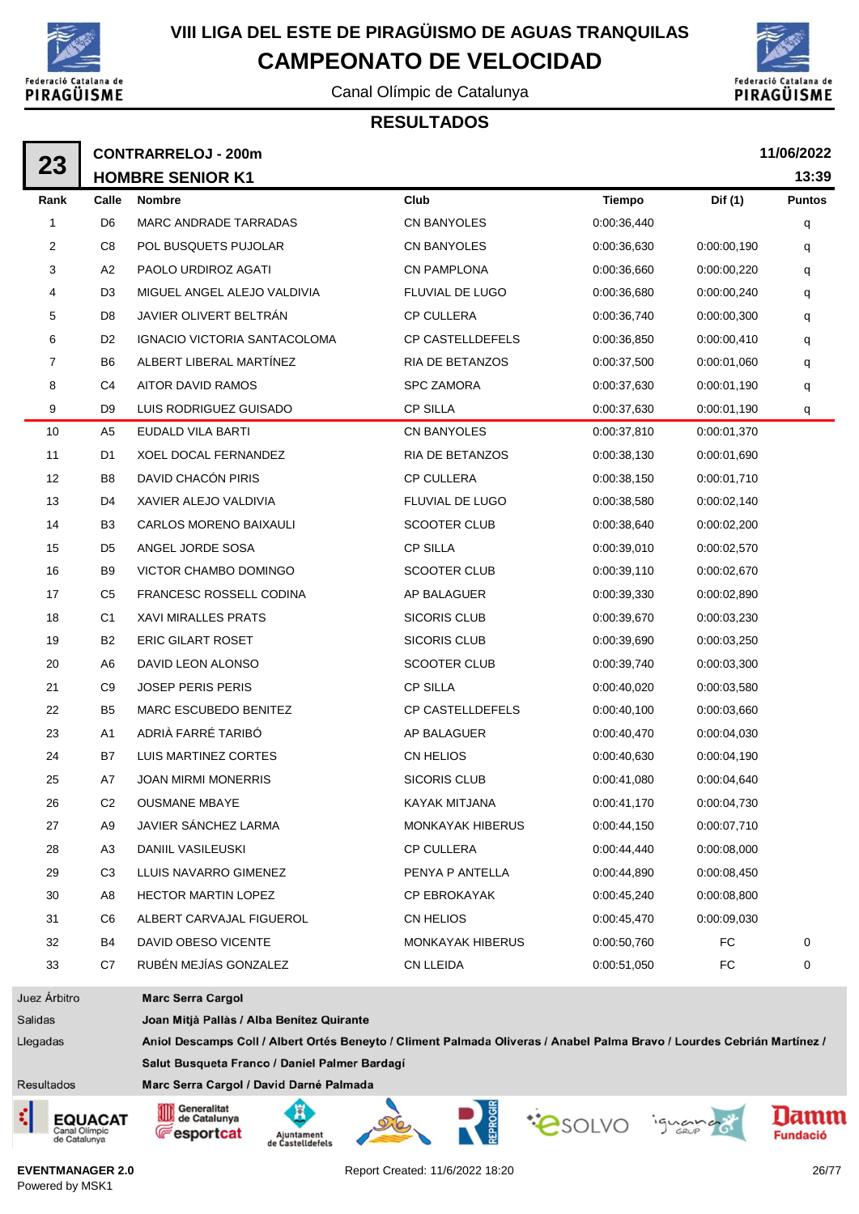# VIII LIGA DEL ESTE DE PIRAGÜISMO DE AGUAS TRANQUILAS

## CAMPEONATO DE VELOCIDAD

Canal Olímpic de Catalunya

### RESULTADOS

**23** **CONTRARRELOJ - 200m** **11/06/2022**

**HOMBRE SENIOR K1** **13:39**

| Rank | Calle | Nombre | Club | Tiempo | Dif (1) | Puntos |
|---|---|---|---|---|---|---|
| 1 | D6 | MARC ANDRADE TARRADAS | CN BANYOLES | 0:00:36,440 | | q |
| 2 | C8 | POL BUSQUETS PUJOLAR | CN BANYOLES | 0:00:36,630 | 0:00:00,190 | q |
| 3 | A2 | PAOLO URDIROZ AGATI | CN PAMPLONA | 0:00:36,660 | 0:00:00,220 | q |
| 4 | D3 | MIGUEL ANGEL ALEJO VALDIVIA | FLUVIAL DE LUGO | 0:00:36,680 | 0:00:00,240 | q |
| 5 | D8 | JAVIER OLIVERT BELTRÁN | CP CULLERA | 0:00:36,740 | 0:00:00,300 | q |
| 6 | D2 | IGNACIO VICTORIA SANTACOLOMA | CP CASTELLDEFELS | 0:00:36,850 | 0:00:00,410 | q |
| 7 | B6 | ALBERT LIBERAL MARTÍNEZ | RIA DE BETANZOS | 0:00:37,500 | 0:00:01,060 | q |
| 8 | C4 | AITOR DAVID RAMOS | SPC ZAMORA | 0:00:37,630 | 0:00:01,190 | q |
| 9 | D9 | LUIS RODRIGUEZ GUISADO | CP SILLA | 0:00:37,630 | 0:00:01,190 | q |
| 10 | A5 | EUDALD VILA BARTI | CN BANYOLES | 0:00:37,810 | 0:00:01,370 | |
| 11 | D1 | XOEL DOCAL FERNANDEZ | RIA DE BETANZOS | 0:00:38,130 | 0:00:01,690 | |
| 12 | B8 | DAVID CHACÓN PIRIS | CP CULLERA | 0:00:38,150 | 0:00:01,710 | |
| 13 | D4 | XAVIER ALEJO VALDIVIA | FLUVIAL DE LUGO | 0:00:38,580 | 0:00:02,140 | |
| 14 | B3 | CARLOS MORENO BAIXAULI | SCOOTER CLUB | 0:00:38,640 | 0:00:02,200 | |
| 15 | D5 | ANGEL JORDE SOSA | CP SILLA | 0:00:39,010 | 0:00:02,570 | |
| 16 | B9 | VICTOR CHAMBO DOMINGO | SCOOTER CLUB | 0:00:39,110 | 0:00:02,670 | |
| 17 | C5 | FRANCESC ROSSELL CODINA | AP BALAGUER | 0:00:39,330 | 0:00:02,890 | |
| 18 | C1 | XAVI MIRALLES PRATS | SICORIS CLUB | 0:00:39,670 | 0:00:03,230 | |
| 19 | B2 | ERIC GILART ROSET | SICORIS CLUB | 0:00:39,690 | 0:00:03,250 | |
| 20 | A6 | DAVID LEON ALONSO | SCOOTER CLUB | 0:00:39,740 | 0:00:03,300 | |
| 21 | C9 | JOSEP PERIS PERIS | CP SILLA | 0:00:40,020 | 0:00:03,580 | |
| 22 | B5 | MARC ESCUBEDO BENITEZ | CP CASTELLDEFELS | 0:00:40,100 | 0:00:03,660 | |
| 23 | A1 | ADRIÀ FARRÉ TARIBÓ | AP BALAGUER | 0:00:40,470 | 0:00:04,030 | |
| 24 | B7 | LUIS MARTINEZ CORTES | CN HELIOS | 0:00:40,630 | 0:00:04,190 | |
| 25 | A7 | JOAN MIRMI MONERRIS | SICORIS CLUB | 0:00:41,080 | 0:00:04,640 | |
| 26 | C2 | OUSMANE MBAYE | KAYAK MITJANA | 0:00:41,170 | 0:00:04,730 | |
| 27 | A9 | JAVIER SÁNCHEZ LARMA | MONKAYAK HIBERUS | 0:00:44,150 | 0:00:07,710 | |
| 28 | A3 | DANIIL VASILEUSKI | CP CULLERA | 0:00:44,440 | 0:00:08,000 | |
| 29 | C3 | LLUIS NAVARRO GIMENEZ | PENYA P ANTELLA | 0:00:44,890 | 0:00:08,450 | |
| 30 | A8 | HECTOR MARTIN LOPEZ | CP EBROKAYAK | 0:00:45,240 | 0:00:08,800 | |
| 31 | C6 | ALBERT CARVAJAL FIGUEROL | CN HELIOS | 0:00:45,470 | 0:00:09,030 | |
| 32 | B4 | DAVID OBESO VICENTE | MONKAYAK HIBERUS | 0:00:50,760 | FC | 0 |
| 33 | C7 | RUBÉN MEJÍAS GONZALEZ | CN LLEIDA | 0:00:51,050 | FC | 0 |

| | |
|---|---|
| Juez Árbitro | **Marc Serra Cargol** |
| Salidas | **Joan Mitjà Pallàs / Alba Benítez Quirante** |
| Llegadas | **Aniol Descamps Coll / Albert Ortés Beneyto / Climent Palmada Oliveras / Anabel Palma Bravo / Lourdes Cebrián Martínez / Salut Busqueta Franco / Daniel Palmer Bardagí** |
| Resultados | **Marc Serra Cargol / David Darné Palmada** |

EVENTMANAGER 2.0
Powered by MSK1

Report Created: 11/6/2022 18:20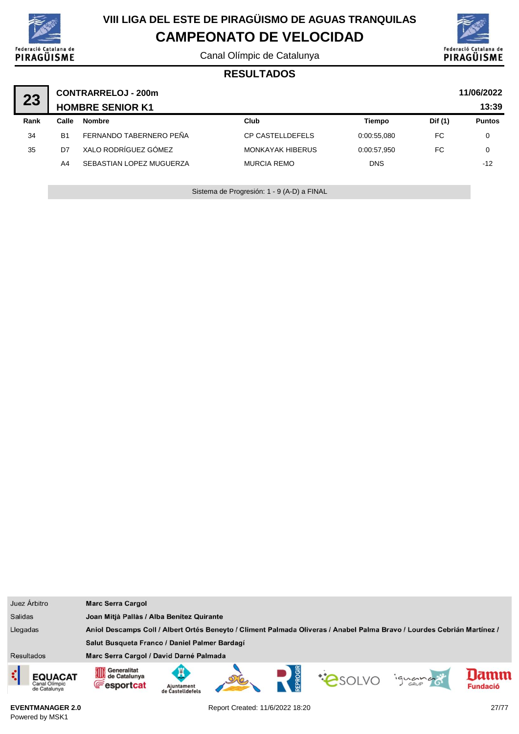# VIII LIGA DEL ESTE DE PIRAGÜISMO DE AGUAS TRANQUILAS

## CAMPEONATO DE VELOCIDAD

Canal Olímpic de Catalunya

### RESULTADOS

**23** — **CONTRARRELOJ - 200m** — **HOMBRE SENIOR K1** — **11/06/2022** — **13:39**

| Rank | Calle | Nombre | Club | Tiempo | Dif (1) | Puntos |
|---|---|---|---|---|---|---|
| 34 | B1 | FERNANDO TABERNERO PEÑA | CP CASTELLDEFELS | 0:00:55,080 | FC | 0 |
| 35 | D7 | XALO RODRÍGUEZ GÓMEZ | MONKAYAK HIBERUS | 0:00:57,950 | FC | 0 |
|  | A4 | SEBASTIAN LOPEZ MUGUERZA | MURCIA REMO | DNS |  | -12 |

Sistema de Progresión: 1 - 9 (A-D) a FINAL

| | |
|---|---|
| Juez Árbitro | **Marc Serra Cargol** |
| Salidas | **Joan Mitjà Pallàs / Alba Benítez Quirante** |
| Llegadas | **Aniol Descamps Coll / Albert Ortés Beneyto / Climent Palmada Oliveras / Anabel Palma Bravo / Lourdes Cebrián Martínez / Salut Busqueta Franco / Daniel Palmer Bardagí** |
| Resultados | **Marc Serra Cargol / David Darné Palmada** |

**EVENTMANAGER 2.0**
Powered by MSK1

Report Created: 11/6/2022 18:20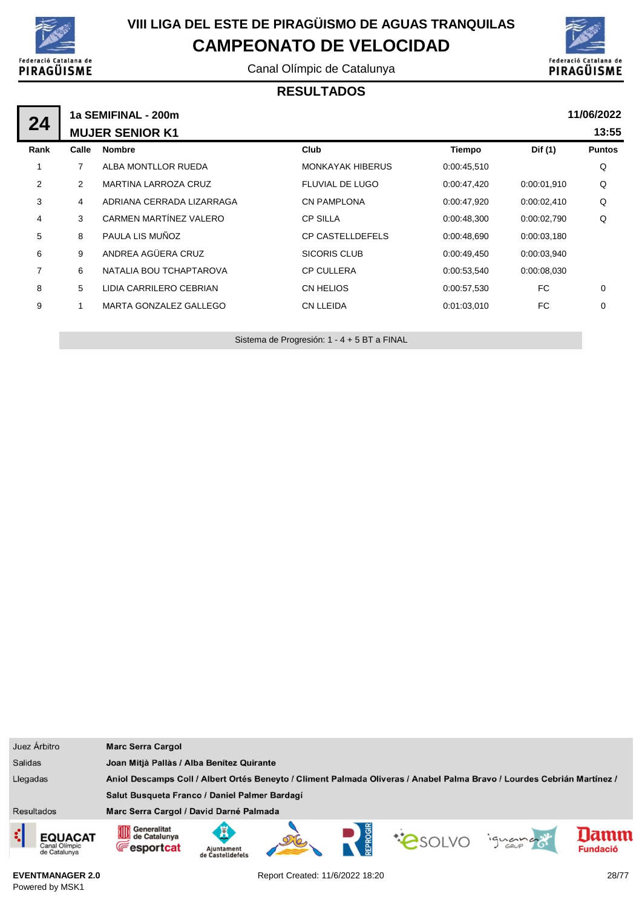# VIII LIGA DEL ESTE DE PIRAGÜISMO DE AGUAS TRANQUILAS

## CAMPEONATO DE VELOCIDAD

Canal Olímpic de Catalunya

### RESULTADOS

**24** — **1a SEMIFINAL - 200m** — **MUJER SENIOR K1** — **11/06/2022** — **13:55**

| Rank | Calle | Nombre | Club | Tiempo | Dif (1) | Puntos |
|---|---|---|---|---|---|---|
| 1 | 7 | ALBA MONTLLOR RUEDA | MONKAYAK HIBERUS | 0:00:45,510 | | Q |
| 2 | 2 | MARTINA LARROZA CRUZ | FLUVIAL DE LUGO | 0:00:47,420 | 0:00:01,910 | Q |
| 3 | 4 | ADRIANA CERRADA LIZARRAGA | CN PAMPLONA | 0:00:47,920 | 0:00:02,410 | Q |
| 4 | 3 | CARMEN MARTÍNEZ VALERO | CP SILLA | 0:00:48,300 | 0:00:02,790 | Q |
| 5 | 8 | PAULA LIS MUÑOZ | CP CASTELLDEFELS | 0:00:48,690 | 0:00:03,180 | |
| 6 | 9 | ANDREA AGÜERA CRUZ | SICORIS CLUB | 0:00:49,450 | 0:00:03,940 | |
| 7 | 6 | NATALIA BOU TCHAPTAROVA | CP CULLERA | 0:00:53,540 | 0:00:08,030 | |
| 8 | 5 | LIDIA CARRILERO CEBRIAN | CN HELIOS | 0:00:57,530 | FC | 0 |
| 9 | 1 | MARTA GONZALEZ GALLEGO | CN LLEIDA | 0:01:03,010 | FC | 0 |

Sistema de Progresión: 1 - 4 + 5 BT a FINAL

| | |
|---|---|
| Juez Árbitro | **Marc Serra Cargol** |
| Salidas | **Joan Mitjà Pallàs / Alba Benítez Quirante** |
| Llegadas | **Aniol Descamps Coll / Albert Ortés Beneyto / Climent Palmada Oliveras / Anabel Palma Bravo / Lourdes Cebrián Martínez / Salut Busqueta Franco / Daniel Palmer Bardagí** |
| Resultados | **Marc Serra Cargol / David Darné Palmada** |

**EVENTMANAGER 2.0**
Powered by MSK1

Report Created: 11/6/2022 18:20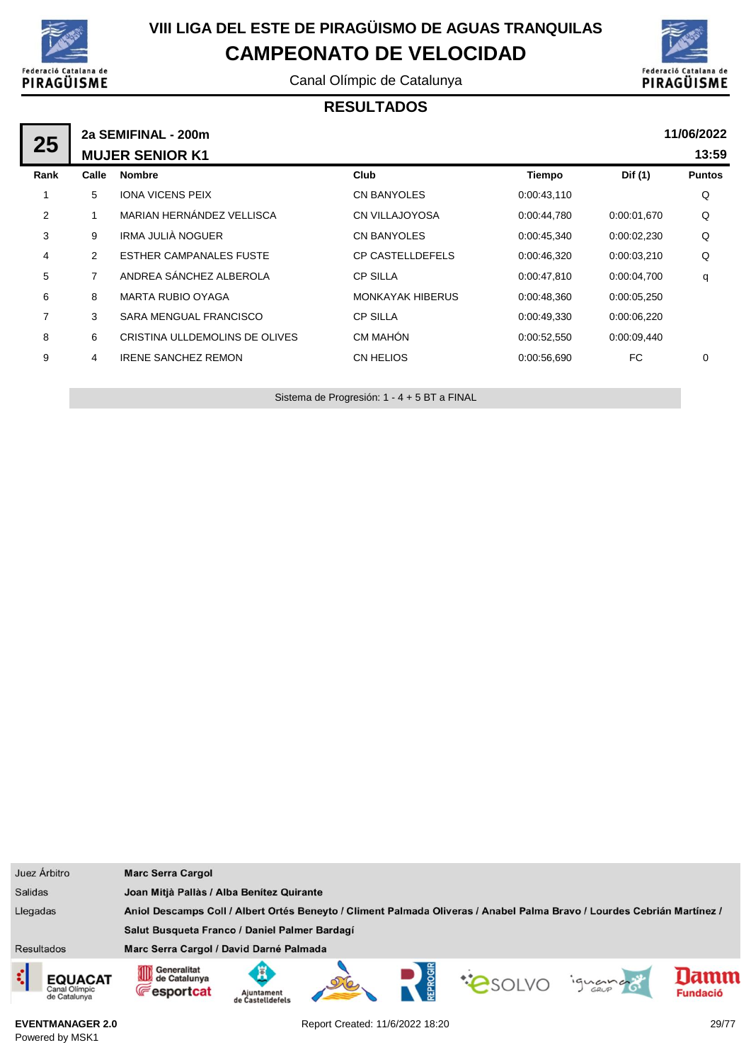# VIII LIGA DEL ESTE DE PIRAGÜISMO DE AGUAS TRANQUILAS

## CAMPEONATO DE VELOCIDAD

Canal Olímpic de Catalunya

### RESULTADOS

**25** — **2a SEMIFINAL - 200m** — **MUJER SENIOR K1** — **11/06/2022** **13:59**

| Rank | Calle | Nombre | Club | Tiempo | Dif (1) | Puntos |
|---|---|---|---|---|---|---|
| 1 | 5 | IONA VICENS PEIX | CN BANYOLES | 0:00:43,110 | | Q |
| 2 | 1 | MARIAN HERNÁNDEZ VELLISCA | CN VILLAJOYOSA | 0:00:44,780 | 0:00:01,670 | Q |
| 3 | 9 | IRMA JULIÀ NOGUER | CN BANYOLES | 0:00:45,340 | 0:00:02,230 | Q |
| 4 | 2 | ESTHER CAMPANALES FUSTE | CP CASTELLDEFELS | 0:00:46,320 | 0:00:03,210 | Q |
| 5 | 7 | ANDREA SÁNCHEZ ALBEROLA | CP SILLA | 0:00:47,810 | 0:00:04,700 | q |
| 6 | 8 | MARTA RUBIO OYAGA | MONKAYAK HIBERUS | 0:00:48,360 | 0:00:05,250 | |
| 7 | 3 | SARA MENGUAL FRANCISCO | CP SILLA | 0:00:49,330 | 0:00:06,220 | |
| 8 | 6 | CRISTINA ULLDEMOLINS DE OLIVES | CM MAHÓN | 0:00:52,550 | 0:00:09,440 | |
| 9 | 4 | IRENE SANCHEZ REMON | CN HELIOS | 0:00:56,690 | FC | 0 |

Sistema de Progresión: 1 - 4 + 5 BT a FINAL

| | |
|---|---|
| Juez Árbitro | **Marc Serra Cargol** |
| Salidas | **Joan Mitjà Pallàs / Alba Benítez Quirante** |
| Llegadas | **Aniol Descamps Coll / Albert Ortés Beneyto / Climent Palmada Oliveras / Anabel Palma Bravo / Lourdes Cebrián Martínez / Salut Busqueta Franco / Daniel Palmer Bardagí** |
| Resultados | **Marc Serra Cargol / David Darné Palmada** |

EVENTMANAGER 2.0
Powered by MSK1

Report Created: 11/6/2022 18:20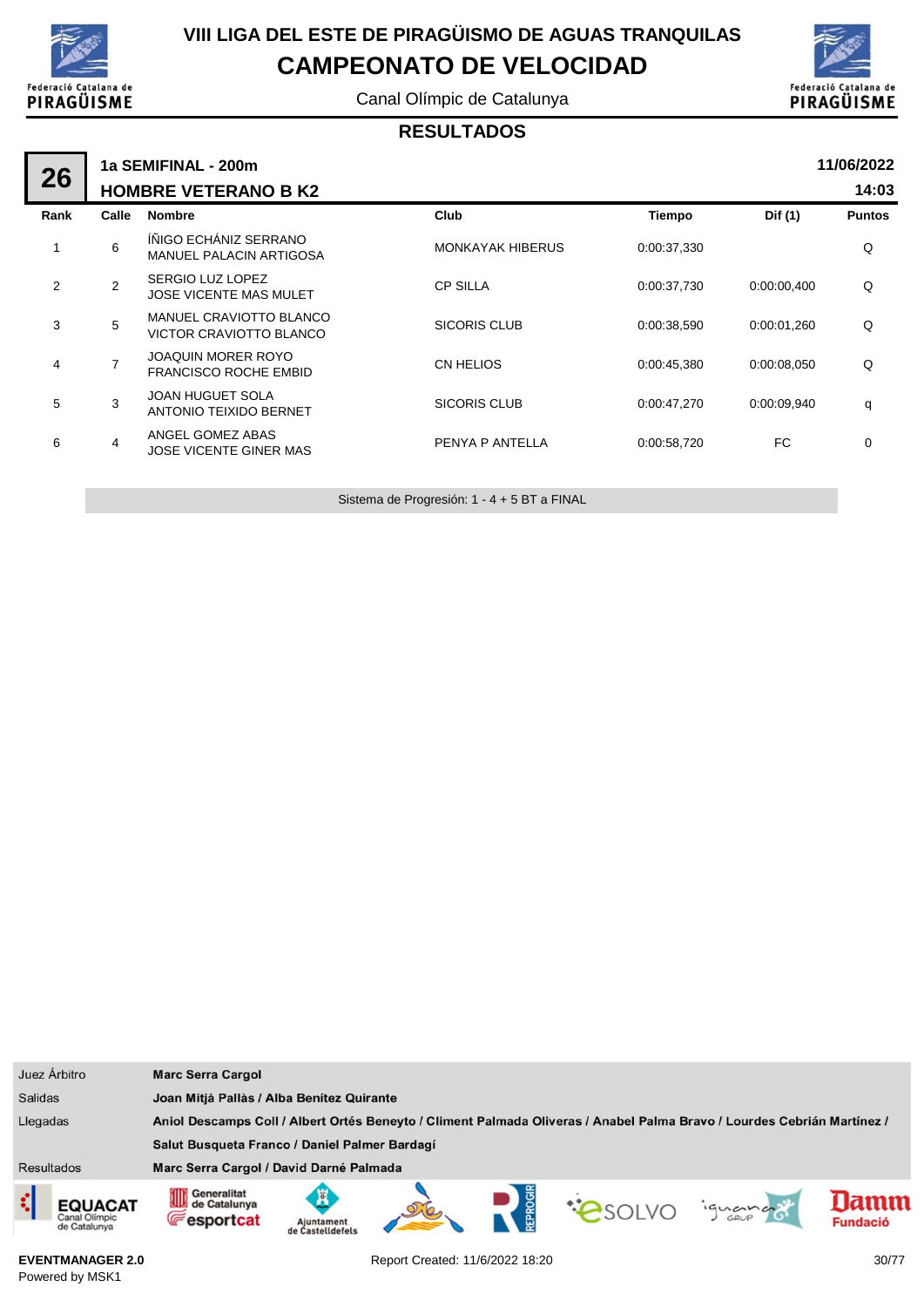# VIII LIGA DEL ESTE DE PIRAGÜISMO DE AGUAS TRANQUILAS

# CAMPEONATO DE VELOCIDAD

Canal Olímpic de Catalunya

## RESULTADOS

**26** — **1a SEMIFINAL - 200m** — **11/06/2022**

**HOMBRE VETERANO B K2** — **14:03**

| Rank | Calle | Nombre | Club | Tiempo | Dif (1) | Puntos |
|---|---|---|---|---|---|---|
| 1 | 6 | ÍÑIGO ECHÁNIZ SERRANO<br>MANUEL PALACIN ARTIGOSA | MONKAYAK HIBERUS | 0:00:37,330 | | Q |
| 2 | 2 | SERGIO LUZ LOPEZ<br>JOSE VICENTE MAS MULET | CP SILLA | 0:00:37,730 | 0:00:00,400 | Q |
| 3 | 5 | MANUEL CRAVIOTTO BLANCO<br>VICTOR CRAVIOTTO BLANCO | SICORIS CLUB | 0:00:38,590 | 0:00:01,260 | Q |
| 4 | 7 | JOAQUIN MORER ROYO<br>FRANCISCO ROCHE EMBID | CN HELIOS | 0:00:45,380 | 0:00:08,050 | Q |
| 5 | 3 | JOAN HUGUET SOLA<br>ANTONIO TEIXIDO BERNET | SICORIS CLUB | 0:00:47,270 | 0:00:09,940 | q |
| 6 | 4 | ANGEL GOMEZ ABAS<br>JOSE VICENTE GINER MAS | PENYA P ANTELLA | 0:00:58,720 | FC | 0 |

Sistema de Progresión: 1 - 4 + 5 BT a FINAL

| | |
|---|---|
| Juez Árbitro | **Marc Serra Cargol** |
| Salidas | **Joan Mitjà Pallàs / Alba Benítez Quirante** |
| Llegadas | **Aniol Descamps Coll / Albert Ortés Beneyto / Climent Palmada Oliveras / Anabel Palma Bravo / Lourdes Cebrián Martínez / Salut Busqueta Franco / Daniel Palmer Bardagí** |
| Resultados | **Marc Serra Cargol / David Darné Palmada** |

**EVENTMANAGER 2.0**
Powered by MSK1

Report Created: 11/6/2022 18:20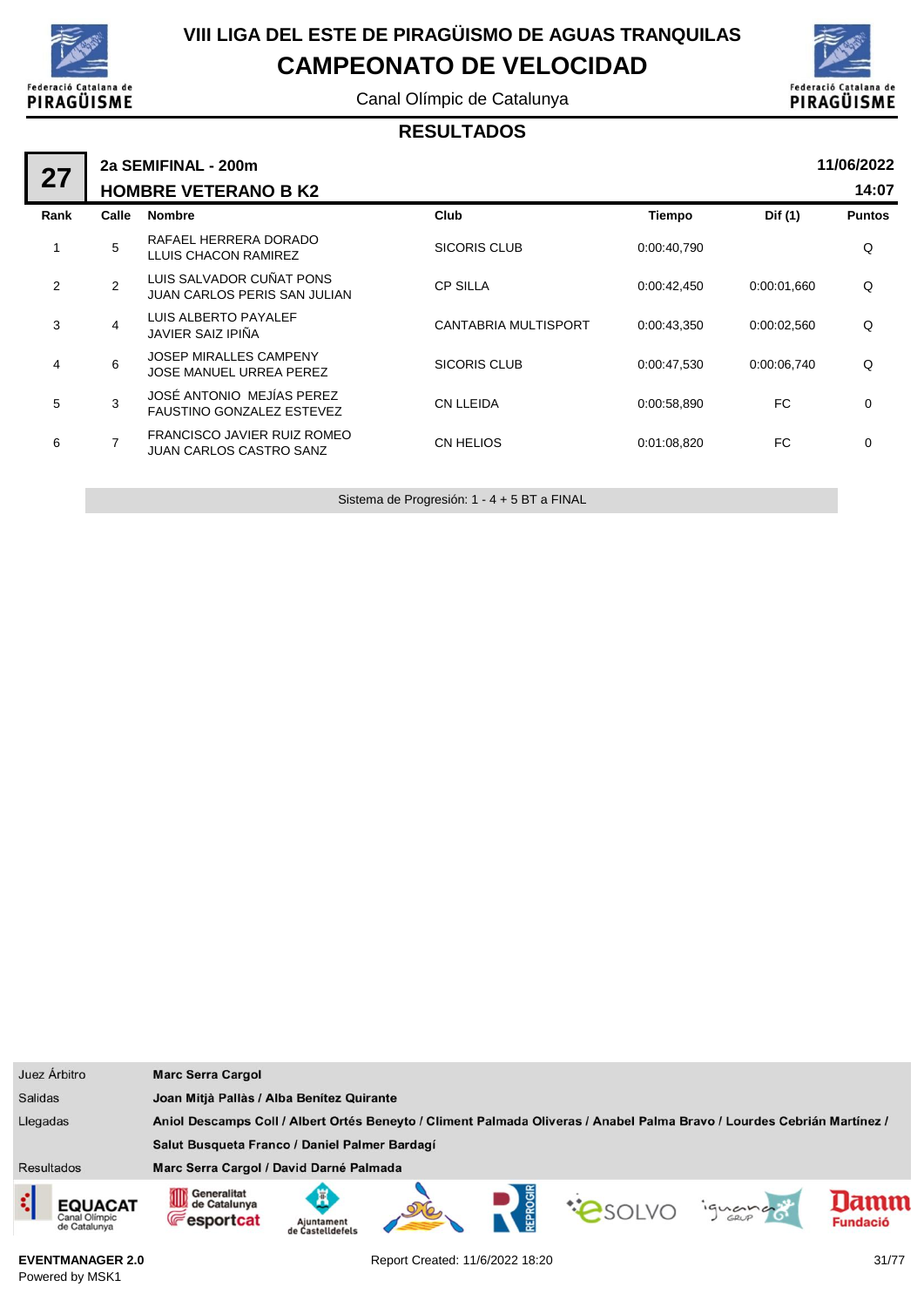# VIII LIGA DEL ESTE DE PIRAGÜISMO DE AGUAS TRANQUILAS

## CAMPEONATO DE VELOCIDAD

Canal Olímpic de Catalunya

### RESULTADOS

**27** — **2a SEMIFINAL - 200m** — **HOMBRE VETERANO B K2** — **11/06/2022** **14:07**

| Rank | Calle | Nombre | Club | Tiempo | Dif (1) | Puntos |
|---|---|---|---|---|---|---|
| 1 | 5 | RAFAEL HERRERA DORADO<br>LLUIS CHACON RAMIREZ | SICORIS CLUB | 0:00:40,790 | | Q |
| 2 | 2 | LUIS SALVADOR CUÑAT PONS<br>JUAN CARLOS PERIS SAN JULIAN | CP SILLA | 0:00:42,450 | 0:00:01,660 | Q |
| 3 | 4 | LUIS ALBERTO PAYALEF<br>JAVIER SAIZ IPIÑA | CANTABRIA MULTISPORT | 0:00:43,350 | 0:00:02,560 | Q |
| 4 | 6 | JOSEP MIRALLES CAMPENY<br>JOSE MANUEL URREA PEREZ | SICORIS CLUB | 0:00:47,530 | 0:00:06,740 | Q |
| 5 | 3 | JOSÉ ANTONIO MEJÍAS PEREZ<br>FAUSTINO GONZALEZ ESTEVEZ | CN LLEIDA | 0:00:58,890 | FC | 0 |
| 6 | 7 | FRANCISCO JAVIER RUIZ ROMEO<br>JUAN CARLOS CASTRO SANZ | CN HELIOS | 0:01:08,820 | FC | 0 |

Sistema de Progresión: 1 - 4 + 5 BT a FINAL

| | |
|---|---|
| Juez Árbitro | **Marc Serra Cargol** |
| Salidas | **Joan Mitjà Pallàs / Alba Benítez Quirante** |
| Llegadas | **Aniol Descamps Coll / Albert Ortés Beneyto / Climent Palmada Oliveras / Anabel Palma Bravo / Lourdes Cebrián Martínez / Salut Busqueta Franco / Daniel Palmer Bardagí** |
| Resultados | **Marc Serra Cargol / David Darné Palmada** |

**EVENTMANAGER 2.0**
Powered by MSK1

Report Created: 11/6/2022 18:20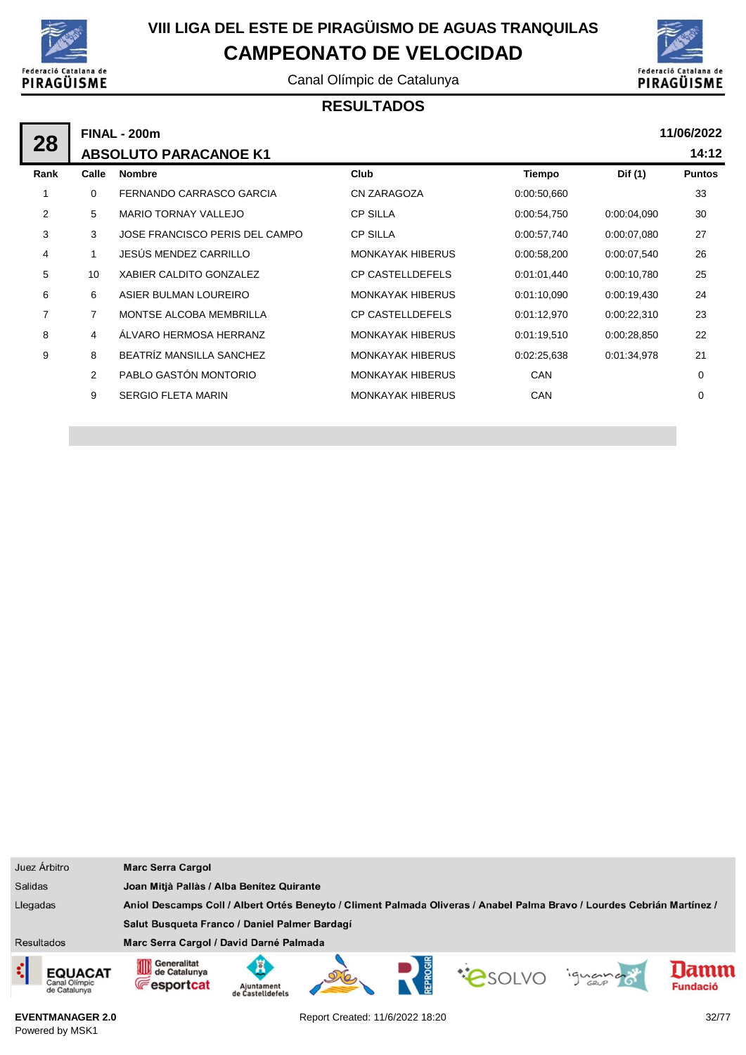# VIII LIGA DEL ESTE DE PIRAGÜISMO DE AGUAS TRANQUILAS

## CAMPEONATO DE VELOCIDAD

Canal Olímpic de Catalunya

### RESULTADOS

**28** | **FINAL - 200m** | **11/06/2022**

**ABSOLUTO PARACANOE K1** | **14:12**

| Rank | Calle | Nombre | Club | Tiempo | Dif (1) | Puntos |
|---|---|---|---|---|---|---|
| 1 | 0 | FERNANDO CARRASCO GARCIA | CN ZARAGOZA | 0:00:50,660 | | 33 |
| 2 | 5 | MARIO TORNAY VALLEJO | CP SILLA | 0:00:54,750 | 0:00:04,090 | 30 |
| 3 | 3 | JOSE FRANCISCO PERIS DEL CAMPO | CP SILLA | 0:00:57,740 | 0:00:07,080 | 27 |
| 4 | 1 | JESÚS MENDEZ CARRILLO | MONKAYAK HIBERUS | 0:00:58,200 | 0:00:07,540 | 26 |
| 5 | 10 | XABIER CALDITO GONZALEZ | CP CASTELLDEFELS | 0:01:01,440 | 0:00:10,780 | 25 |
| 6 | 6 | ASIER BULMAN LOUREIRO | MONKAYAK HIBERUS | 0:01:10,090 | 0:00:19,430 | 24 |
| 7 | 7 | MONTSE ALCOBA MEMBRILLA | CP CASTELLDEFELS | 0:01:12,970 | 0:00:22,310 | 23 |
| 8 | 4 | ÁLVARO HERMOSA HERRANZ | MONKAYAK HIBERUS | 0:01:19,510 | 0:00:28,850 | 22 |
| 9 | 8 | BEATRÍZ MANSILLA SANCHEZ | MONKAYAK HIBERUS | 0:02:25,638 | 0:01:34,978 | 21 |
| | 2 | PABLO GASTÓN MONTORIO | MONKAYAK HIBERUS | CAN | | 0 |
| | 9 | SERGIO FLETA MARIN | MONKAYAK HIBERUS | CAN | | 0 |

| | |
|---|---|
| Juez Árbitro | **Marc Serra Cargol** |
| Salidas | **Joan Mitjà Pallàs / Alba Benítez Quirante** |
| Llegadas | **Aniol Descamps Coll / Albert Ortés Beneyto / Climent Palmada Oliveras / Anabel Palma Bravo / Lourdes Cebrián Martínez / Salut Busqueta Franco / Daniel Palmer Bardagí** |
| Resultados | **Marc Serra Cargol / David Darné Palmada** |

**EVENTMANAGER 2.0**
Powered by MSK1

Report Created: 11/6/2022 18:20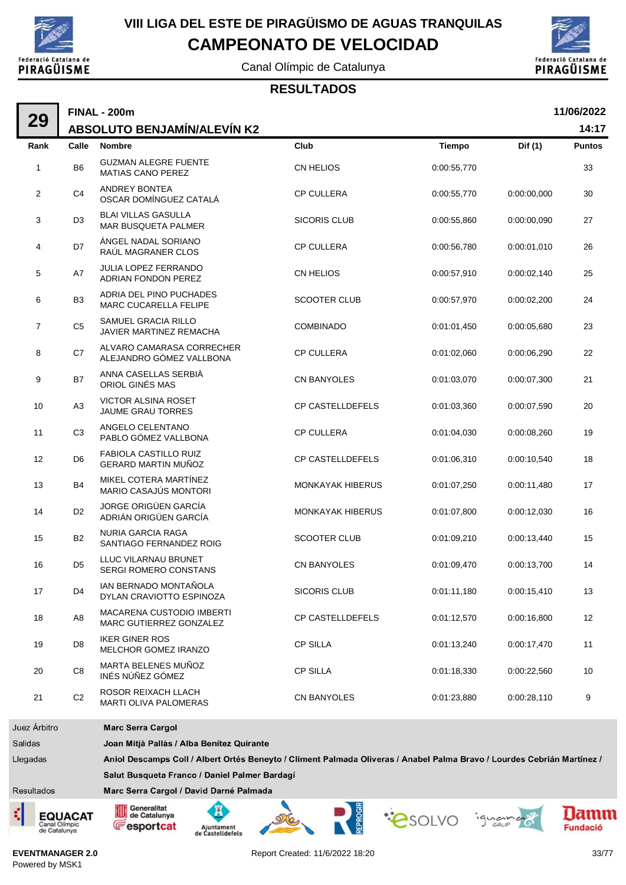# VIII LIGA DEL ESTE DE PIRAGÜISMO DE AGUAS TRANQUILAS

## CAMPEONATO DE VELOCIDAD

Canal Olímpic de Catalunya

### RESULTADOS

**29** — **FINAL - 200m** — **11/06/2022**

**ABSOLUTO BENJAMÍN/ALEVÍN K2** — **14:17**

| Rank | Calle | Nombre | Club | Tiempo | Dif (1) | Puntos |
|---|---|---|---|---|---|---|
| 1 | B6 | GUZMAN ALEGRE FUENTE<br>MATIAS CANO PEREZ | CN HELIOS | 0:00:55,770 | | 33 |
| 2 | C4 | ANDREY BONTEA<br>OSCAR DOMÍNGUEZ CATALÁ | CP CULLERA | 0:00:55,770 | 0:00:00,000 | 30 |
| 3 | D3 | BLAI VILLAS GASULLA<br>MAR BUSQUETA PALMER | SICORIS CLUB | 0:00:55,860 | 0:00:00,090 | 27 |
| 4 | D7 | ÁNGEL NADAL SORIANO<br>RAÚL MAGRANER CLOS | CP CULLERA | 0:00:56,780 | 0:00:01,010 | 26 |
| 5 | A7 | JULIA LOPEZ FERRANDO<br>ADRIAN FONDON PEREZ | CN HELIOS | 0:00:57,910 | 0:00:02,140 | 25 |
| 6 | B3 | ADRIA DEL PINO PUCHADES<br>MARC CUCARELLA FELIPE | SCOOTER CLUB | 0:00:57,970 | 0:00:02,200 | 24 |
| 7 | C5 | SAMUEL GRACIA RILLO<br>JAVIER MARTINEZ REMACHA | COMBINADO | 0:01:01,450 | 0:00:05,680 | 23 |
| 8 | C7 | ALVARO CAMARASA CORRECHER<br>ALEJANDRO GÓMEZ VALLBONA | CP CULLERA | 0:01:02,060 | 0:00:06,290 | 22 |
| 9 | B7 | ANNA CASELLAS SERBIÀ<br>ORIOL GINÉS MAS | CN BANYOLES | 0:01:03,070 | 0:00:07,300 | 21 |
| 10 | A3 | VICTOR ALSINA ROSET<br>JAUME GRAU TORRES | CP CASTELLDEFELS | 0:01:03,360 | 0:00:07,590 | 20 |
| 11 | C3 | ANGELO CELENTANO<br>PABLO GÓMEZ VALLBONA | CP CULLERA | 0:01:04,030 | 0:00:08,260 | 19 |
| 12 | D6 | FABIOLA CASTILLO RUIZ<br>GERARD MARTIN MUÑOZ | CP CASTELLDEFELS | 0:01:06,310 | 0:00:10,540 | 18 |
| 13 | B4 | MIKEL COTERA MARTÍNEZ<br>MARIO CASAJÚS MONTORI | MONKAYAK HIBERUS | 0:01:07,250 | 0:00:11,480 | 17 |
| 14 | D2 | JORGE ORIGÜEN GARCÍA<br>ADRIÁN ORIGÜEN GARCÍA | MONKAYAK HIBERUS | 0:01:07,800 | 0:00:12,030 | 16 |
| 15 | B2 | NURIA GARCIA RAGA<br>SANTIAGO FERNANDEZ ROIG | SCOOTER CLUB | 0:01:09,210 | 0:00:13,440 | 15 |
| 16 | D5 | LLUC VILARNAU BRUNET<br>SERGI ROMERO CONSTANS | CN BANYOLES | 0:01:09,470 | 0:00:13,700 | 14 |
| 17 | D4 | IAN BERNADO MONTAÑOLA<br>DYLAN CRAVIOTTO ESPINOZA | SICORIS CLUB | 0:01:11,180 | 0:00:15,410 | 13 |
| 18 | A8 | MACARENA CUSTODIO IMBERTI<br>MARC GUTIERREZ GONZALEZ | CP CASTELLDEFELS | 0:01:12,570 | 0:00:16,800 | 12 |
| 19 | D8 | IKER GINER ROS<br>MELCHOR GOMEZ IRANZO | CP SILLA | 0:01:13,240 | 0:00:17,470 | 11 |
| 20 | C8 | MARTA BELENES MUÑOZ<br>INÉS NÚÑEZ GÓMEZ | CP SILLA | 0:01:18,330 | 0:00:22,560 | 10 |
| 21 | C2 | ROSOR REIXACH LLACH<br>MARTI OLIVA PALOMERAS | CN BANYOLES | 0:01:23,880 | 0:00:28,110 | 9 |

| | |
|---|---|
| Juez Árbitro | **Marc Serra Cargol** |
| Salidas | **Joan Mitjà Pallàs / Alba Benítez Quirante** |
| Llegadas | **Aniol Descamps Coll / Albert Ortés Beneyto / Climent Palmada Oliveras / Anabel Palma Bravo / Lourdes Cebrián Martínez / Salut Busqueta Franco / Daniel Palmer Bardagí** |
| Resultados | **Marc Serra Cargol / David Darné Palmada** |

EVENTMANAGER 2.0
Powered by MSK1

Report Created: 11/6/2022 18:20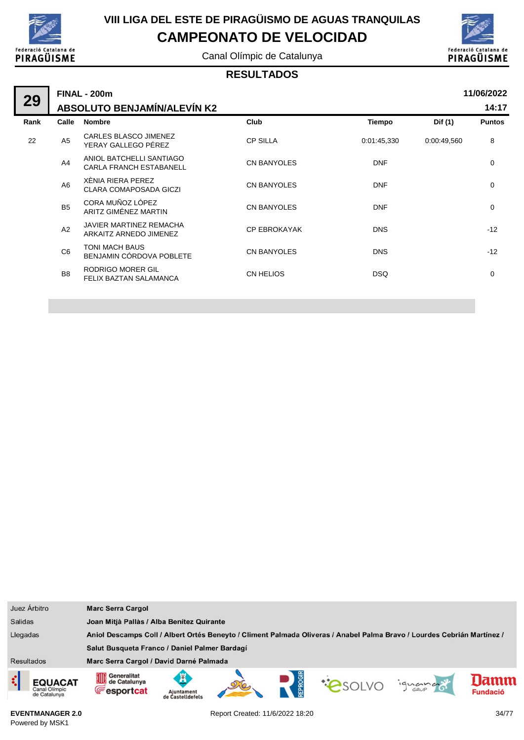# VIII LIGA DEL ESTE DE PIRAGÜISMO DE AGUAS TRANQUILAS

## CAMPEONATO DE VELOCIDAD

Canal Olímpic de Catalunya

### RESULTADOS

**29** — **FINAL - 200m** — **11/06/2022**

**ABSOLUTO BENJAMÍN/ALEVÍN K2** — **14:17**

| Rank | Calle | Nombre | Club | Tiempo | Dif (1) | Puntos |
|---|---|---|---|---|---|---|
| 22 | A5 | CARLES BLASCO JIMENEZ<br>YERAY GALLEGO PÉREZ | CP SILLA | 0:01:45,330 | 0:00:49,560 | 8 |
| | A4 | ANIOL BATCHELLI SANTIAGO<br>CARLA FRANCH ESTABANELL | CN BANYOLES | DNF | | 0 |
| | A6 | XÈNIA RIERA PEREZ<br>CLARA COMAPOSADA GICZI | CN BANYOLES | DNF | | 0 |
| | B5 | CORA MUÑOZ LÓPEZ<br>ARITZ GIMÉNEZ MARTIN | CN BANYOLES | DNF | | 0 |
| | A2 | JAVIER MARTINEZ REMACHA<br>ARKAITZ ARNEDO JIMENEZ | CP EBROKAYAK | DNS | | -12 |
| | C6 | TONI MACH BAUS<br>BENJAMIN CÓRDOVA POBLETE | CN BANYOLES | DNS | | -12 |
| | B8 | RODRIGO MORER GIL<br>FELIX BAZTAN SALAMANCA | CN HELIOS | DSQ | | 0 |

| | |
|---|---|
| Juez Árbitro | **Marc Serra Cargol** |
| Salidas | **Joan Mitjà Pallàs / Alba Benítez Quirante** |
| Llegadas | **Aniol Descamps Coll / Albert Ortés Beneyto / Climent Palmada Oliveras / Anabel Palma Bravo / Lourdes Cebrián Martínez / Salut Busqueta Franco / Daniel Palmer Bardagí** |
| Resultados | **Marc Serra Cargol / David Darné Palmada** |

**EVENTMANAGER 2.0**
Powered by MSK1

Report Created: 11/6/2022 18:20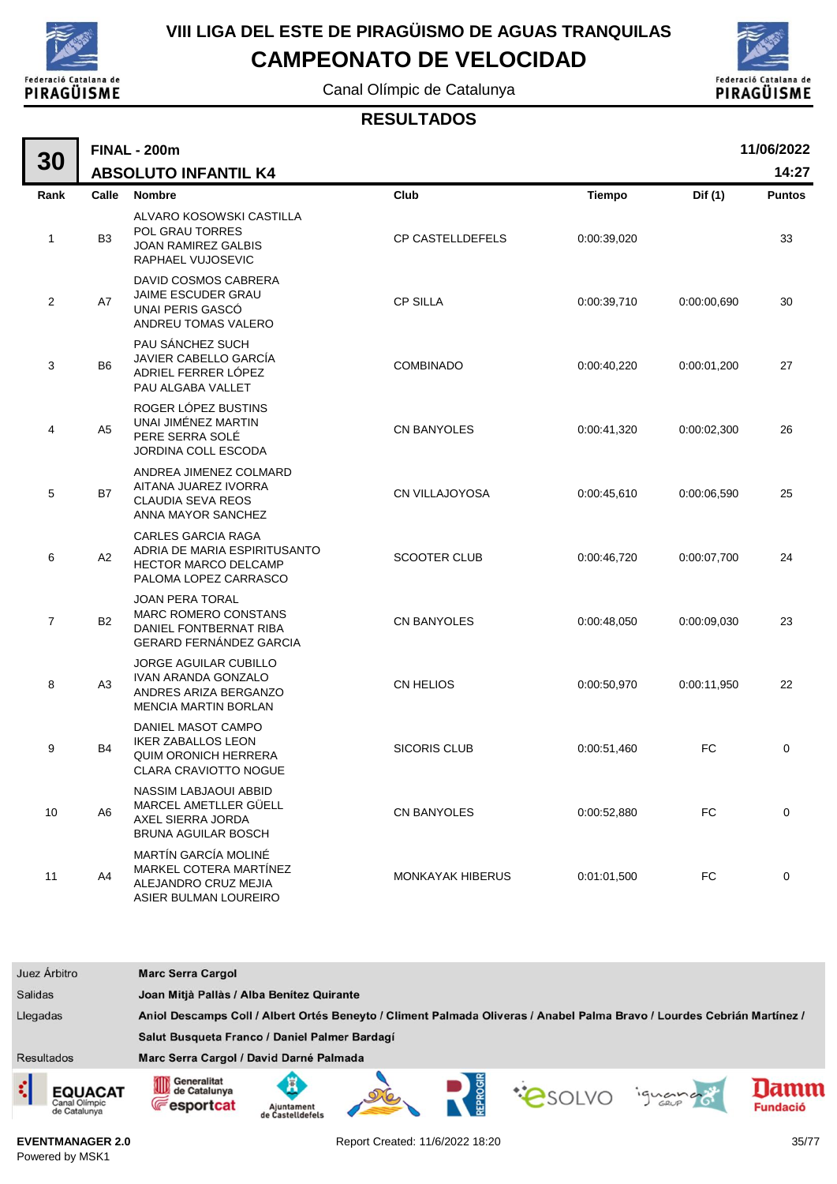# VIII LIGA DEL ESTE DE PIRAGÜISMO DE AGUAS TRANQUILAS

## CAMPEONATO DE VELOCIDAD

Canal Olímpic de Catalunya

### RESULTADOS

**30** — **FINAL - 200m** — **11/06/2022**

**ABSOLUTO INFANTIL K4** — **14:27**

| Rank | Calle | Nombre | Club | Tiempo | Dif (1) | Puntos |
|---|---|---|---|---|---|---|
| 1 | B3 | ALVARO KOSOWSKI CASTILLA<br>POL GRAU TORRES<br>JOAN RAMIREZ GALBIS<br>RAPHAEL VUJOSEVIC | CP CASTELLDEFELS | 0:00:39,020 | | 33 |
| 2 | A7 | DAVID COSMOS CABRERA<br>JAIME ESCUDER GRAU<br>UNAI PERIS GASCÓ<br>ANDREU TOMAS VALERO | CP SILLA | 0:00:39,710 | 0:00:00,690 | 30 |
| 3 | B6 | PAU SÁNCHEZ SUCH<br>JAVIER CABELLO GARCÍA<br>ADRIEL FERRER LÓPEZ<br>PAU ALGABA VALLET | COMBINADO | 0:00:40,220 | 0:00:01,200 | 27 |
| 4 | A5 | ROGER LÓPEZ BUSTINS<br>UNAI JIMÉNEZ MARTIN<br>PERE SERRA SOLÉ<br>JORDINA COLL ESCODA | CN BANYOLES | 0:00:41,320 | 0:00:02,300 | 26 |
| 5 | B7 | ANDREA JIMENEZ COLMARD<br>AITANA JUAREZ IVORRA<br>CLAUDIA SEVA REOS<br>ANNA MAYOR SANCHEZ | CN VILLAJOYOSA | 0:00:45,610 | 0:00:06,590 | 25 |
| 6 | A2 | CARLES GARCIA RAGA<br>ADRIA DE MARIA ESPIRITUSANTO<br>HECTOR MARCO DELCAMP<br>PALOMA LOPEZ CARRASCO | SCOOTER CLUB | 0:00:46,720 | 0:00:07,700 | 24 |
| 7 | B2 | JOAN PERA TORAL<br>MARC ROMERO CONSTANS<br>DANIEL FONTBERNAT RIBA<br>GERARD FERNÁNDEZ GARCIA | CN BANYOLES | 0:00:48,050 | 0:00:09,030 | 23 |
| 8 | A3 | JORGE AGUILAR CUBILLO<br>IVAN ARANDA GONZALO<br>ANDRES ARIZA BERGANZO<br>MENCIA MARTIN BORLAN | CN HELIOS | 0:00:50,970 | 0:00:11,950 | 22 |
| 9 | B4 | DANIEL MASOT CAMPO<br>IKER ZABALLOS LEON<br>QUIM ORONICH HERRERA<br>CLARA CRAVIOTTO NOGUE | SICORIS CLUB | 0:00:51,460 | FC | 0 |
| 10 | A6 | NASSIM LABJAOUI ABBID<br>MARCEL AMETLLER GÜELL<br>AXEL SIERRA JORDA<br>BRUNA AGUILAR BOSCH | CN BANYOLES | 0:00:52,880 | FC | 0 |
| 11 | A4 | MARTÍN GARCÍA MOLINÉ<br>MARKEL COTERA MARTÍNEZ<br>ALEJANDRO CRUZ MEJIA<br>ASIER BULMAN LOUREIRO | MONKAYAK HIBERUS | 0:01:01,500 | FC | 0 |

| | |
|---|---|
| Juez Árbitro | **Marc Serra Cargol** |
| Salidas | **Joan Mitjà Pallàs / Alba Benítez Quirante** |
| Llegadas | **Aniol Descamps Coll / Albert Ortés Beneyto / Climent Palmada Oliveras / Anabel Palma Bravo / Lourdes Cebrián Martínez / Salut Busqueta Franco / Daniel Palmer Bardagí** |
| Resultados | **Marc Serra Cargol / David Darné Palmada** |

EVENTMANAGER 2.0
Powered by MSK1

Report Created: 11/6/2022 18:20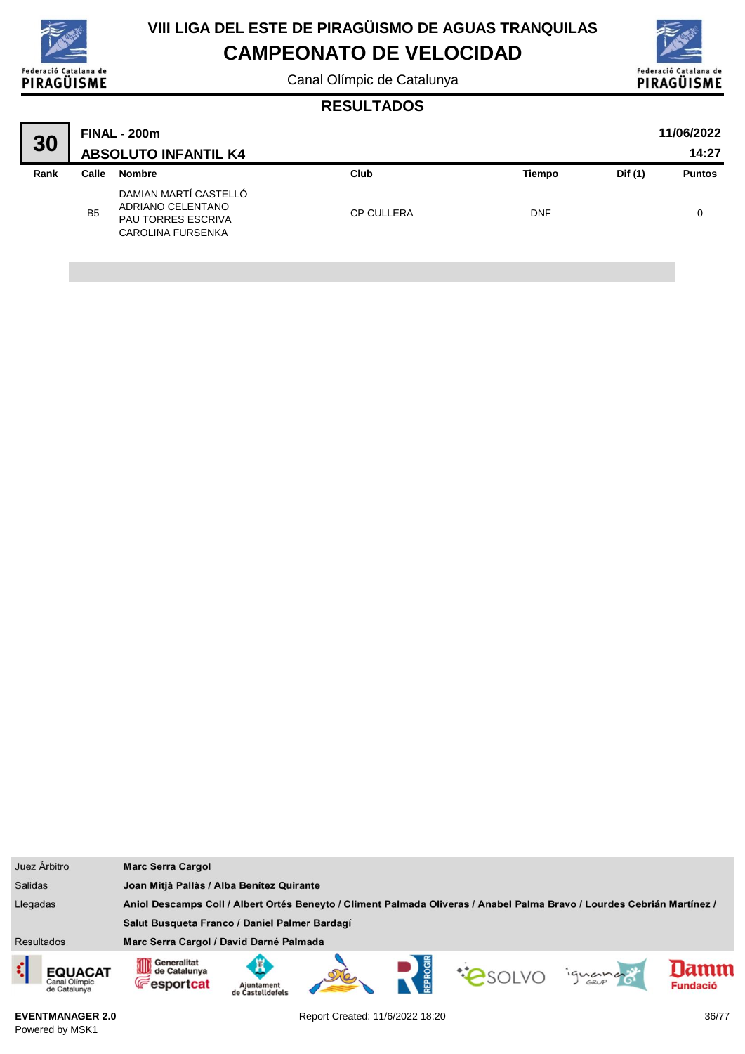# VIII LIGA DEL ESTE DE PIRAGÜISMO DE AGUAS TRANQUILAS

## CAMPEONATO DE VELOCIDAD

Canal Olímpic de Catalunya

### RESULTADOS

**30** — **FINAL - 200m** — **ABSOLUTO INFANTIL K4** — 11/06/2022 14:27

| Rank | Calle | Nombre | Club | Tiempo | Dif (1) | Puntos |
|---|---|---|---|---|---|---|
| | B5 | DAMIAN MARTÍ CASTELLÓ<br>ADRIANO CELENTANO<br>PAU TORRES ESCRIVA<br>CAROLINA FURSENKA | CP CULLERA | DNF | | 0 |

| | |
|---|---|
| Juez Árbitro | **Marc Serra Cargol** |
| Salidas | **Joan Mitjà Pallàs / Alba Benítez Quirante** |
| Llegadas | **Aniol Descamps Coll / Albert Ortés Beneyto / Climent Palmada Oliveras / Anabel Palma Bravo / Lourdes Cebrián Martínez / Salut Busqueta Franco / Daniel Palmer Bardagí** |
| Resultados | **Marc Serra Cargol / David Darné Palmada** |

**EVENTMANAGER 2.0**
Powered by MSK1

Report Created: 11/6/2022 18:20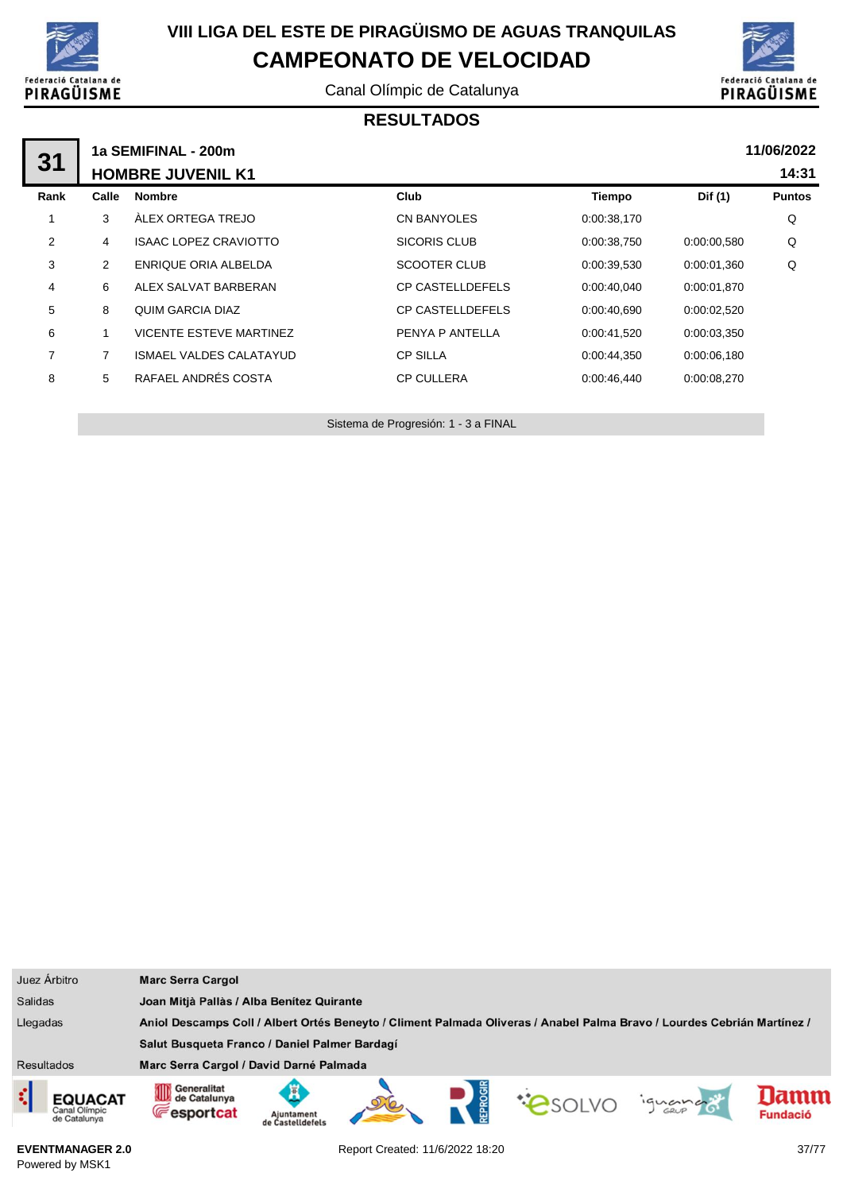# VIII LIGA DEL ESTE DE PIRAGÜISMO DE AGUAS TRANQUILAS

## CAMPEONATO DE VELOCIDAD

Canal Olímpic de Catalunya

### RESULTADOS

**31** — **1a SEMIFINAL - 200m** — **11/06/2022**

**HOMBRE JUVENIL K1** — **14:31**

| Rank | Calle | Nombre | Club | Tiempo | Dif (1) | Puntos |
|---|---|---|---|---|---|---|
| 1 | 3 | ÀLEX ORTEGA TREJO | CN BANYOLES | 0:00:38,170 | | Q |
| 2 | 4 | ISAAC LOPEZ CRAVIOTTO | SICORIS CLUB | 0:00:38,750 | 0:00:00,580 | Q |
| 3 | 2 | ENRIQUE ORIA ALBELDA | SCOOTER CLUB | 0:00:39,530 | 0:00:01,360 | Q |
| 4 | 6 | ALEX SALVAT BARBERAN | CP CASTELLDEFELS | 0:00:40,040 | 0:00:01,870 | |
| 5 | 8 | QUIM GARCIA DIAZ | CP CASTELLDEFELS | 0:00:40,690 | 0:00:02,520 | |
| 6 | 1 | VICENTE ESTEVE MARTINEZ | PENYA P ANTELLA | 0:00:41,520 | 0:00:03,350 | |
| 7 | 7 | ISMAEL VALDES CALATAYUD | CP SILLA | 0:00:44,350 | 0:00:06,180 | |
| 8 | 5 | RAFAEL ANDRÉS COSTA | CP CULLERA | 0:00:46,440 | 0:00:08,270 | |

Sistema de Progresión: 1 - 3 a FINAL

| | |
|---|---|
| Juez Árbitro | **Marc Serra Cargol** |
| Salidas | **Joan Mitjà Pallàs / Alba Benítez Quirante** |
| Llegadas | **Aniol Descamps Coll / Albert Ortés Beneyto / Climent Palmada Oliveras / Anabel Palma Bravo / Lourdes Cebrián Martínez / Salut Busqueta Franco / Daniel Palmer Bardagí** |
| Resultados | **Marc Serra Cargol / David Darné Palmada** |

**EVENTMANAGER 2.0**
Powered by MSK1

Report Created: 11/6/2022 18:20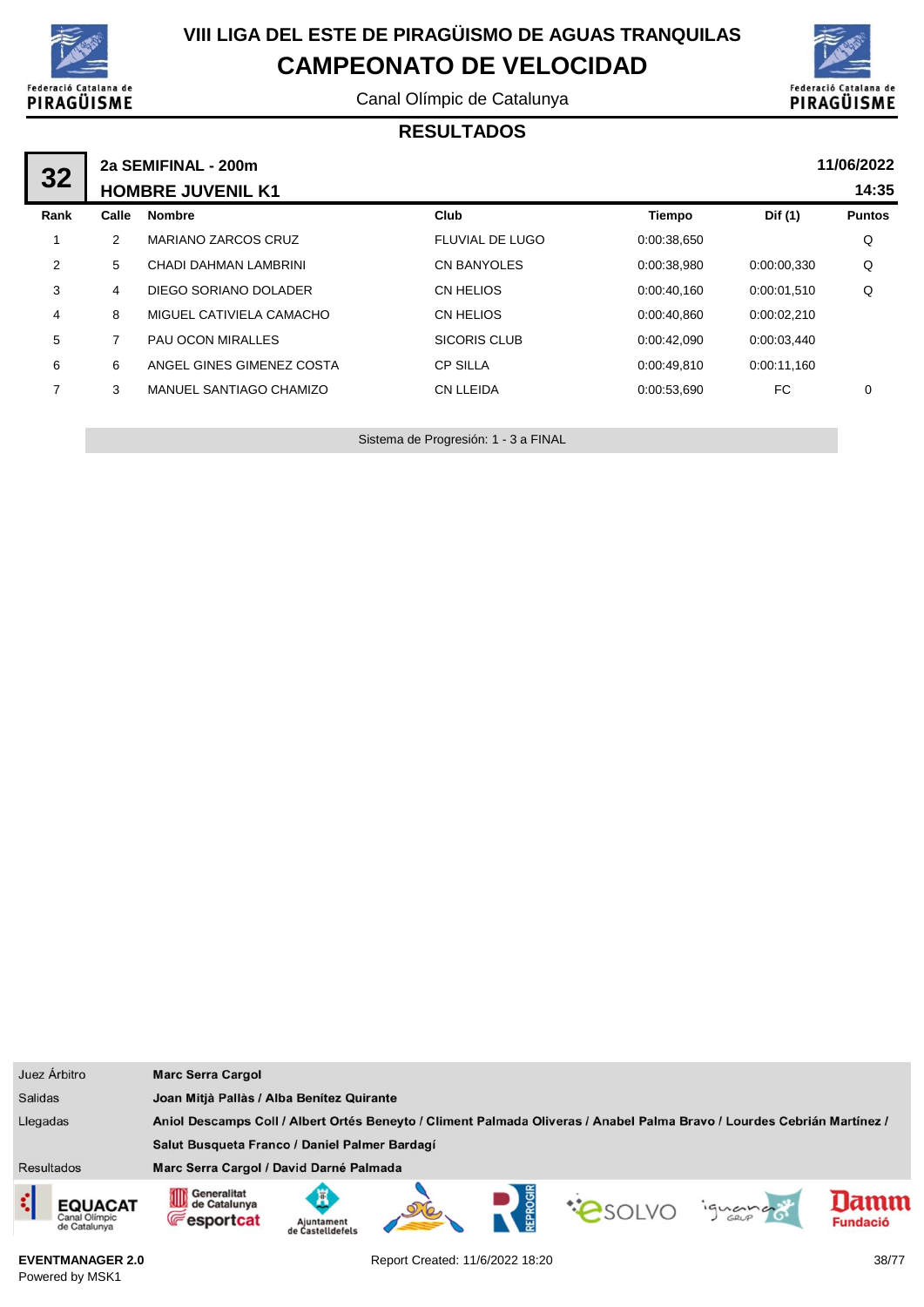# VIII LIGA DEL ESTE DE PIRAGÜISMO DE AGUAS TRANQUILAS

## CAMPEONATO DE VELOCIDAD

Canal Olímpic de Catalunya

### RESULTADOS

**32** — **2a SEMIFINAL - 200m** — **11/06/2022**

**HOMBRE JUVENIL K1** — **14:35**

| Rank | Calle | Nombre | Club | Tiempo | Dif (1) | Puntos |
|---|---|---|---|---|---|---|
| 1 | 2 | MARIANO ZARCOS CRUZ | FLUVIAL DE LUGO | 0:00:38,650 | | Q |
| 2 | 5 | CHADI DAHMAN LAMBRINI | CN BANYOLES | 0:00:38,980 | 0:00:00,330 | Q |
| 3 | 4 | DIEGO SORIANO DOLADER | CN HELIOS | 0:00:40,160 | 0:00:01,510 | Q |
| 4 | 8 | MIGUEL CATIVIELA CAMACHO | CN HELIOS | 0:00:40,860 | 0:00:02,210 | |
| 5 | 7 | PAU OCON MIRALLES | SICORIS CLUB | 0:00:42,090 | 0:00:03,440 | |
| 6 | 6 | ANGEL GINES GIMENEZ COSTA | CP SILLA | 0:00:49,810 | 0:00:11,160 | |
| 7 | 3 | MANUEL SANTIAGO CHAMIZO | CN LLEIDA | 0:00:53,690 | FC | 0 |

Sistema de Progresión: 1 - 3 a FINAL

| | |
|---|---|
| Juez Árbitro | **Marc Serra Cargol** |
| Salidas | **Joan Mitjà Pallàs / Alba Benítez Quirante** |
| Llegadas | **Aniol Descamps Coll / Albert Ortés Beneyto / Climent Palmada Oliveras / Anabel Palma Bravo / Lourdes Cebrián Martínez / Salut Busqueta Franco / Daniel Palmer Bardagí** |
| Resultados | **Marc Serra Cargol / David Darné Palmada** |

**EVENTMANAGER 2.0**
Powered by MSK1

Report Created: 11/6/2022 18:20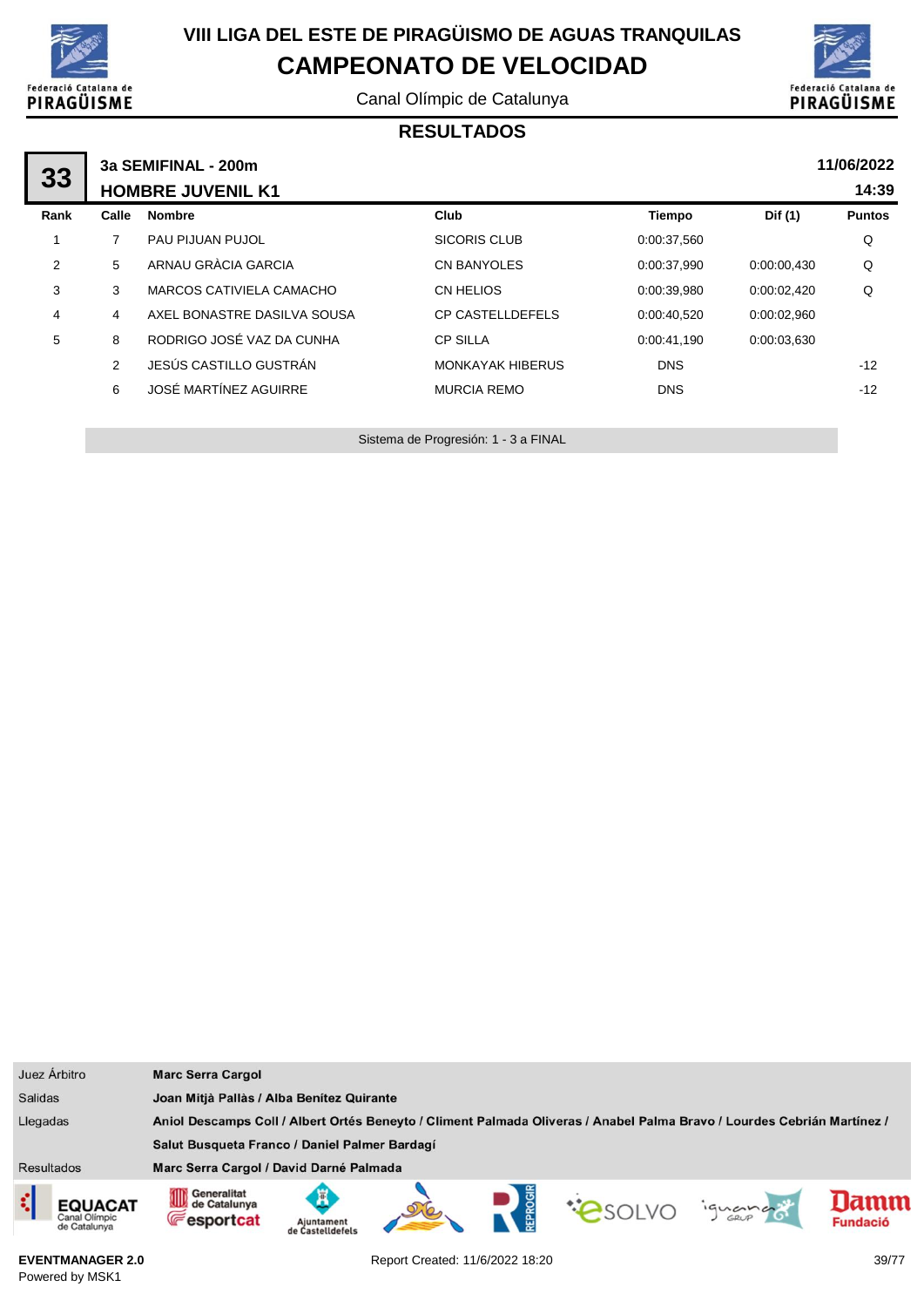# VIII LIGA DEL ESTE DE PIRAGÜISMO DE AGUAS TRANQUILAS

## CAMPEONATO DE VELOCIDAD

Canal Olímpic de Catalunya

### RESULTADOS

**33** — **3a SEMIFINAL - 200m** — **HOMBRE JUVENIL K1** — **11/06/2022** — **14:39**

| Rank | Calle | Nombre | Club | Tiempo | Dif (1) | Puntos |
|---|---|---|---|---|---|---|
| 1 | 7 | PAU PIJUAN PUJOL | SICORIS CLUB | 0:00:37,560 | | Q |
| 2 | 5 | ARNAU GRÀCIA GARCIA | CN BANYOLES | 0:00:37,990 | 0:00:00,430 | Q |
| 3 | 3 | MARCOS CATIVIELA CAMACHO | CN HELIOS | 0:00:39,980 | 0:00:02,420 | Q |
| 4 | 4 | AXEL BONASTRE DASILVA SOUSA | CP CASTELLDEFELS | 0:00:40,520 | 0:00:02,960 | |
| 5 | 8 | RODRIGO JOSÉ VAZ DA CUNHA | CP SILLA | 0:00:41,190 | 0:00:03,630 | |
| | 2 | JESÚS CASTILLO GUSTRÁN | MONKAYAK HIBERUS | DNS | | -12 |
| | 6 | JOSÉ MARTÍNEZ AGUIRRE | MURCIA REMO | DNS | | -12 |

Sistema de Progresión: 1 - 3 a FINAL

| | |
|---|---|
| Juez Árbitro | **Marc Serra Cargol** |
| Salidas | **Joan Mitjà Pallàs / Alba Benítez Quirante** |
| Llegadas | **Aniol Descamps Coll / Albert Ortés Beneyto / Climent Palmada Oliveras / Anabel Palma Bravo / Lourdes Cebrián Martínez / Salut Busqueta Franco / Daniel Palmer Bardagí** |
| Resultados | **Marc Serra Cargol / David Darné Palmada** |

**EVENTMANAGER 2.0**
Powered by MSK1

Report Created: 11/6/2022 18:20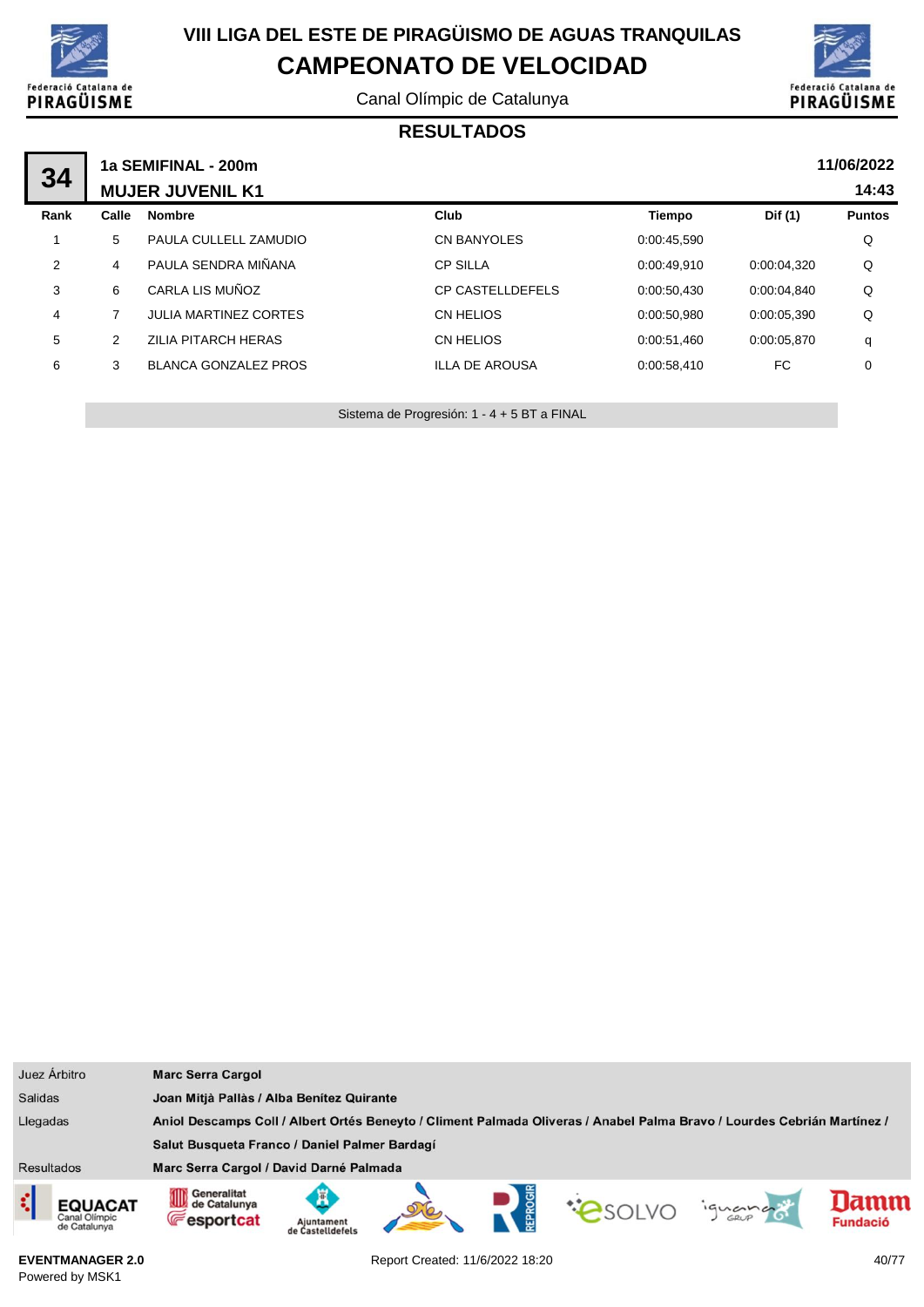# VIII LIGA DEL ESTE DE PIRAGÜISMO DE AGUAS TRANQUILAS

## CAMPEONATO DE VELOCIDAD

Canal Olímpic de Catalunya

### RESULTADOS

**34** — **1a SEMIFINAL - 200m** — **MUJER JUVENIL K1** — **11/06/2022** — **14:43**

| Rank | Calle | Nombre | Club | Tiempo | Dif (1) | Puntos |
|---|---|---|---|---|---|---|
| 1 | 5 | PAULA CULLELL ZAMUDIO | CN BANYOLES | 0:00:45,590 | | Q |
| 2 | 4 | PAULA SENDRA MIÑANA | CP SILLA | 0:00:49,910 | 0:00:04,320 | Q |
| 3 | 6 | CARLA LIS MUÑOZ | CP CASTELLDEFELS | 0:00:50,430 | 0:00:04,840 | Q |
| 4 | 7 | JULIA MARTINEZ CORTES | CN HELIOS | 0:00:50,980 | 0:00:05,390 | Q |
| 5 | 2 | ZILIA PITARCH HERAS | CN HELIOS | 0:00:51,460 | 0:00:05,870 | q |
| 6 | 3 | BLANCA GONZALEZ PROS | ILLA DE AROUSA | 0:00:58,410 | FC | 0 |

Sistema de Progresión: 1 - 4 + 5 BT a FINAL

| | |
|---|---|
| Juez Árbitro | **Marc Serra Cargol** |
| Salidas | **Joan Mitjà Pallàs / Alba Benítez Quirante** |
| Llegadas | **Aniol Descamps Coll / Albert Ortés Beneyto / Climent Palmada Oliveras / Anabel Palma Bravo / Lourdes Cebrián Martínez / Salut Busqueta Franco / Daniel Palmer Bardagí** |
| Resultados | **Marc Serra Cargol / David Darné Palmada** |

**EVENTMANAGER 2.0**
Powered by MSK1

Report Created: 11/6/2022 18:20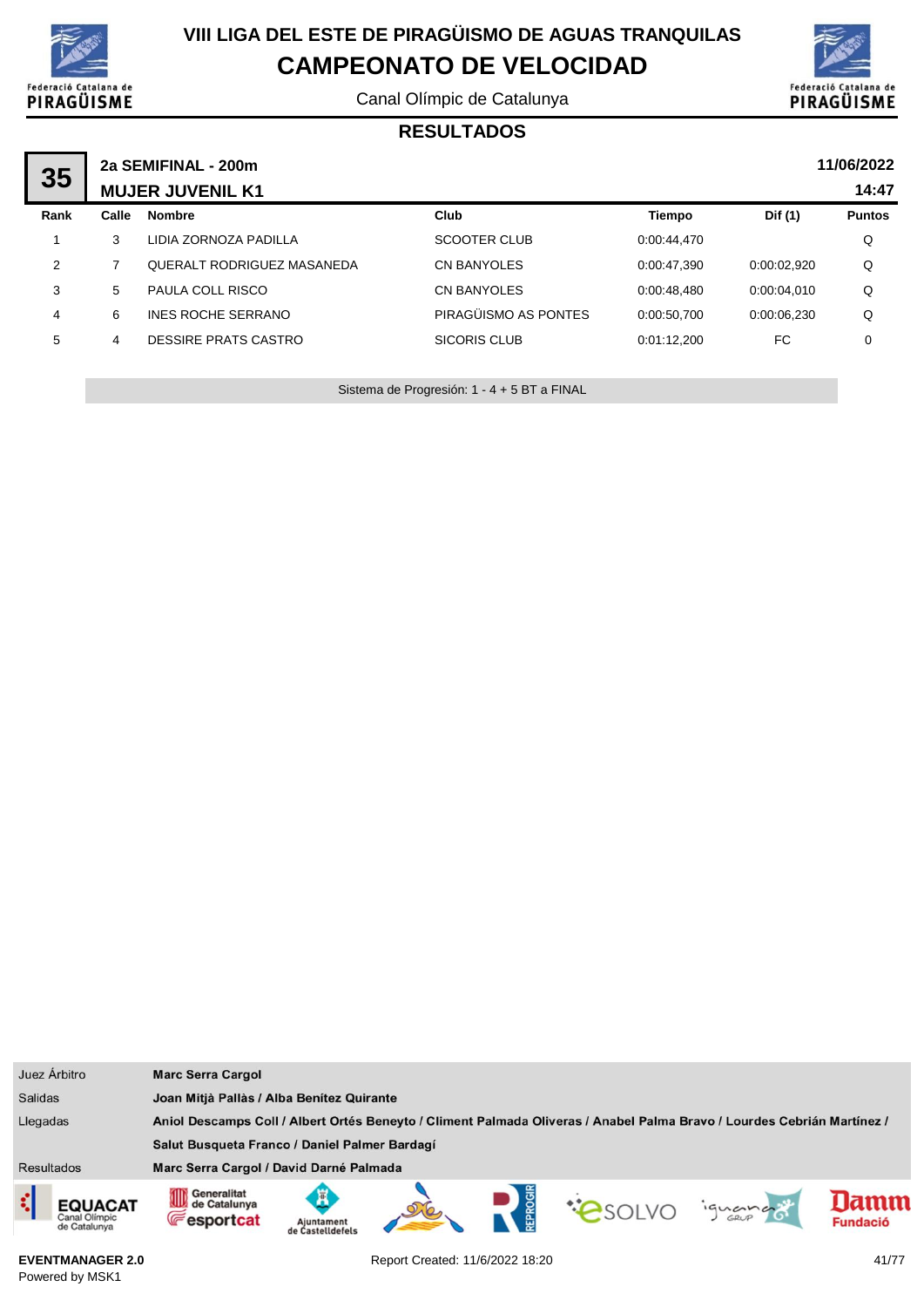# VIII LIGA DEL ESTE DE PIRAGÜISMO DE AGUAS TRANQUILAS

## CAMPEONATO DE VELOCIDAD

Canal Olímpic de Catalunya

### RESULTADOS

**35** — **2a SEMIFINAL - 200m** — **MUJER JUVENIL K1** — **11/06/2022** — **14:47**

| Rank | Calle | Nombre | Club | Tiempo | Dif (1) | Puntos |
|---|---|---|---|---|---|---|
| 1 | 3 | LIDIA ZORNOZA PADILLA | SCOOTER CLUB | 0:00:44,470 | | Q |
| 2 | 7 | QUERALT RODRIGUEZ MASANEDA | CN BANYOLES | 0:00:47,390 | 0:00:02,920 | Q |
| 3 | 5 | PAULA COLL RISCO | CN BANYOLES | 0:00:48,480 | 0:00:04,010 | Q |
| 4 | 6 | INES ROCHE SERRANO | PIRAGÜISMO AS PONTES | 0:00:50,700 | 0:00:06,230 | Q |
| 5 | 4 | DESSIRE PRATS CASTRO | SICORIS CLUB | 0:01:12,200 | FC | 0 |

Sistema de Progresión: 1 - 4 + 5 BT a FINAL

| | |
|---|---|
| Juez Árbitro | **Marc Serra Cargol** |
| Salidas | **Joan Mitjà Pallàs / Alba Benítez Quirante** |
| Llegadas | **Aniol Descamps Coll / Albert Ortés Beneyto / Climent Palmada Oliveras / Anabel Palma Bravo / Lourdes Cebrián Martínez / Salut Busqueta Franco / Daniel Palmer Bardagí** |
| Resultados | **Marc Serra Cargol / David Darné Palmada** |

**EVENTMANAGER 2.0**
Powered by MSK1

Report Created: 11/6/2022 18:20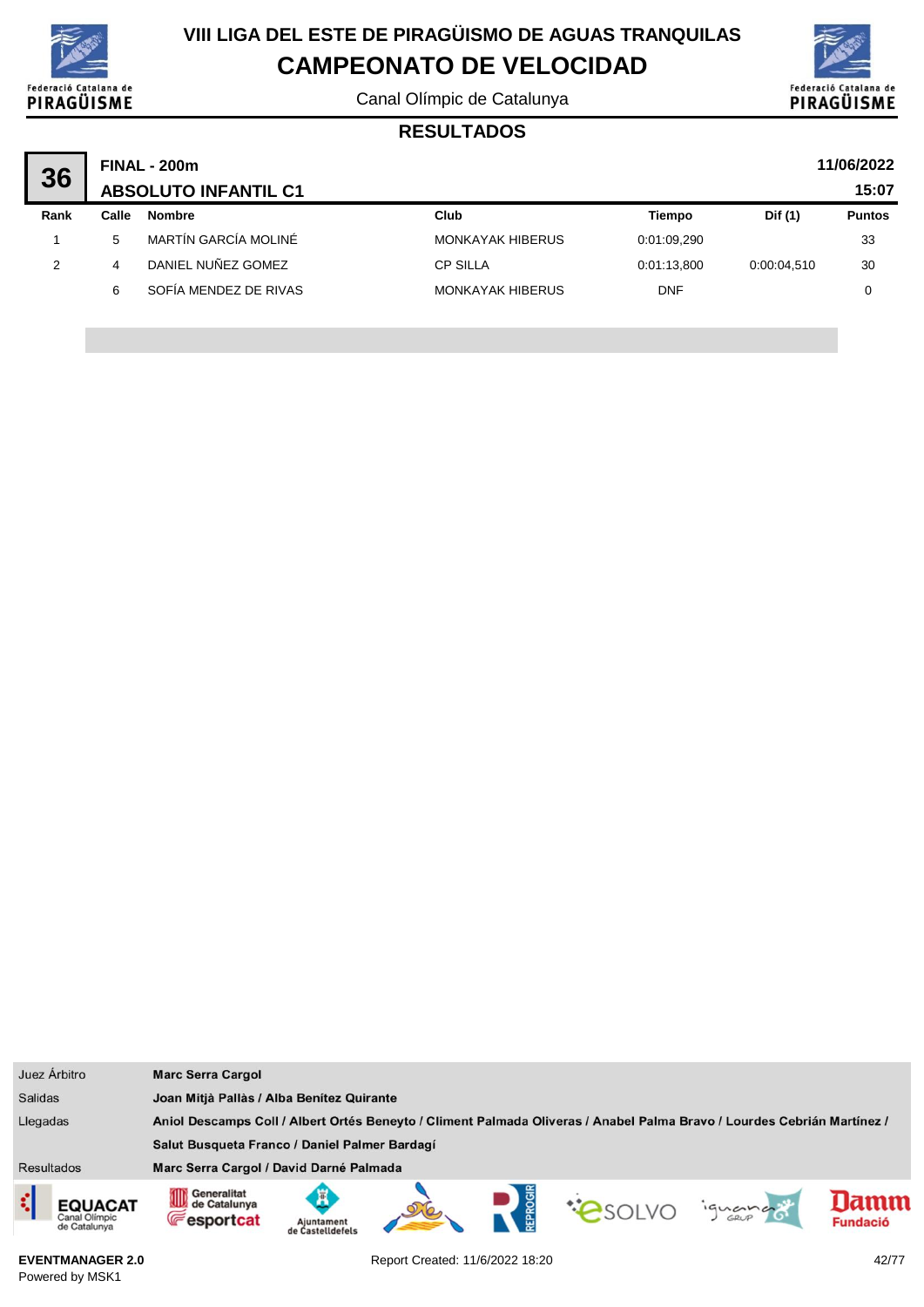# VIII LIGA DEL ESTE DE PIRAGÜISMO DE AGUAS TRANQUILAS

## CAMPEONATO DE VELOCIDAD

Canal Olímpic de Catalunya

### RESULTADOS

**36** **FINAL - 200m** **11/06/2022**

**ABSOLUTO INFANTIL C1** **15:07**

| Rank | Calle | Nombre | Club | Tiempo | Dif (1) | Puntos |
|---|---|---|---|---|---|---|
| 1 | 5 | MARTÍN GARCÍA MOLINÉ | MONKAYAK HIBERUS | 0:01:09,290 | | 33 |
| 2 | 4 | DANIEL NUÑEZ GOMEZ | CP SILLA | 0:01:13,800 | 0:00:04,510 | 30 |
| | 6 | SOFÍA MENDEZ DE RIVAS | MONKAYAK HIBERUS | DNF | | 0 |

| | |
|---|---|
| Juez Árbitro | **Marc Serra Cargol** |
| Salidas | **Joan Mitjà Pallàs / Alba Benítez Quirante** |
| Llegadas | **Aniol Descamps Coll / Albert Ortés Beneyto / Climent Palmada Oliveras / Anabel Palma Bravo / Lourdes Cebrián Martínez / Salut Busqueta Franco / Daniel Palmer Bardagí** |
| Resultados | **Marc Serra Cargol / David Darné Palmada** |

**EVENTMANAGER 2.0**
Powered by MSK1

Report Created: 11/6/2022 18:20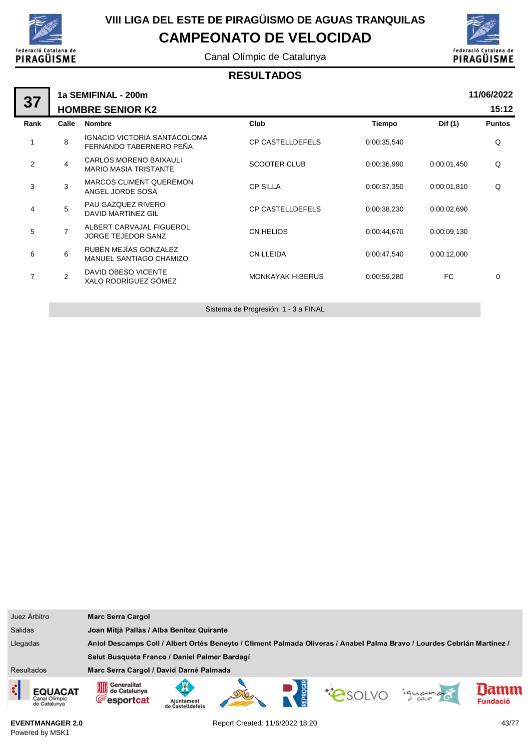# VIII LIGA DEL ESTE DE PIRAGÜISMO DE AGUAS TRANQUILAS

## CAMPEONATO DE VELOCIDAD

Canal Olímpic de Catalunya

### RESULTADOS

**37** — **1a SEMIFINAL - 200m** — **11/06/2022**

**HOMBRE SENIOR K2** — **15:12**

| Rank | Calle | Nombre | Club | Tiempo | Dif (1) | Puntos |
|---|---|---|---|---|---|---|
| 1 | 8 | IGNACIO VICTORIA SANTACOLOMA<br>FERNANDO TABERNERO PEÑA | CP CASTELLDEFELS | 0:00:35,540 | | Q |
| 2 | 4 | CARLOS MORENO BAIXAULI<br>MARIO MASIA TRISTANTE | SCOOTER CLUB | 0:00:36,990 | 0:00:01,450 | Q |
| 3 | 3 | MARCOS CLIMENT QUEREMON<br>ANGEL JORDE SOSA | CP SILLA | 0:00:37,350 | 0:00:01,810 | Q |
| 4 | 5 | PAU GAZQUEZ RIVERO<br>DAVID MARTINEZ GIL | CP CASTELLDEFELS | 0:00:38,230 | 0:00:02,690 | |
| 5 | 7 | ALBERT CARVAJAL FIGUEROL<br>JORGE TEJEDOR SANZ | CN HELIOS | 0:00:44,670 | 0:00:09,130 | |
| 6 | 6 | RUBÉN MEJÍAS GONZALEZ<br>MANUEL SANTIAGO CHAMIZO | CN LLEIDA | 0:00:47,540 | 0:00:12,000 | |
| 7 | 2 | DAVID OBESO VICENTE<br>XALO RODRÍGUEZ GÓMEZ | MONKAYAK HIBERUS | 0:00:59,280 | FC | 0 |

Sistema de Progresión: 1 - 3 a FINAL

| | |
|---|---|
| Juez Árbitro | **Marc Serra Cargol** |
| Salidas | **Joan Mitjà Pallàs / Alba Benítez Quirante** |
| Llegadas | **Aniol Descamps Coll / Albert Ortés Beneyto / Climent Palmada Oliveras / Anabel Palma Bravo / Lourdes Cebrián Martínez / Salut Busqueta Franco / Daniel Palmer Bardagí** |
| Resultados | **Marc Serra Cargol / David Darné Palmada** |

**EVENTMANAGER 2.0**
Powered by MSK1

Report Created: 11/6/2022 18:20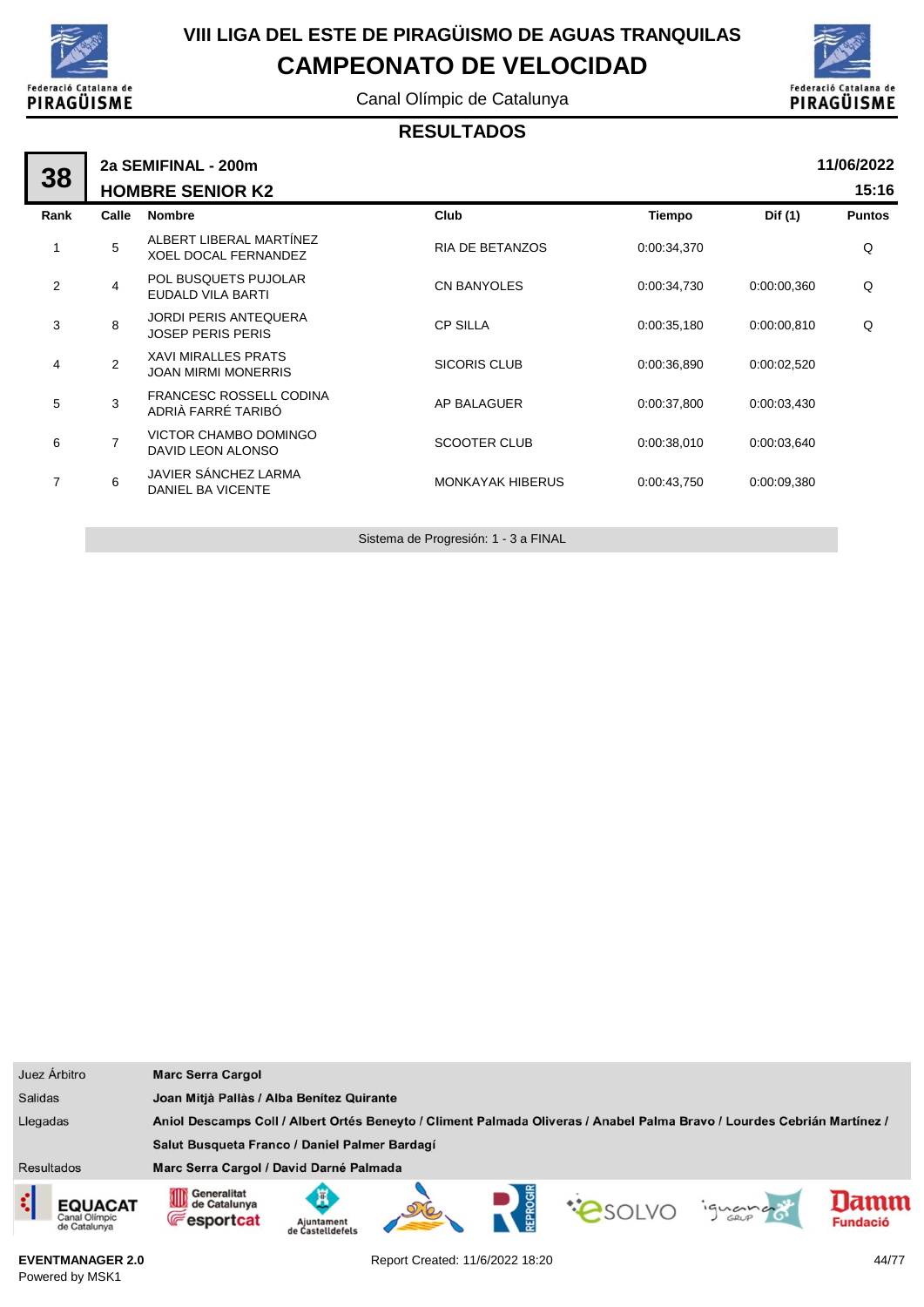# VIII LIGA DEL ESTE DE PIRAGÜISMO DE AGUAS TRANQUILAS

## CAMPEONATO DE VELOCIDAD

Canal Olímpic de Catalunya

### RESULTADOS

**38** — **2a SEMIFINAL - 200m** — **HOMBRE SENIOR K2** — **11/06/2022** — **15:16**

| Rank | Calle | Nombre | Club | Tiempo | Dif (1) | Puntos |
|---|---|---|---|---|---|---|
| 1 | 5 | ALBERT LIBERAL MARTÍNEZ<br>XOEL DOCAL FERNANDEZ | RIA DE BETANZOS | 0:00:34,370 | | Q |
| 2 | 4 | POL BUSQUETS PUJOLAR<br>EUDALD VILA BARTI | CN BANYOLES | 0:00:34,730 | 0:00:00,360 | Q |
| 3 | 8 | JORDI PERIS ANTEQUERA<br>JOSEP PERIS PERIS | CP SILLA | 0:00:35,180 | 0:00:00,810 | Q |
| 4 | 2 | XAVI MIRALLES PRATS<br>JOAN MIRMI MONERRIS | SICORIS CLUB | 0:00:36,890 | 0:00:02,520 | |
| 5 | 3 | FRANCESC ROSSELL CODINA<br>ADRIÀ FARRÉ TARIBÓ | AP BALAGUER | 0:00:37,800 | 0:00:03,430 | |
| 6 | 7 | VICTOR CHAMBO DOMINGO<br>DAVID LEON ALONSO | SCOOTER CLUB | 0:00:38,010 | 0:00:03,640 | |
| 7 | 6 | JAVIER SÁNCHEZ LARMA<br>DANIEL BA VICENTE | MONKAYAK HIBERUS | 0:00:43,750 | 0:00:09,380 | |

Sistema de Progresión: 1 - 3 a FINAL

| | |
|---|---|
| Juez Árbitro | **Marc Serra Cargol** |
| Salidas | **Joan Mitjà Pallàs / Alba Benítez Quirante** |
| Llegadas | **Aniol Descamps Coll / Albert Ortés Beneyto / Climent Palmada Oliveras / Anabel Palma Bravo / Lourdes Cebrián Martínez / Salut Busqueta Franco / Daniel Palmer Bardagí** |
| Resultados | **Marc Serra Cargol / David Darné Palmada** |

EVENTMANAGER 2.0
Powered by MSK1

Report Created: 11/6/2022 18:20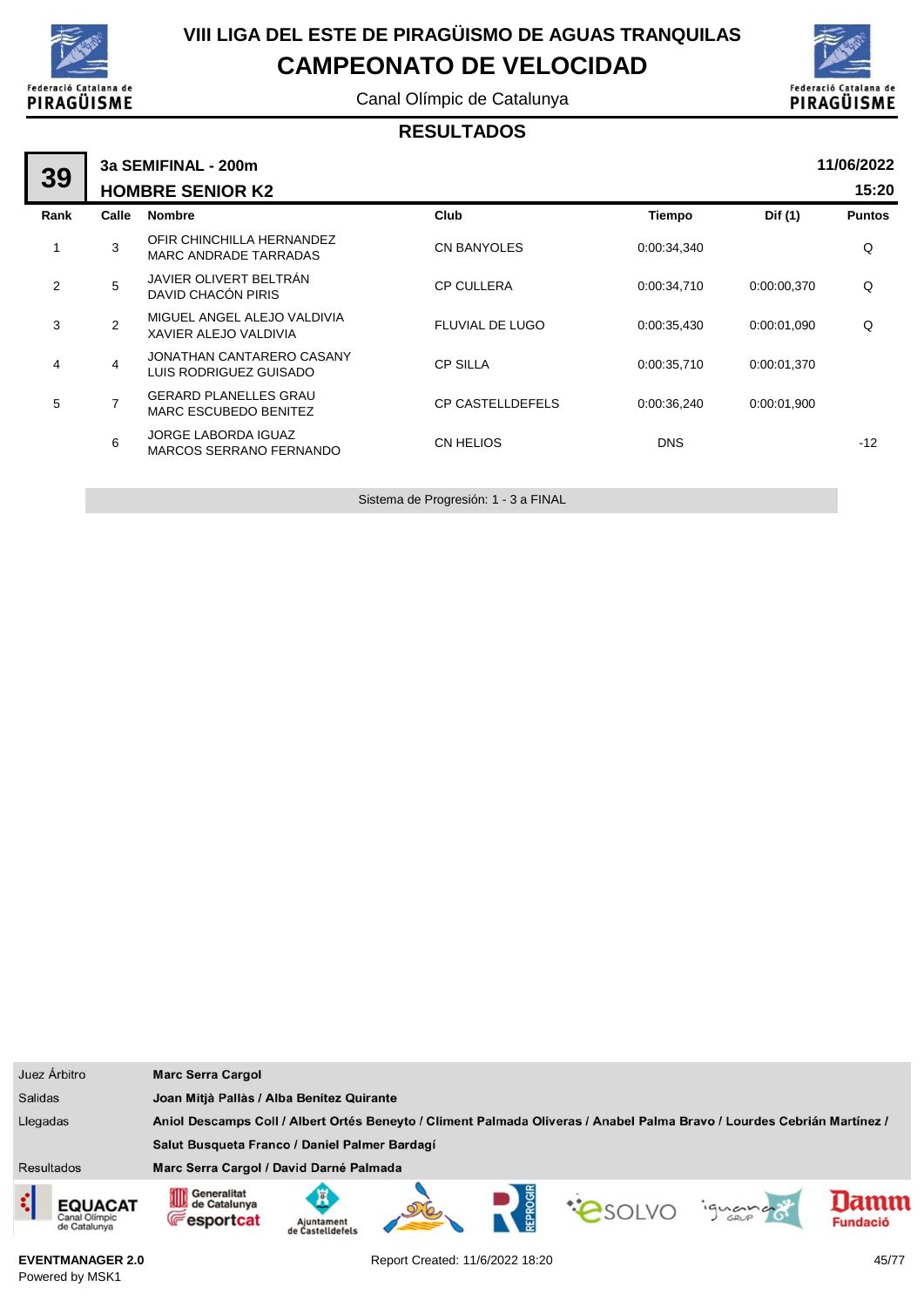# VIII LIGA DEL ESTE DE PIRAGÜISMO DE AGUAS TRANQUILAS

# CAMPEONATO DE VELOCIDAD

Canal Olímpic de Catalunya

## RESULTADOS

**39** — **3a SEMIFINAL - 200m** — **HOMBRE SENIOR K2**

**11/06/2022** **15:20**

| Rank | Calle | Nombre | Club | Tiempo | Dif (1) | Puntos |
|---|---|---|---|---|---|---|
| 1 | 3 | OFIR CHINCHILLA HERNANDEZ<br>MARC ANDRADE TARRADAS | CN BANYOLES | 0:00:34,340 | | Q |
| 2 | 5 | JAVIER OLIVERT BELTRÁN<br>DAVID CHACÓN PIRIS | CP CULLERA | 0:00:34,710 | 0:00:00,370 | Q |
| 3 | 2 | MIGUEL ANGEL ALEJO VALDIVIA<br>XAVIER ALEJO VALDIVIA | FLUVIAL DE LUGO | 0:00:35,430 | 0:00:01,090 | Q |
| 4 | 4 | JONATHAN CANTARERO CASANY<br>LUIS RODRIGUEZ GUISADO | CP SILLA | 0:00:35,710 | 0:00:01,370 | |
| 5 | 7 | GERARD PLANELLES GRAU<br>MARC ESCUBEDO BENITEZ | CP CASTELLDEFELS | 0:00:36,240 | 0:00:01,900 | |
| | 6 | JORGE LABORDA IGUAZ<br>MARCOS SERRANO FERNANDO | CN HELIOS | DNS | | -12 |

Sistema de Progresión: 1 - 3 a FINAL

| | |
|---|---|
| Juez Árbitro | **Marc Serra Cargol** |
| Salidas | **Joan Mitjà Pallàs / Alba Benítez Quirante** |
| Llegadas | **Aniol Descamps Coll / Albert Ortés Beneyto / Climent Palmada Oliveras / Anabel Palma Bravo / Lourdes Cebrián Martínez / Salut Busqueta Franco / Daniel Palmer Bardagí** |
| Resultados | **Marc Serra Cargol / David Darné Palmada** |

**EVENTMANAGER 2.0**
Powered by MSK1

Report Created: 11/6/2022 18:20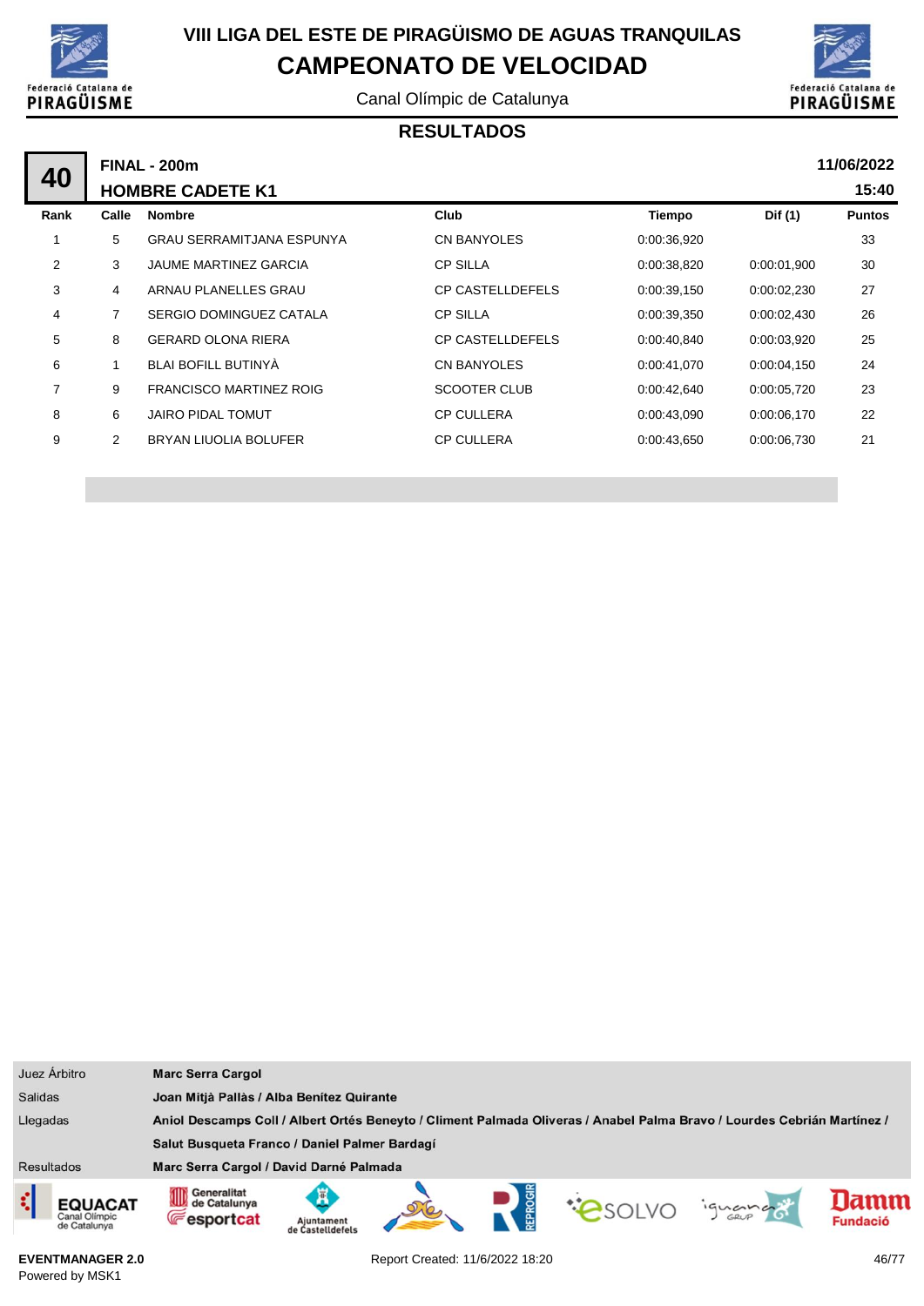# VIII LIGA DEL ESTE DE PIRAGÜISMO DE AGUAS TRANQUILAS

## CAMPEONATO DE VELOCIDAD

Canal Olímpic de Catalunya

### RESULTADOS

**40** — **FINAL - 200m** — **HOMBRE CADETE K1** — **11/06/2022** — **15:40**

| Rank | Calle | Nombre | Club | Tiempo | Dif (1) | Puntos |
|---|---|---|---|---|---|---|
| 1 | 5 | GRAU SERRAMITJANA ESPUNYA | CN BANYOLES | 0:00:36,920 | | 33 |
| 2 | 3 | JAUME MARTINEZ GARCIA | CP SILLA | 0:00:38,820 | 0:00:01,900 | 30 |
| 3 | 4 | ARNAU PLANELLES GRAU | CP CASTELLDEFELS | 0:00:39,150 | 0:00:02,230 | 27 |
| 4 | 7 | SERGIO DOMINGUEZ CATALA | CP SILLA | 0:00:39,350 | 0:00:02,430 | 26 |
| 5 | 8 | GERARD OLONA RIERA | CP CASTELLDEFELS | 0:00:40,840 | 0:00:03,920 | 25 |
| 6 | 1 | BLAI BOFILL BUTINYÀ | CN BANYOLES | 0:00:41,070 | 0:00:04,150 | 24 |
| 7 | 9 | FRANCISCO MARTINEZ ROIG | SCOOTER CLUB | 0:00:42,640 | 0:00:05,720 | 23 |
| 8 | 6 | JAIRO PIDAL TOMUT | CP CULLERA | 0:00:43,090 | 0:00:06,170 | 22 |
| 9 | 2 | BRYAN LIUOLIA BOLUFER | CP CULLERA | 0:00:43,650 | 0:00:06,730 | 21 |

| | |
|---|---|
| Juez Árbitro | **Marc Serra Cargol** |
| Salidas | **Joan Mitjà Pallàs / Alba Benítez Quirante** |
| Llegadas | **Aniol Descamps Coll / Albert Ortés Beneyto / Climent Palmada Oliveras / Anabel Palma Bravo / Lourdes Cebrián Martínez / Salut Busqueta Franco / Daniel Palmer Bardagí** |
| Resultados | **Marc Serra Cargol / David Darné Palmada** |

**EVENTMANAGER 2.0**
Powered by MSK1

Report Created: 11/6/2022 18:20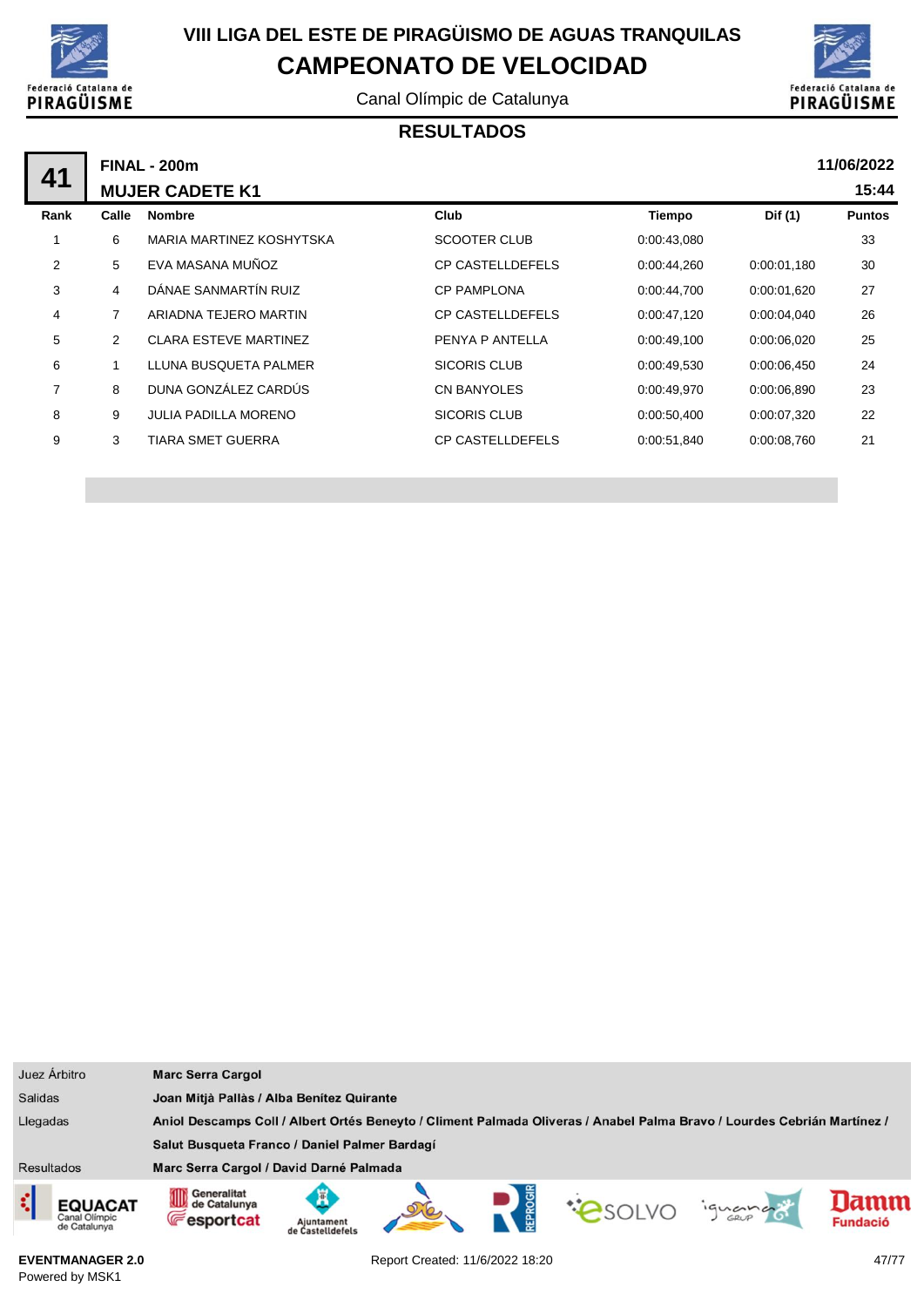# VIII LIGA DEL ESTE DE PIRAGÜISMO DE AGUAS TRANQUILAS

## CAMPEONATO DE VELOCIDAD

Canal Olímpic de Catalunya

### RESULTADOS

**41** — **FINAL - 200m** — **MUJER CADETE K1** — **11/06/2022** — **15:44**

| Rank | Calle | Nombre | Club | Tiempo | Dif (1) | Puntos |
|---|---|---|---|---|---|---|
| 1 | 6 | MARIA MARTINEZ KOSHYTSKA | SCOOTER CLUB | 0:00:43,080 | | 33 |
| 2 | 5 | EVA MASANA MUÑOZ | CP CASTELLDEFELS | 0:00:44,260 | 0:00:01,180 | 30 |
| 3 | 4 | DÁNAE SANMARTÍN RUIZ | CP PAMPLONA | 0:00:44,700 | 0:00:01,620 | 27 |
| 4 | 7 | ARIADNA TEJERO MARTIN | CP CASTELLDEFELS | 0:00:47,120 | 0:00:04,040 | 26 |
| 5 | 2 | CLARA ESTEVE MARTINEZ | PENYA P ANTELLA | 0:00:49,100 | 0:00:06,020 | 25 |
| 6 | 1 | LLUNA BUSQUETA PALMER | SICORIS CLUB | 0:00:49,530 | 0:00:06,450 | 24 |
| 7 | 8 | DUNA GONZÁLEZ CARDÚS | CN BANYOLES | 0:00:49,970 | 0:00:06,890 | 23 |
| 8 | 9 | JULIA PADILLA MORENO | SICORIS CLUB | 0:00:50,400 | 0:00:07,320 | 22 |
| 9 | 3 | TIARA SMET GUERRA | CP CASTELLDEFELS | 0:00:51,840 | 0:00:08,760 | 21 |

| | |
|---|---|
| Juez Árbitro | **Marc Serra Cargol** |
| Salidas | **Joan Mitjà Pallàs / Alba Benítez Quirante** |
| Llegadas | **Aniol Descamps Coll / Albert Ortés Beneyto / Climent Palmada Oliveras / Anabel Palma Bravo / Lourdes Cebrián Martínez / Salut Busqueta Franco / Daniel Palmer Bardagí** |
| Resultados | **Marc Serra Cargol / David Darné Palmada** |

**EVENTMANAGER 2.0**
Powered by MSK1

Report Created: 11/6/2022 18:20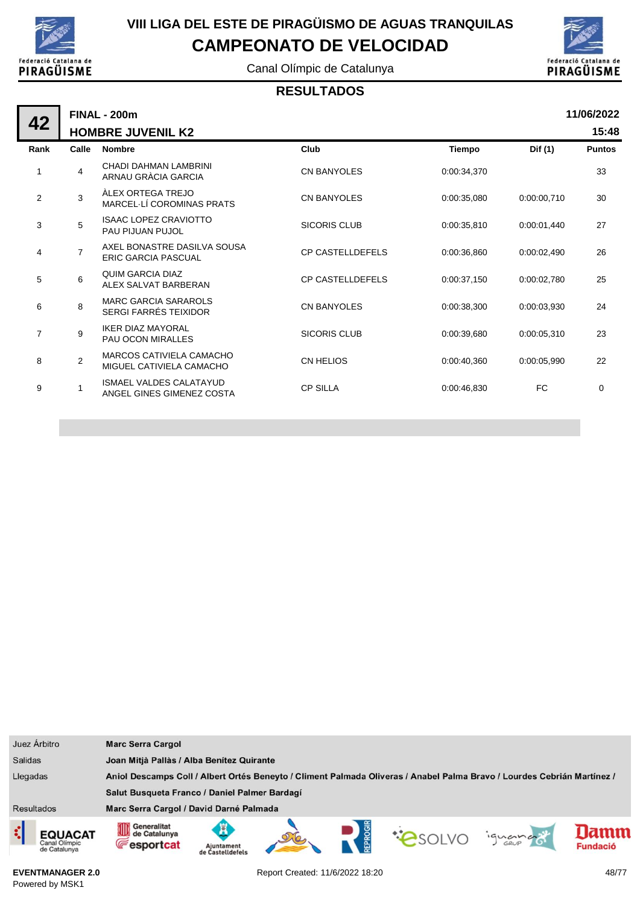# VIII LIGA DEL ESTE DE PIRAGÜISMO DE AGUAS TRANQUILAS

## CAMPEONATO DE VELOCIDAD

Canal Olímpic de Catalunya

### RESULTADOS

**42** — **FINAL - 200m** — **11/06/2022**

**HOMBRE JUVENIL K2** — **15:48**

| Rank | Calle | Nombre | Club | Tiempo | Dif (1) | Puntos |
|---|---|---|---|---|---|---|
| 1 | 4 | CHADI DAHMAN LAMBRINI<br>ARNAU GRÀCIA GARCIA | CN BANYOLES | 0:00:34,370 | | 33 |
| 2 | 3 | ÀLEX ORTEGA TREJO<br>MARCEL·LÍ COROMINAS PRATS | CN BANYOLES | 0:00:35,080 | 0:00:00,710 | 30 |
| 3 | 5 | ISAAC LOPEZ CRAVIOTTO<br>PAU PIJUAN PUJOL | SICORIS CLUB | 0:00:35,810 | 0:00:01,440 | 27 |
| 4 | 7 | AXEL BONASTRE DASILVA SOUSA<br>ERIC GARCIA PASCUAL | CP CASTELLDEFELS | 0:00:36,860 | 0:00:02,490 | 26 |
| 5 | 6 | QUIM GARCIA DIAZ<br>ALEX SALVAT BARBERAN | CP CASTELLDEFELS | 0:00:37,150 | 0:00:02,780 | 25 |
| 6 | 8 | MARC GARCIA SARAROLS<br>SERGI FARRÉS TEIXIDOR | CN BANYOLES | 0:00:38,300 | 0:00:03,930 | 24 |
| 7 | 9 | IKER DIAZ MAYORAL<br>PAU OCON MIRALLES | SICORIS CLUB | 0:00:39,680 | 0:00:05,310 | 23 |
| 8 | 2 | MARCOS CATIVIELA CAMACHO<br>MIGUEL CATIVIELA CAMACHO | CN HELIOS | 0:00:40,360 | 0:00:05,990 | 22 |
| 9 | 1 | ISMAEL VALDES CALATAYUD<br>ANGEL GINES GIMENEZ COSTA | CP SILLA | 0:00:46,830 | FC | 0 |

| | |
|---|---|
| Juez Árbitro | **Marc Serra Cargol** |
| Salidas | **Joan Mitjà Pallàs / Alba Benítez Quirante** |
| Llegadas | **Aniol Descamps Coll / Albert Ortés Beneyto / Climent Palmada Oliveras / Anabel Palma Bravo / Lourdes Cebrián Martínez / Salut Busqueta Franco / Daniel Palmer Bardagí** |
| Resultados | **Marc Serra Cargol / David Darné Palmada** |

**EVENTMANAGER 2.0**
Powered by MSK1

Report Created: 11/6/2022 18:20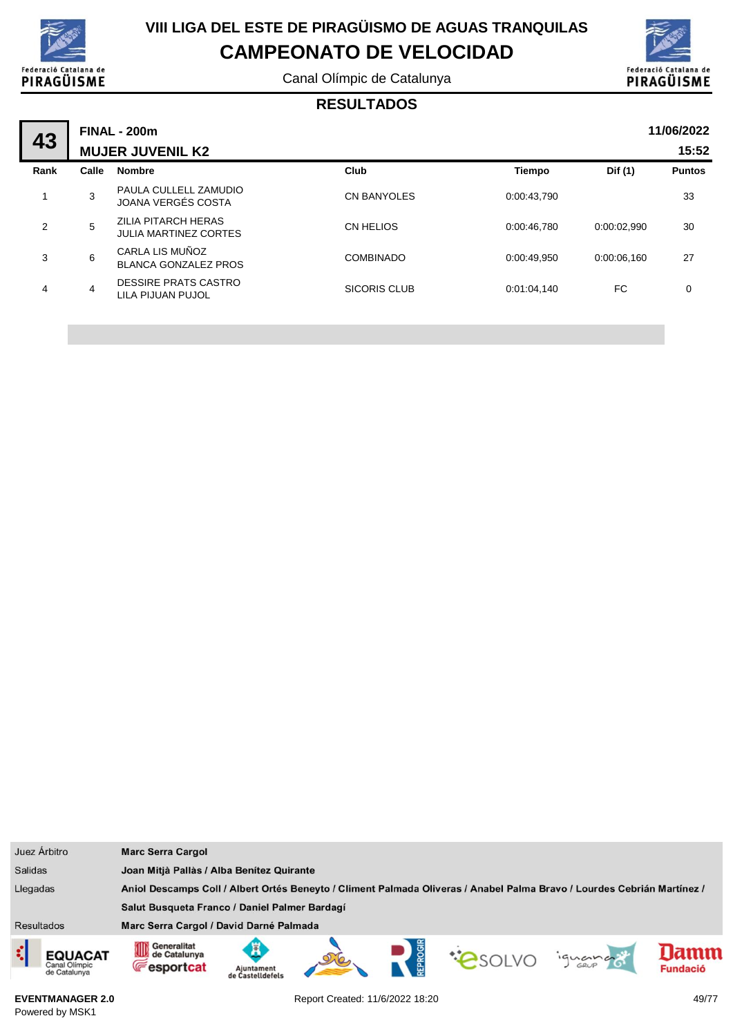# VIII LIGA DEL ESTE DE PIRAGÜISMO DE AGUAS TRANQUILAS

## CAMPEONATO DE VELOCIDAD

Canal Olímpic de Catalunya

### RESULTADOS

**43** — **FINAL - 200m** — **MUJER JUVENIL K2** — **11/06/2022** **15:52**

| Rank | Calle | Nombre | Club | Tiempo | Dif (1) | Puntos |
|---|---|---|---|---|---|---|
| 1 | 3 | PAULA CULLELL ZAMUDIO<br>JOANA VERGÉS COSTA | CN BANYOLES | 0:00:43,790 | | 33 |
| 2 | 5 | ZILIA PITARCH HERAS<br>JULIA MARTINEZ CORTES | CN HELIOS | 0:00:46,780 | 0:00:02,990 | 30 |
| 3 | 6 | CARLA LIS MUÑOZ<br>BLANCA GONZALEZ PROS | COMBINADO | 0:00:49,950 | 0:00:06,160 | 27 |
| 4 | 4 | DESSIRE PRATS CASTRO<br>LILA PIJUAN PUJOL | SICORIS CLUB | 0:01:04,140 | FC | 0 |

| | |
|---|---|
| Juez Árbitro | **Marc Serra Cargol** |
| Salidas | **Joan Mitjà Pallàs / Alba Benítez Quirante** |
| Llegadas | **Aniol Descamps Coll / Albert Ortés Beneyto / Climent Palmada Oliveras / Anabel Palma Bravo / Lourdes Cebrián Martínez / Salut Busqueta Franco / Daniel Palmer Bardagí** |
| Resultados | **Marc Serra Cargol / David Darné Palmada** |

**EVENTMANAGER 2.0**
Powered by MSK1

Report Created: 11/6/2022 18:20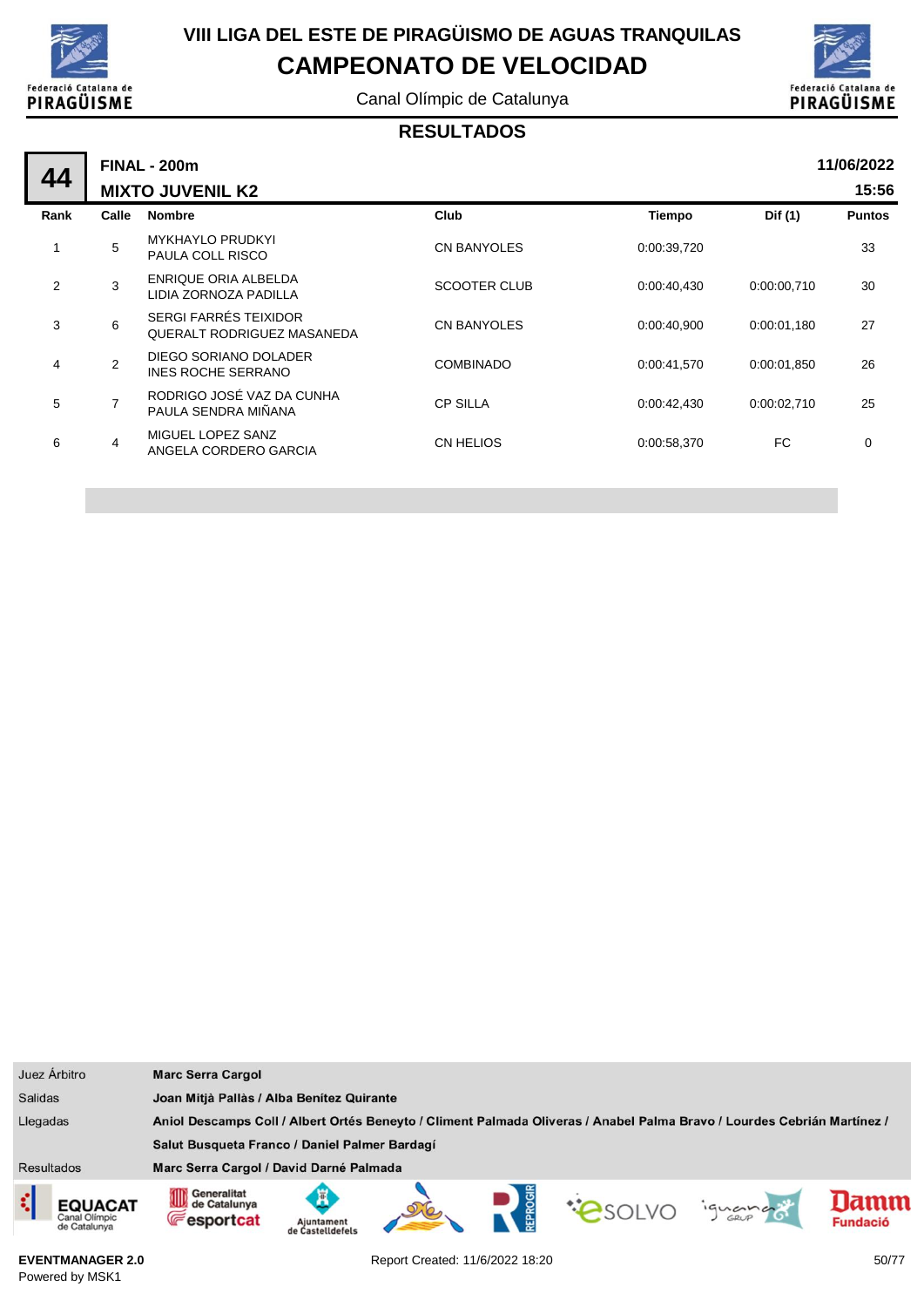# VIII LIGA DEL ESTE DE PIRAGÜISMO DE AGUAS TRANQUILAS

## CAMPEONATO DE VELOCIDAD

Canal Olímpic de Catalunya

### RESULTADOS

**44** — **FINAL - 200m** — **MIXTO JUVENIL K2** — **11/06/2022** **15:56**

| Rank | Calle | Nombre | Club | Tiempo | Dif (1) | Puntos |
|---|---|---|---|---|---|---|
| 1 | 5 | MYKHAYLO PRUDKYI<br>PAULA COLL RISCO | CN BANYOLES | 0:00:39,720 | | 33 |
| 2 | 3 | ENRIQUE ORIA ALBELDA<br>LIDIA ZORNOZA PADILLA | SCOOTER CLUB | 0:00:40,430 | 0:00:00,710 | 30 |
| 3 | 6 | SERGI FARRÉS TEIXIDOR<br>QUERALT RODRIGUEZ MASANEDA | CN BANYOLES | 0:00:40,900 | 0:00:01,180 | 27 |
| 4 | 2 | DIEGO SORIANO DOLADER<br>INES ROCHE SERRANO | COMBINADO | 0:00:41,570 | 0:00:01,850 | 26 |
| 5 | 7 | RODRIGO JOSÉ VAZ DA CUNHA<br>PAULA SENDRA MIÑANA | CP SILLA | 0:00:42,430 | 0:00:02,710 | 25 |
| 6 | 4 | MIGUEL LOPEZ SANZ<br>ANGELA CORDERO GARCIA | CN HELIOS | 0:00:58,370 | FC | 0 |

| | |
|---|---|
| Juez Árbitro | **Marc Serra Cargol** |
| Salidas | **Joan Mitjà Pallàs / Alba Benítez Quirante** |
| Llegadas | **Aniol Descamps Coll / Albert Ortés Beneyto / Climent Palmada Oliveras / Anabel Palma Bravo / Lourdes Cebrián Martínez / Salut Busqueta Franco / Daniel Palmer Bardagí** |
| Resultados | **Marc Serra Cargol / David Darné Palmada** |

EVENTMANAGER 2.0
Powered by MSK1

Report Created: 11/6/2022 18:20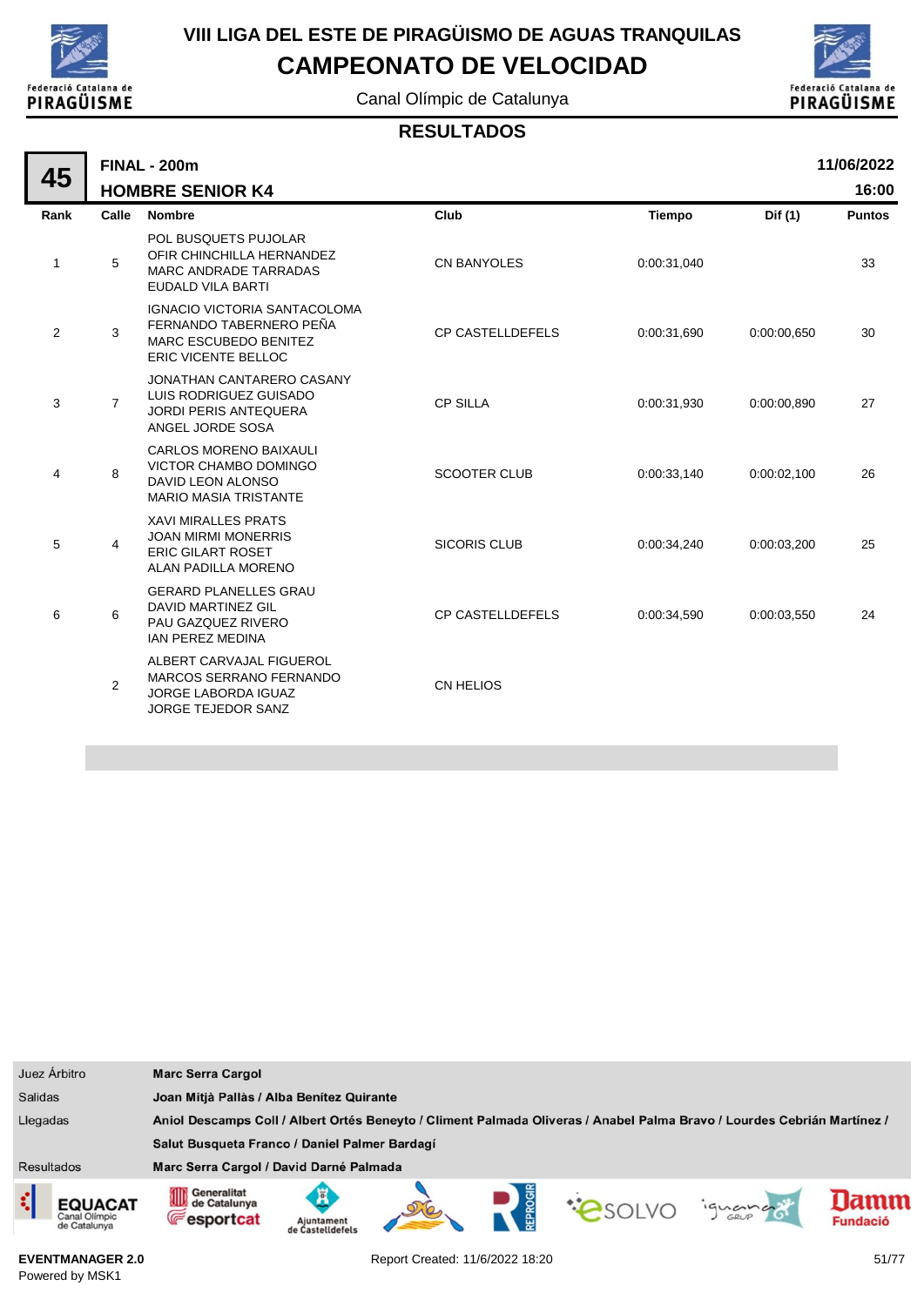# VIII LIGA DEL ESTE DE PIRAGÜISMO DE AGUAS TRANQUILAS

## CAMPEONATO DE VELOCIDAD

Canal Olímpic de Catalunya

### RESULTADOS

**45** — **FINAL - 200m** — **11/06/2022**

**HOMBRE SENIOR K4** — **16:00**

| Rank | Calle | Nombre | Club | Tiempo | Dif (1) | Puntos |
|---|---|---|---|---|---|---|
| 1 | 5 | POL BUSQUETS PUJOLAR<br>OFIR CHINCHILLA HERNANDEZ<br>MARC ANDRADE TARRADAS<br>EUDALD VILA BARTI | CN BANYOLES | 0:00:31,040 | | 33 |
| 2 | 3 | IGNACIO VICTORIA SANTACOLOMA<br>FERNANDO TABERNERO PEÑA<br>MARC ESCUBEDO BENITEZ<br>ERIC VICENTE BELLOC | CP CASTELLDEFELS | 0:00:31,690 | 0:00:00,650 | 30 |
| 3 | 7 | JONATHAN CANTARERO CASANY<br>LUIS RODRIGUEZ GUISADO<br>JORDI PERIS ANTEQUERA<br>ANGEL JORDE SOSA | CP SILLA | 0:00:31,930 | 0:00:00,890 | 27 |
| 4 | 8 | CARLOS MORENO BAIXAULI<br>VICTOR CHAMBO DOMINGO<br>DAVID LEON ALONSO<br>MARIO MASIA TRISTANTE | SCOOTER CLUB | 0:00:33,140 | 0:00:02,100 | 26 |
| 5 | 4 | XAVI MIRALLES PRATS<br>JOAN MIRMI MONERRIS<br>ERIC GILART ROSET<br>ALAN PADILLA MORENO | SICORIS CLUB | 0:00:34,240 | 0:00:03,200 | 25 |
| 6 | 6 | GERARD PLANELLES GRAU<br>DAVID MARTINEZ GIL<br>PAU GAZQUEZ RIVERO<br>IAN PEREZ MEDINA | CP CASTELLDEFELS | 0:00:34,590 | 0:00:03,550 | 24 |
| | 2 | ALBERT CARVAJAL FIGUEROL<br>MARCOS SERRANO FERNANDO<br>JORGE LABORDA IGUAZ<br>JORGE TEJEDOR SANZ | CN HELIOS | | | |

| | |
|---|---|
| Juez Árbitro | **Marc Serra Cargol** |
| Salidas | **Joan Mitjà Pallàs / Alba Benítez Quirante** |
| Llegadas | **Aniol Descamps Coll / Albert Ortés Beneyto / Climent Palmada Oliveras / Anabel Palma Bravo / Lourdes Cebrián Martínez / Salut Busqueta Franco / Daniel Palmer Bardagí** |
| Resultados | **Marc Serra Cargol / David Darné Palmada** |

EVENTMANAGER 2.0
Powered by MSK1

Report Created: 11/6/2022 18:20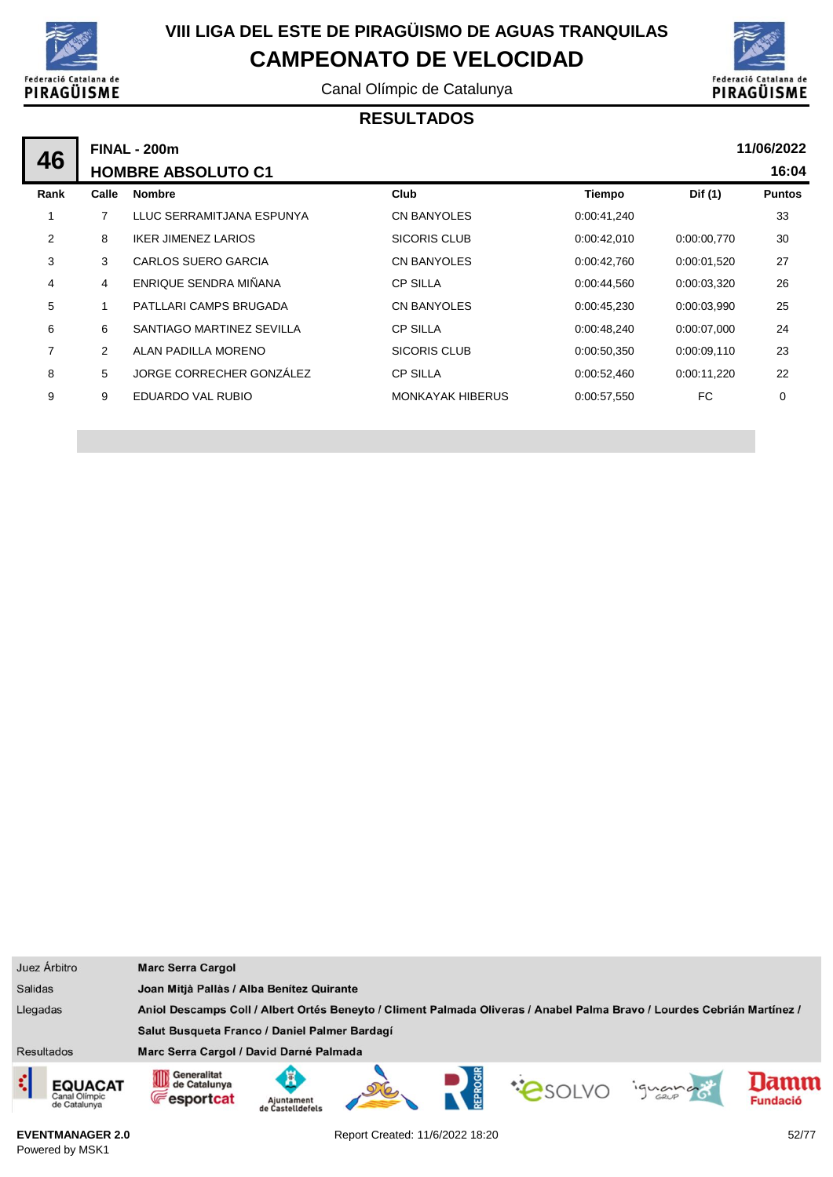# VIII LIGA DEL ESTE DE PIRAGÜISMO DE AGUAS TRANQUILAS

## CAMPEONATO DE VELOCIDAD

Canal Olímpic de Catalunya

### RESULTADOS

**46** **FINAL - 200m** **11/06/2022**

**HOMBRE ABSOLUTO C1** **16:04**

| Rank | Calle | Nombre | Club | Tiempo | Dif (1) | Puntos |
|---|---|---|---|---|---|---|
| 1 | 7 | LLUC SERRAMITJANA ESPUNYA | CN BANYOLES | 0:00:41,240 | | 33 |
| 2 | 8 | IKER JIMENEZ LARIOS | SICORIS CLUB | 0:00:42,010 | 0:00:00,770 | 30 |
| 3 | 3 | CARLOS SUERO GARCIA | CN BANYOLES | 0:00:42,760 | 0:00:01,520 | 27 |
| 4 | 4 | ENRIQUE SENDRA MIÑANA | CP SILLA | 0:00:44,560 | 0:00:03,320 | 26 |
| 5 | 1 | PATLLARI CAMPS BRUGADA | CN BANYOLES | 0:00:45,230 | 0:00:03,990 | 25 |
| 6 | 6 | SANTIAGO MARTINEZ SEVILLA | CP SILLA | 0:00:48,240 | 0:00:07,000 | 24 |
| 7 | 2 | ALAN PADILLA MORENO | SICORIS CLUB | 0:00:50,350 | 0:00:09,110 | 23 |
| 8 | 5 | JORGE CORRECHER GONZÁLEZ | CP SILLA | 0:00:52,460 | 0:00:11,220 | 22 |
| 9 | 9 | EDUARDO VAL RUBIO | MONKAYAK HIBERUS | 0:00:57,550 | FC | 0 |

| | |
|---|---|
| Juez Árbitro | **Marc Serra Cargol** |
| Salidas | **Joan Mitjà Pallàs / Alba Benítez Quirante** |
| Llegadas | **Aniol Descamps Coll / Albert Ortés Beneyto / Climent Palmada Oliveras / Anabel Palma Bravo / Lourdes Cebrián Martínez / Salut Busqueta Franco / Daniel Palmer Bardagí** |
| Resultados | **Marc Serra Cargol / David Darné Palmada** |

**EVENTMANAGER 2.0**
Powered by MSK1

Report Created: 11/6/2022 18:20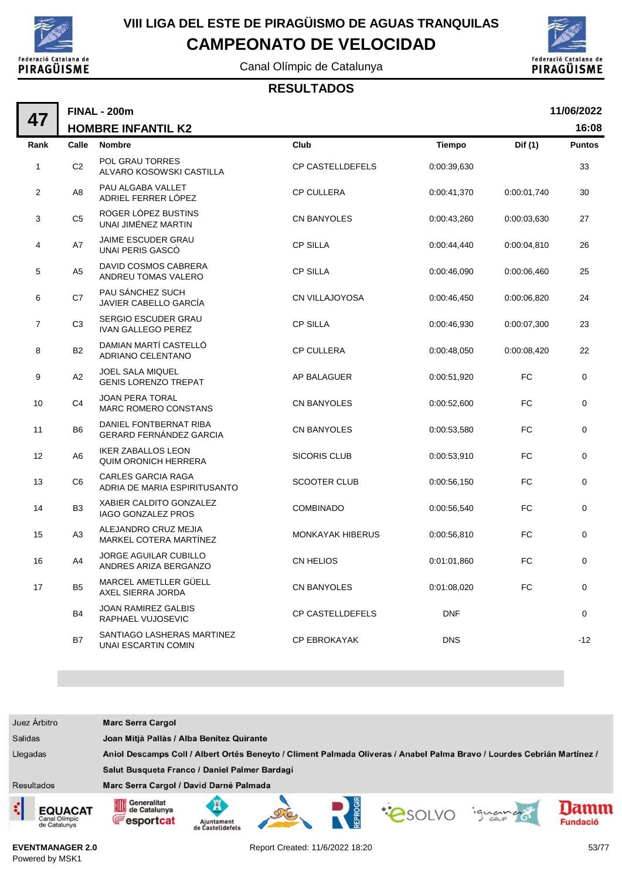# VIII LIGA DEL ESTE DE PIRAGÜISMO DE AGUAS TRANQUILAS

## CAMPEONATO DE VELOCIDAD

Canal Olímpic de Catalunya

### RESULTADOS

**47** — **FINAL - 200m** — **HOMBRE INFANTIL K2** — **11/06/2022** — **16:08**

| Rank | Calle | Nombre | Club | Tiempo | Dif (1) | Puntos |
|---|---|---|---|---|---|---|
| 1 | C2 | POL GRAU TORRES<br>ALVARO KOSOWSKI CASTILLA | CP CASTELLDEFELS | 0:00:39,630 | | 33 |
| 2 | A8 | PAU ALGABA VALLET<br>ADRIEL FERRER LÓPEZ | CP CULLERA | 0:00:41,370 | 0:00:01,740 | 30 |
| 3 | C5 | ROGER LÓPEZ BUSTINS<br>UNAI JIMÉNEZ MARTIN | CN BANYOLES | 0:00:43,260 | 0:00:03,630 | 27 |
| 4 | A7 | JAIME ESCUDER GRAU<br>UNAI PERIS GASCÓ | CP SILLA | 0:00:44,440 | 0:00:04,810 | 26 |
| 5 | A5 | DAVID COSMOS CABRERA<br>ANDREU TOMAS VALERO | CP SILLA | 0:00:46,090 | 0:00:06,460 | 25 |
| 6 | C7 | PAU SÁNCHEZ SUCH<br>JAVIER CABELLO GARCÍA | CN VILLAJOYOSA | 0:00:46,450 | 0:00:06,820 | 24 |
| 7 | C3 | SERGIO ESCUDER GRAU<br>IVAN GALLEGO PEREZ | CP SILLA | 0:00:46,930 | 0:00:07,300 | 23 |
| 8 | B2 | DAMIAN MARTÍ CASTELLÓ<br>ADRIANO CELENTANO | CP CULLERA | 0:00:48,050 | 0:00:08,420 | 22 |
| 9 | A2 | JOEL SALA MIQUEL<br>GENIS LORENZO TREPAT | AP BALAGUER | 0:00:51,920 | FC | 0 |
| 10 | C4 | JOAN PERA TORAL<br>MARC ROMERO CONSTANS | CN BANYOLES | 0:00:52,600 | FC | 0 |
| 11 | B6 | DANIEL FONTBERNAT RIBA<br>GERARD FERNÁNDEZ GARCIA | CN BANYOLES | 0:00:53,580 | FC | 0 |
| 12 | A6 | IKER ZABALLOS LEON<br>QUIM ORONICH HERRERA | SICORIS CLUB | 0:00:53,910 | FC | 0 |
| 13 | C6 | CARLES GARCIA RAGA<br>ADRIA DE MARIA ESPIRITUSANTO | SCOOTER CLUB | 0:00:56,150 | FC | 0 |
| 14 | B3 | XABIER CALDITO GONZALEZ<br>IAGO GONZALEZ PROS | COMBINADO | 0:00:56,540 | FC | 0 |
| 15 | A3 | ALEJANDRO CRUZ MEJIA<br>MARKEL COTERA MARTÍNEZ | MONKAYAK HIBERUS | 0:00:56,810 | FC | 0 |
| 16 | A4 | JORGE AGUILAR CUBILLO<br>ANDRES ARIZA BERGANZO | CN HELIOS | 0:01:01,860 | FC | 0 |
| 17 | B5 | MARCEL AMETLLER GÜELL<br>AXEL SIERRA JORDA | CN BANYOLES | 0:01:08,020 | FC | 0 |
| | B4 | JOAN RAMIREZ GALBIS<br>RAPHAEL VUJOSEVIC | CP CASTELLDEFELS | DNF | | 0 |
| | B7 | SANTIAGO LASHERAS MARTINEZ<br>UNAI ESCARTIN COMIN | CP EBROKAYAK | DNS | | -12 |

| | |
|---|---|
| Juez Árbitro | **Marc Serra Cargol** |
| Salidas | **Joan Mitjà Pallàs / Alba Benítez Quirante** |
| Llegadas | **Aniol Descamps Coll / Albert Ortés Beneyto / Climent Palmada Oliveras / Anabel Palma Bravo / Lourdes Cebrián Martínez / Salut Busqueta Franco / Daniel Palmer Bardagí** |
| Resultados | **Marc Serra Cargol / David Darné Palmada** |

EVENTMANAGER 2.0
Powered by MSK1

Report Created: 11/6/2022 18:20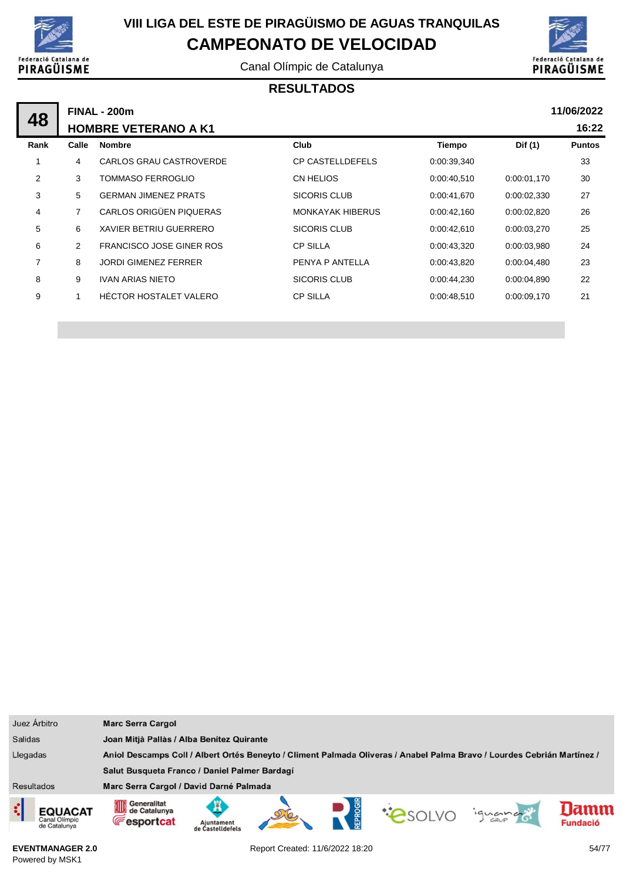# VIII LIGA DEL ESTE DE PIRAGÜISMO DE AGUAS TRANQUILAS

## CAMPEONATO DE VELOCIDAD

Canal Olímpic de Catalunya

### RESULTADOS

**48** — **FINAL - 200m** — **11/06/2022**

**HOMBRE VETERANO A K1** — **16:22**

| Rank | Calle | Nombre | Club | Tiempo | Dif (1) | Puntos |
|---|---|---|---|---|---|---|
| 1 | 4 | CARLOS GRAU CASTROVERDE | CP CASTELLDEFELS | 0:00:39,340 | | 33 |
| 2 | 3 | TOMMASO FERROGLIO | CN HELIOS | 0:00:40,510 | 0:00:01,170 | 30 |
| 3 | 5 | GERMAN JIMENEZ PRATS | SICORIS CLUB | 0:00:41,670 | 0:00:02,330 | 27 |
| 4 | 7 | CARLOS ORIGÜEN PIQUERAS | MONKAYAK HIBERUS | 0:00:42,160 | 0:00:02,820 | 26 |
| 5 | 6 | XAVIER BETRIU GUERRERO | SICORIS CLUB | 0:00:42,610 | 0:00:03,270 | 25 |
| 6 | 2 | FRANCISCO JOSE GINER ROS | CP SILLA | 0:00:43,320 | 0:00:03,980 | 24 |
| 7 | 8 | JORDI GIMENEZ FERRER | PENYA P ANTELLA | 0:00:43,820 | 0:00:04,480 | 23 |
| 8 | 9 | IVAN ARIAS NIETO | SICORIS CLUB | 0:00:44,230 | 0:00:04,890 | 22 |
| 9 | 1 | HÉCTOR HOSTALET VALERO | CP SILLA | 0:00:48,510 | 0:00:09,170 | 21 |

| | |
|---|---|
| Juez Árbitro | **Marc Serra Cargol** |
| Salidas | **Joan Mitjà Pallàs / Alba Benítez Quirante** |
| Llegadas | **Aniol Descamps Coll / Albert Ortés Beneyto / Climent Palmada Oliveras / Anabel Palma Bravo / Lourdes Cebrián Martínez / Salut Busqueta Franco / Daniel Palmer Bardagí** |
| Resultados | **Marc Serra Cargol / David Darné Palmada** |

**EVENTMANAGER 2.0**
Powered by MSK1

Report Created: 11/6/2022 18:20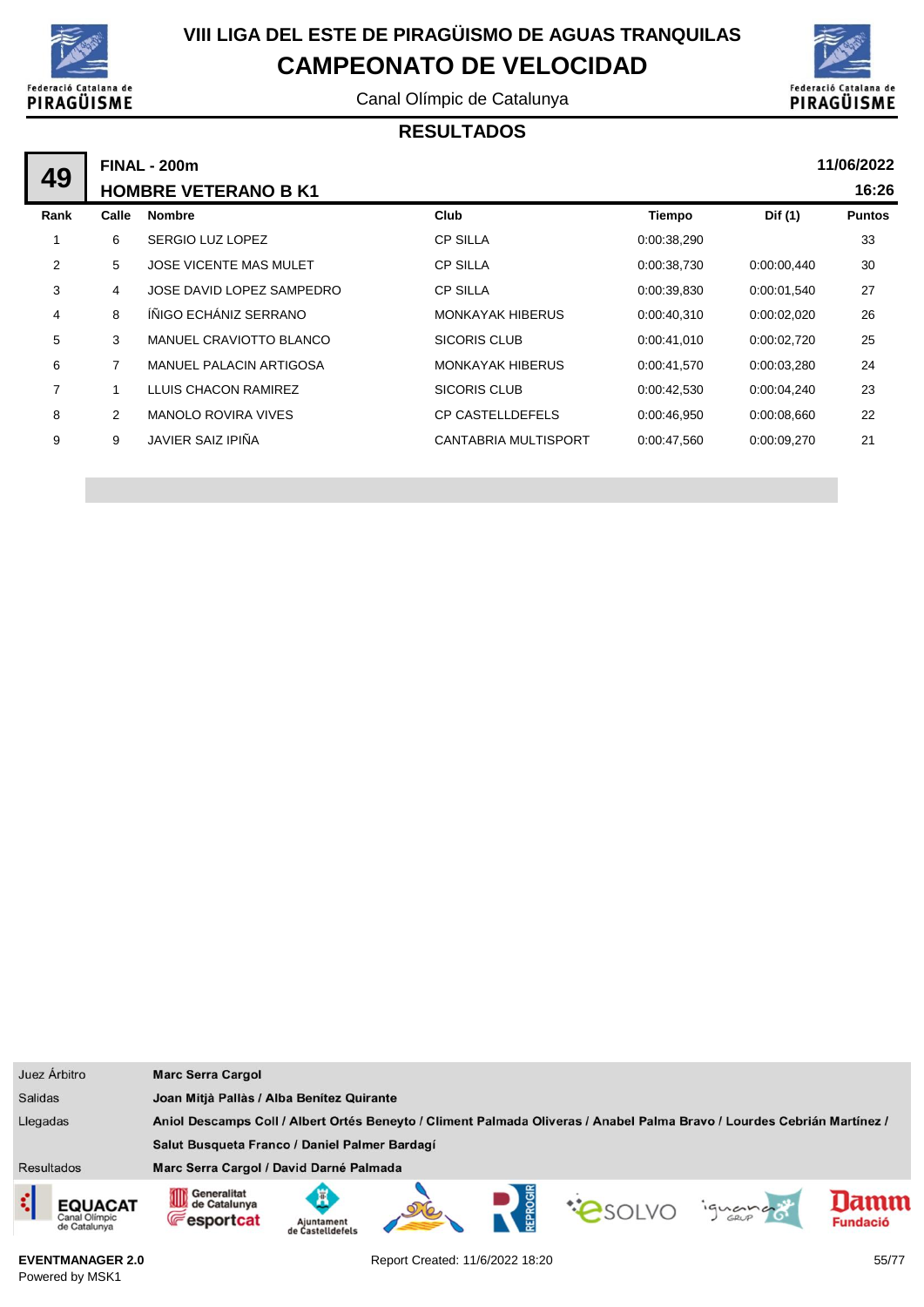# VIII LIGA DEL ESTE DE PIRAGÜISMO DE AGUAS TRANQUILAS

## CAMPEONATO DE VELOCIDAD

Canal Olímpic de Catalunya

### RESULTADOS

**49** — **FINAL - 200m** — **11/06/2022**

**HOMBRE VETERANO B K1** — **16:26**

| Rank | Calle | Nombre | Club | Tiempo | Dif (1) | Puntos |
|---|---|---|---|---|---|---|
| 1 | 6 | SERGIO LUZ LOPEZ | CP SILLA | 0:00:38,290 | | 33 |
| 2 | 5 | JOSE VICENTE MAS MULET | CP SILLA | 0:00:38,730 | 0:00:00,440 | 30 |
| 3 | 4 | JOSE DAVID LOPEZ SAMPEDRO | CP SILLA | 0:00:39,830 | 0:00:01,540 | 27 |
| 4 | 8 | ÍÑIGO ECHÁNIZ SERRANO | MONKAYAK HIBERUS | 0:00:40,310 | 0:00:02,020 | 26 |
| 5 | 3 | MANUEL CRAVIOTTO BLANCO | SICORIS CLUB | 0:00:41,010 | 0:00:02,720 | 25 |
| 6 | 7 | MANUEL PALACIN ARTIGOSA | MONKAYAK HIBERUS | 0:00:41,570 | 0:00:03,280 | 24 |
| 7 | 1 | LLUIS CHACON RAMIREZ | SICORIS CLUB | 0:00:42,530 | 0:00:04,240 | 23 |
| 8 | 2 | MANOLO ROVIRA VIVES | CP CASTELLDEFELS | 0:00:46,950 | 0:00:08,660 | 22 |
| 9 | 9 | JAVIER SAIZ IPIÑA | CANTABRIA MULTISPORT | 0:00:47,560 | 0:00:09,270 | 21 |

| | |
|---|---|
| Juez Árbitro | **Marc Serra Cargol** |
| Salidas | **Joan Mitjà Pallàs / Alba Benítez Quirante** |
| Llegadas | **Aniol Descamps Coll / Albert Ortés Beneyto / Climent Palmada Oliveras / Anabel Palma Bravo / Lourdes Cebrián Martínez / Salut Busqueta Franco / Daniel Palmer Bardagí** |
| Resultados | **Marc Serra Cargol / David Darné Palmada** |

**EVENTMANAGER 2.0**
Powered by MSK1

Report Created: 11/6/2022 18:20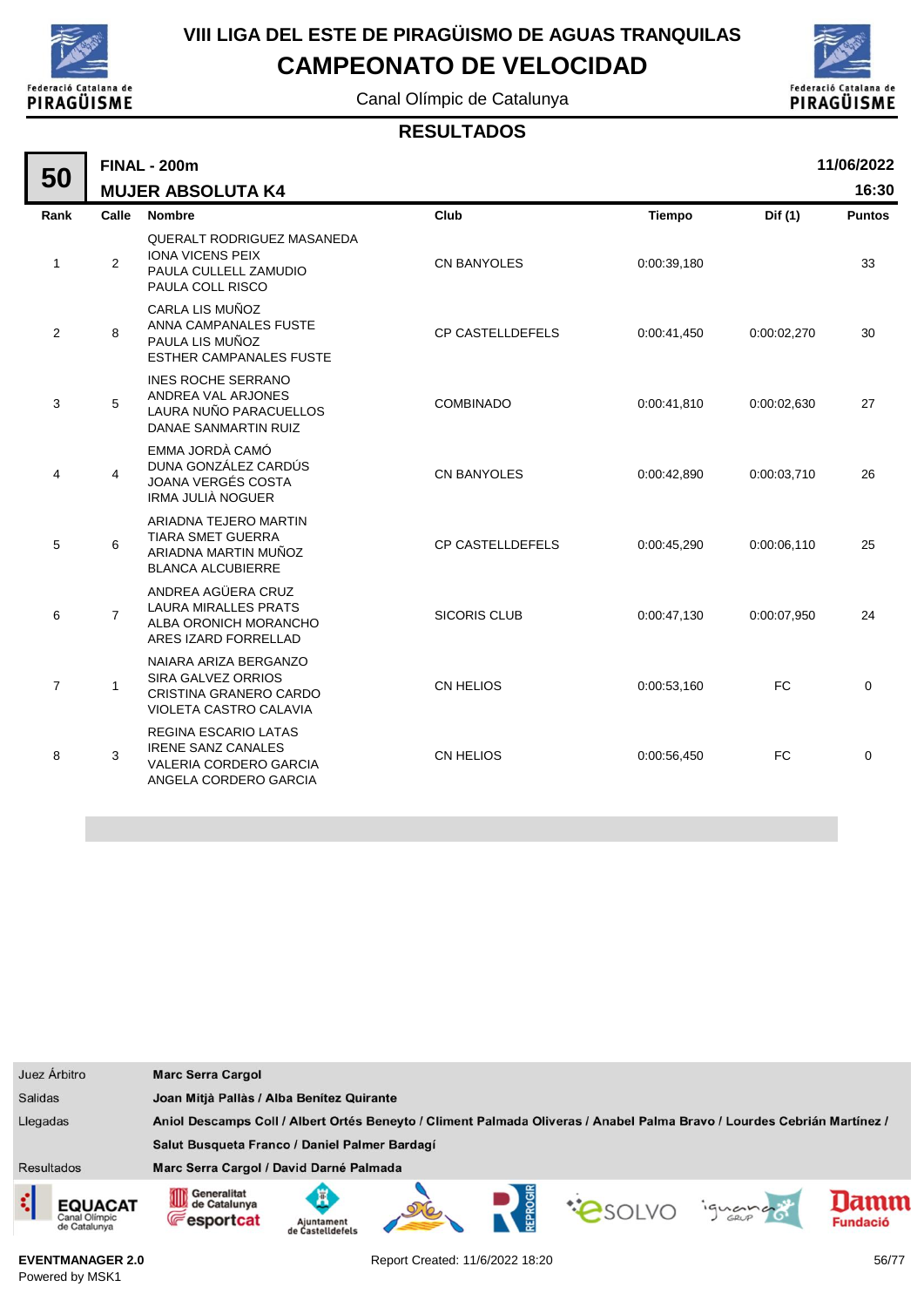# VIII LIGA DEL ESTE DE PIRAGÜISMO DE AGUAS TRANQUILAS

## CAMPEONATO DE VELOCIDAD

Canal Olímpic de Catalunya

### RESULTADOS

**50** **FINAL - 200m** **11/06/2022**

**MUJER ABSOLUTA K4** **16:30**

| Rank | Calle | Nombre | Club | Tiempo | Dif (1) | Puntos |
|---|---|---|---|---|---|---|
| 1 | 2 | QUERALT RODRIGUEZ MASANEDA<br>IONA VICENS PEIX<br>PAULA CULLELL ZAMUDIO<br>PAULA COLL RISCO | CN BANYOLES | 0:00:39,180 | | 33 |
| 2 | 8 | CARLA LIS MUÑOZ<br>ANNA CAMPANALES FUSTE<br>PAULA LIS MUÑOZ<br>ESTHER CAMPANALES FUSTE | CP CASTELLDEFELS | 0:00:41,450 | 0:00:02,270 | 30 |
| 3 | 5 | INES ROCHE SERRANO<br>ANDREA VAL ARJONES<br>LAURA NUÑO PARACUELLOS<br>DANAE SANMARTIN RUIZ | COMBINADO | 0:00:41,810 | 0:00:02,630 | 27 |
| 4 | 4 | EMMA JORDÀ CAMÓ<br>DUNA GONZÁLEZ CARDÚS<br>JOANA VERGÉS COSTA<br>IRMA JULIÀ NOGUER | CN BANYOLES | 0:00:42,890 | 0:00:03,710 | 26 |
| 5 | 6 | ARIADNA TEJERO MARTIN<br>TIARA SMET GUERRA<br>ARIADNA MARTIN MUÑOZ<br>BLANCA ALCUBIERRE | CP CASTELLDEFELS | 0:00:45,290 | 0:00:06,110 | 25 |
| 6 | 7 | ANDREA AGÜERA CRUZ<br>LAURA MIRALLES PRATS<br>ALBA ORONICH MORANCHO<br>ARES IZARD FORRELLAD | SICORIS CLUB | 0:00:47,130 | 0:00:07,950 | 24 |
| 7 | 1 | NAIARA ARIZA BERGANZO<br>SIRA GALVEZ ORRIOS<br>CRISTINA GRANERO CARDO<br>VIOLETA CASTRO CALAVIA | CN HELIOS | 0:00:53,160 | FC | 0 |
| 8 | 3 | REGINA ESCARIO LATAS<br>IRENE SANZ CANALES<br>VALERIA CORDERO GARCIA<br>ANGELA CORDERO GARCIA | CN HELIOS | 0:00:56,450 | FC | 0 |

| | |
|---|---|
| Juez Árbitro | **Marc Serra Cargol** |
| Salidas | **Joan Mitjà Pallàs / Alba Benítez Quirante** |
| Llegadas | **Aniol Descamps Coll / Albert Ortés Beneyto / Climent Palmada Oliveras / Anabel Palma Bravo / Lourdes Cebrián Martínez / Salut Busqueta Franco / Daniel Palmer Bardagí** |
| Resultados | **Marc Serra Cargol / David Darné Palmada** |

**EVENTMANAGER 2.0**
Powered by MSK1

Report Created: 11/6/2022 18:20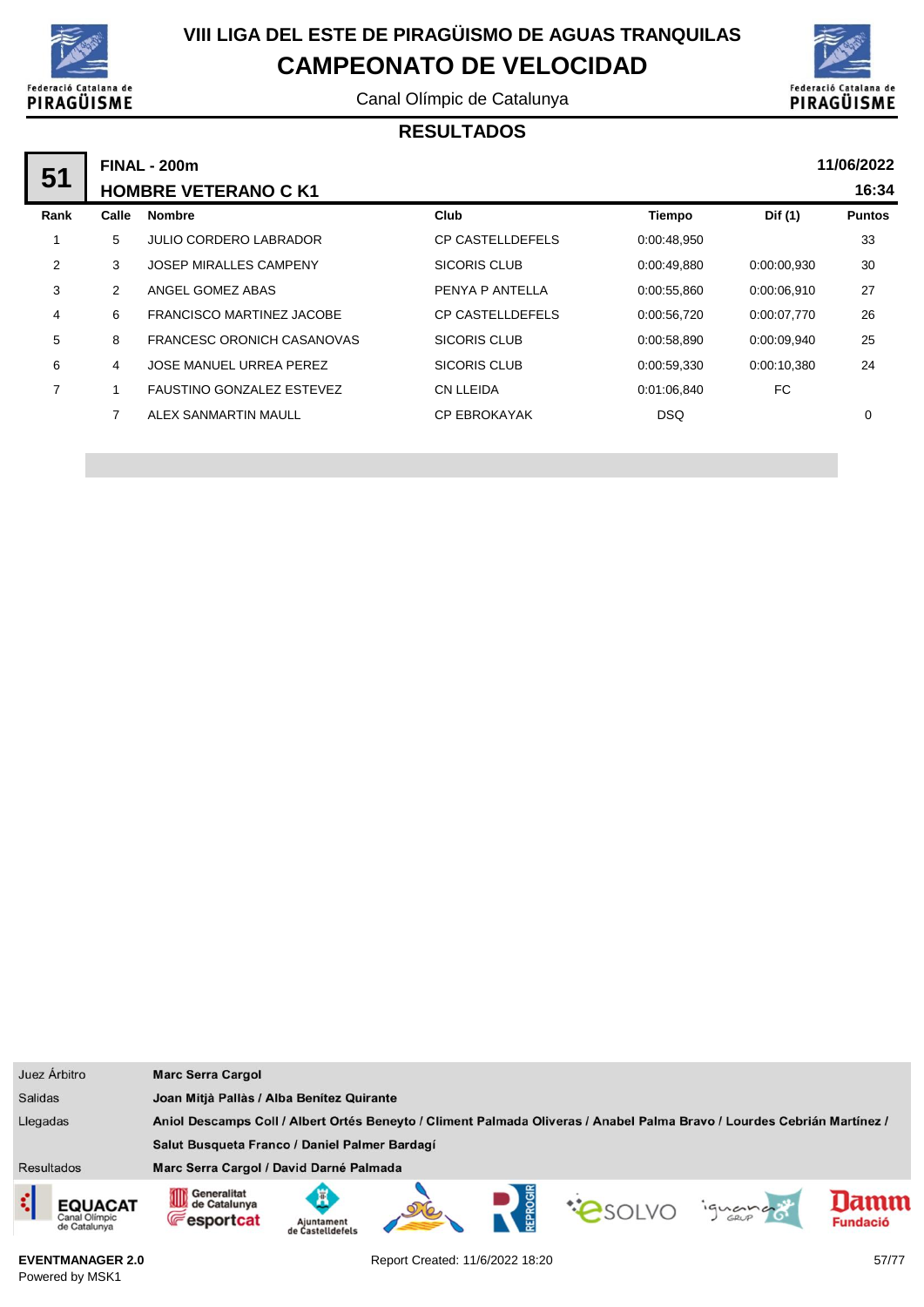# VIII LIGA DEL ESTE DE PIRAGÜISMO DE AGUAS TRANQUILAS

## CAMPEONATO DE VELOCIDAD

Canal Olímpic de Catalunya

### RESULTADOS

**51** — **FINAL - 200m** — **11/06/2022**

**HOMBRE VETERANO C K1** — **16:34**

| Rank | Calle | Nombre | Club | Tiempo | Dif (1) | Puntos |
|---|---|---|---|---|---|---|
| 1 | 5 | JULIO CORDERO LABRADOR | CP CASTELLDEFELS | 0:00:48,950 | | 33 |
| 2 | 3 | JOSEP MIRALLES CAMPENY | SICORIS CLUB | 0:00:49,880 | 0:00:00,930 | 30 |
| 3 | 2 | ANGEL GOMEZ ABAS | PENYA P ANTELLA | 0:00:55,860 | 0:00:06,910 | 27 |
| 4 | 6 | FRANCISCO MARTINEZ JACOBE | CP CASTELLDEFELS | 0:00:56,720 | 0:00:07,770 | 26 |
| 5 | 8 | FRANCESC ORONICH CASANOVAS | SICORIS CLUB | 0:00:58,890 | 0:00:09,940 | 25 |
| 6 | 4 | JOSE MANUEL URREA PEREZ | SICORIS CLUB | 0:00:59,330 | 0:00:10,380 | 24 |
| 7 | 1 | FAUSTINO GONZALEZ ESTEVEZ | CN LLEIDA | 0:01:06,840 | FC | |
| | 7 | ALEX SANMARTIN MAULL | CP EBROKAYAK | DSQ | | 0 |

| | |
|---|---|
| Juez Árbitro | **Marc Serra Cargol** |
| Salidas | **Joan Mitjà Pallàs / Alba Benítez Quirante** |
| Llegadas | **Aniol Descamps Coll / Albert Ortés Beneyto / Climent Palmada Oliveras / Anabel Palma Bravo / Lourdes Cebrián Martínez / Salut Busqueta Franco / Daniel Palmer Bardagí** |
| Resultados | **Marc Serra Cargol / David Darné Palmada** |

**EVENTMANAGER 2.0**
Powered by MSK1

Report Created: 11/6/2022 18:20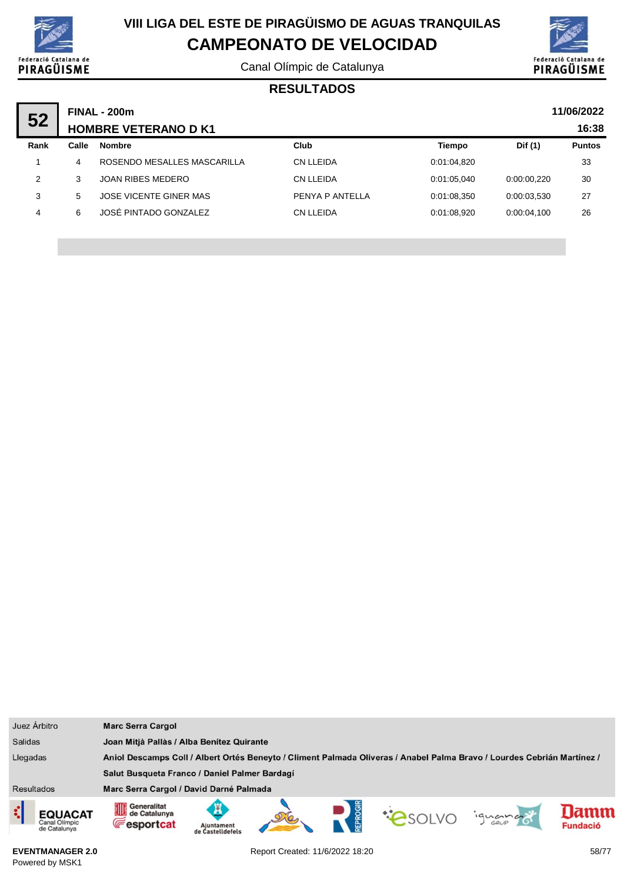# VIII LIGA DEL ESTE DE PIRAGÜISMO DE AGUAS TRANQUILAS

## CAMPEONATO DE VELOCIDAD

Canal Olímpic de Catalunya

### RESULTADOS

**52** — **FINAL - 200m** — **11/06/2022**

**HOMBRE VETERANO D K1** — **16:38**

| Rank | Calle | Nombre | Club | Tiempo | Dif (1) | Puntos |
|---|---|---|---|---|---|---|
| 1 | 4 | ROSENDO MESALLES MASCARILLA | CN LLEIDA | 0:01:04,820 | | 33 |
| 2 | 3 | JOAN RIBES MEDERO | CN LLEIDA | 0:01:05,040 | 0:00:00,220 | 30 |
| 3 | 5 | JOSE VICENTE GINER MAS | PENYA P ANTELLA | 0:01:08,350 | 0:00:03,530 | 27 |
| 4 | 6 | JOSÉ PINTADO GONZALEZ | CN LLEIDA | 0:01:08,920 | 0:00:04,100 | 26 |

| | |
|---|---|
| Juez Árbitro | **Marc Serra Cargol** |
| Salidas | **Joan Mitjà Pallàs / Alba Benítez Quirante** |
| Llegadas | **Aniol Descamps Coll / Albert Ortés Beneyto / Climent Palmada Oliveras / Anabel Palma Bravo / Lourdes Cebrián Martínez / Salut Busqueta Franco / Daniel Palmer Bardagí** |
| Resultados | **Marc Serra Cargol / David Darné Palmada** |

**EVENTMANAGER 2.0**
Powered by MSK1

Report Created: 11/6/2022 18:20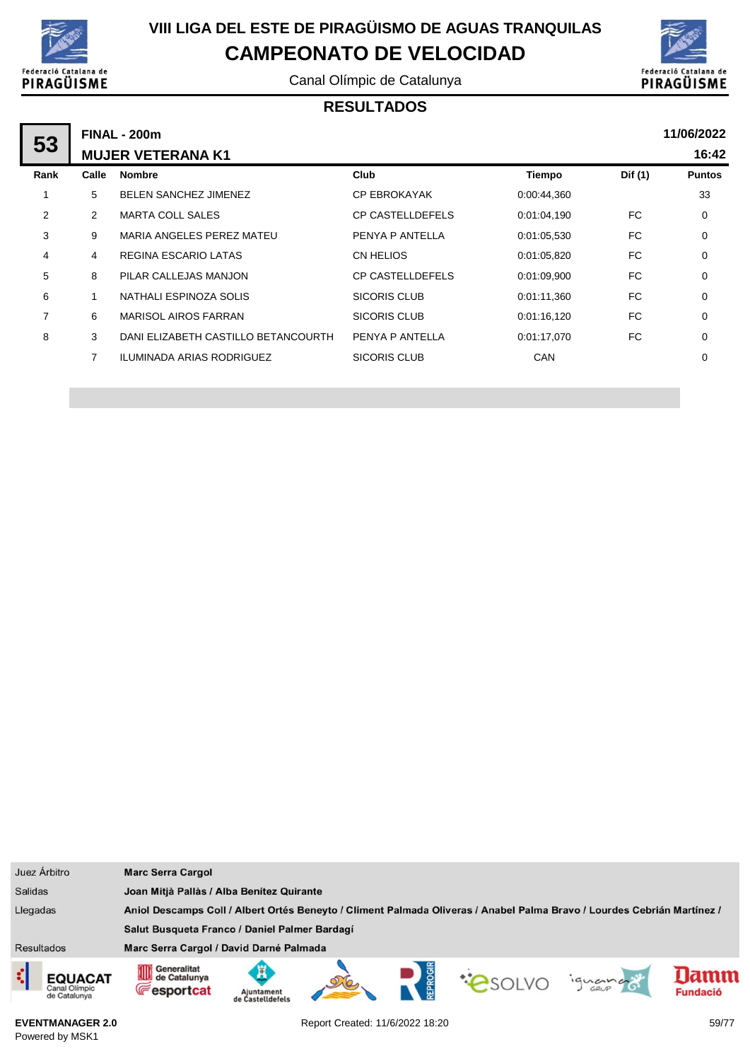# VIII LIGA DEL ESTE DE PIRAGÜISMO DE AGUAS TRANQUILAS

## CAMPEONATO DE VELOCIDAD

Canal Olímpic de Catalunya

### RESULTADOS

**53** — **FINAL - 200m** — **MUJER VETERANA K1** — **11/06/2022** — **16:42**

| Rank | Calle | Nombre | Club | Tiempo | Dif (1) | Puntos |
|---|---|---|---|---|---|---|
| 1 | 5 | BELEN SANCHEZ JIMENEZ | CP EBROKAYAK | 0:00:44,360 | | 33 |
| 2 | 2 | MARTA COLL SALES | CP CASTELLDEFELS | 0:01:04,190 | FC | 0 |
| 3 | 9 | MARIA ANGELES PEREZ MATEU | PENYA P ANTELLA | 0:01:05,530 | FC | 0 |
| 4 | 4 | REGINA ESCARIO LATAS | CN HELIOS | 0:01:05,820 | FC | 0 |
| 5 | 8 | PILAR CALLEJAS MANJON | CP CASTELLDEFELS | 0:01:09,900 | FC | 0 |
| 6 | 1 | NATHALI ESPINOZA SOLIS | SICORIS CLUB | 0:01:11,360 | FC | 0 |
| 7 | 6 | MARISOL AIROS FARRAN | SICORIS CLUB | 0:01:16,120 | FC | 0 |
| 8 | 3 | DANI ELIZABETH CASTILLO BETANCOURTH | PENYA P ANTELLA | 0:01:17,070 | FC | 0 |
| | 7 | ILUMINADA ARIAS RODRIGUEZ | SICORIS CLUB | CAN | | 0 |

| | |
|---|---|
| Juez Árbitro | **Marc Serra Cargol** |
| Salidas | **Joan Mitjà Pallàs / Alba Benítez Quirante** |
| Llegadas | **Aniol Descamps Coll / Albert Ortés Beneyto / Climent Palmada Oliveras / Anabel Palma Bravo / Lourdes Cebrián Martínez / Salut Busqueta Franco / Daniel Palmer Bardagí** |
| Resultados | **Marc Serra Cargol / David Darné Palmada** |

EVENTMANAGER 2.0
Powered by MSK1

Report Created: 11/6/2022 18:20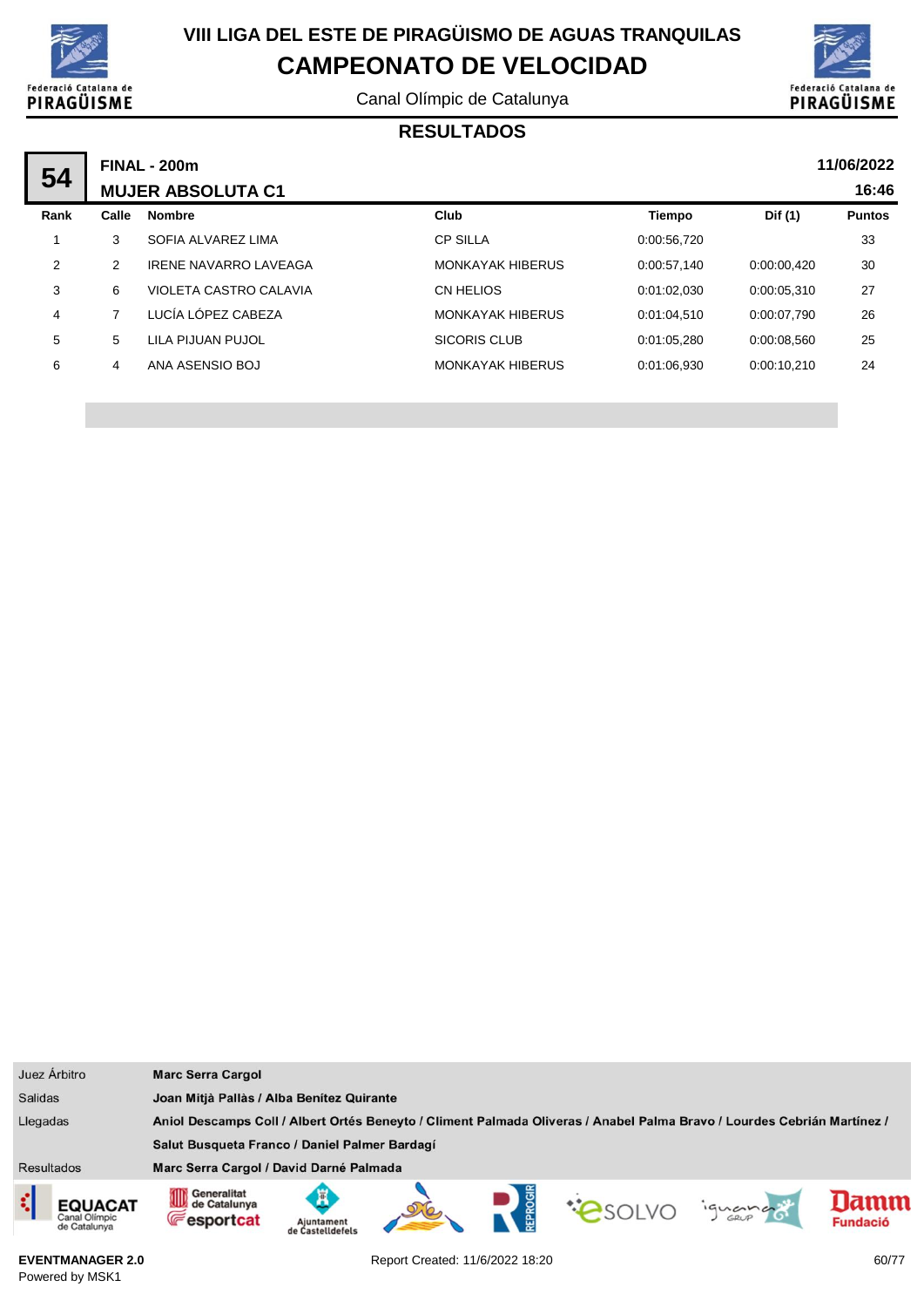# VIII LIGA DEL ESTE DE PIRAGÜISMO DE AGUAS TRANQUILAS

## CAMPEONATO DE VELOCIDAD

Canal Olímpic de Catalunya

### RESULTADOS

**54** — **FINAL - 200m** — **MUJER ABSOLUTA C1**

**11/06/2022** **16:46**

| Rank | Calle | Nombre | Club | Tiempo | Dif (1) | Puntos |
|---|---|---|---|---|---|---|
| 1 | 3 | SOFIA ALVAREZ LIMA | CP SILLA | 0:00:56,720 | | 33 |
| 2 | 2 | IRENE NAVARRO LAVEAGA | MONKAYAK HIBERUS | 0:00:57,140 | 0:00:00,420 | 30 |
| 3 | 6 | VIOLETA CASTRO CALAVIA | CN HELIOS | 0:01:02,030 | 0:00:05,310 | 27 |
| 4 | 7 | LUCÍA LÓPEZ CABEZA | MONKAYAK HIBERUS | 0:01:04,510 | 0:00:07,790 | 26 |
| 5 | 5 | LILA PIJUAN PUJOL | SICORIS CLUB | 0:01:05,280 | 0:00:08,560 | 25 |
| 6 | 4 | ANA ASENSIO BOJ | MONKAYAK HIBERUS | 0:01:06,930 | 0:00:10,210 | 24 |

| | |
|---|---|
| Juez Árbitro | **Marc Serra Cargol** |
| Salidas | **Joan Mitjà Pallàs / Alba Benítez Quirante** |
| Llegadas | **Aniol Descamps Coll / Albert Ortés Beneyto / Climent Palmada Oliveras / Anabel Palma Bravo / Lourdes Cebrián Martínez / Salut Busqueta Franco / Daniel Palmer Bardagí** |
| Resultados | **Marc Serra Cargol / David Darné Palmada** |

**EVENTMANAGER 2.0**
Powered by MSK1

Report Created: 11/6/2022 18:20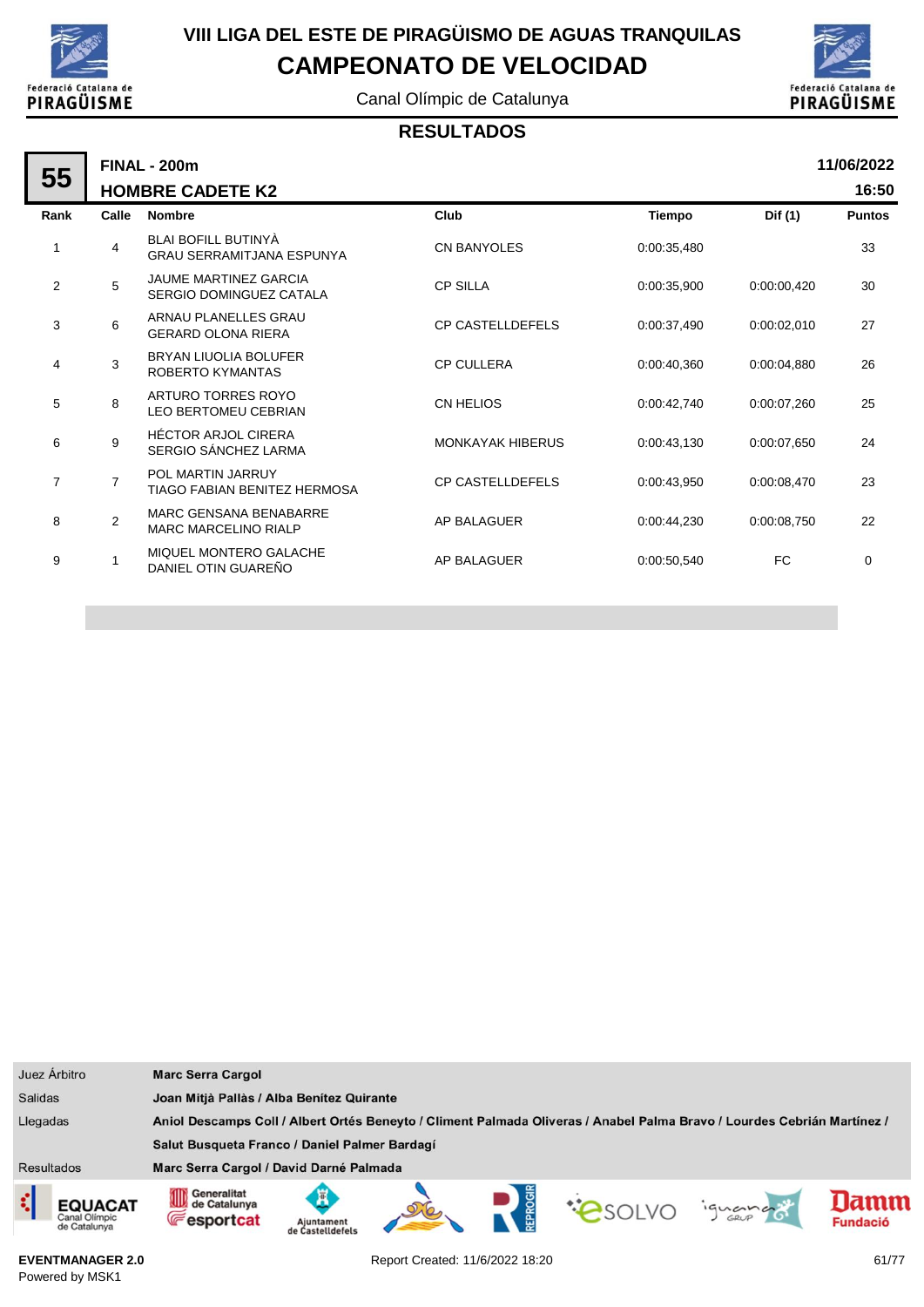# VIII LIGA DEL ESTE DE PIRAGÜISMO DE AGUAS TRANQUILAS

## CAMPEONATO DE VELOCIDAD

Canal Olímpic de Catalunya

### RESULTADOS

**55** — **FINAL - 200m** — **HOMBRE CADETE K2** — **11/06/2022 16:50**

| Rank | Calle | Nombre | Club | Tiempo | Dif (1) | Puntos |
|---|---|---|---|---|---|---|
| 1 | 4 | BLAI BOFILL BUTINYÀ<br>GRAU SERRAMITJANA ESPUNYA | CN BANYOLES | 0:00:35,480 | | 33 |
| 2 | 5 | JAUME MARTINEZ GARCIA<br>SERGIO DOMINGUEZ CATALA | CP SILLA | 0:00:35,900 | 0:00:00,420 | 30 |
| 3 | 6 | ARNAU PLANELLES GRAU<br>GERARD OLONA RIERA | CP CASTELLDEFELS | 0:00:37,490 | 0:00:02,010 | 27 |
| 4 | 3 | BRYAN LIUOLIA BOLUFER<br>ROBERTO KYMANTAS | CP CULLERA | 0:00:40,360 | 0:00:04,880 | 26 |
| 5 | 8 | ARTURO TORRES ROYO<br>LEO BERTOMEU CEBRIAN | CN HELIOS | 0:00:42,740 | 0:00:07,260 | 25 |
| 6 | 9 | HÉCTOR ARJOL CIRERA<br>SERGIO SÁNCHEZ LARMA | MONKAYAK HIBERUS | 0:00:43,130 | 0:00:07,650 | 24 |
| 7 | 7 | POL MARTIN JARRUY<br>TIAGO FABIAN BENITEZ HERMOSA | CP CASTELLDEFELS | 0:00:43,950 | 0:00:08,470 | 23 |
| 8 | 2 | MARC GENSANA BENABARRE<br>MARC MARCELINO RIALP | AP BALAGUER | 0:00:44,230 | 0:00:08,750 | 22 |
| 9 | 1 | MIQUEL MONTERO GALACHE<br>DANIEL OTIN GUAREÑO | AP BALAGUER | 0:00:50,540 | FC | 0 |

| | |
|---|---|
| Juez Árbitro | **Marc Serra Cargol** |
| Salidas | **Joan Mitjà Pallàs / Alba Benítez Quirante** |
| Llegadas | **Aniol Descamps Coll / Albert Ortés Beneyto / Climent Palmada Oliveras / Anabel Palma Bravo / Lourdes Cebrián Martínez / Salut Busqueta Franco / Daniel Palmer Bardagí** |
| Resultados | **Marc Serra Cargol / David Darné Palmada** |

**EVENTMANAGER 2.0**
Powered by MSK1

Report Created: 11/6/2022 18:20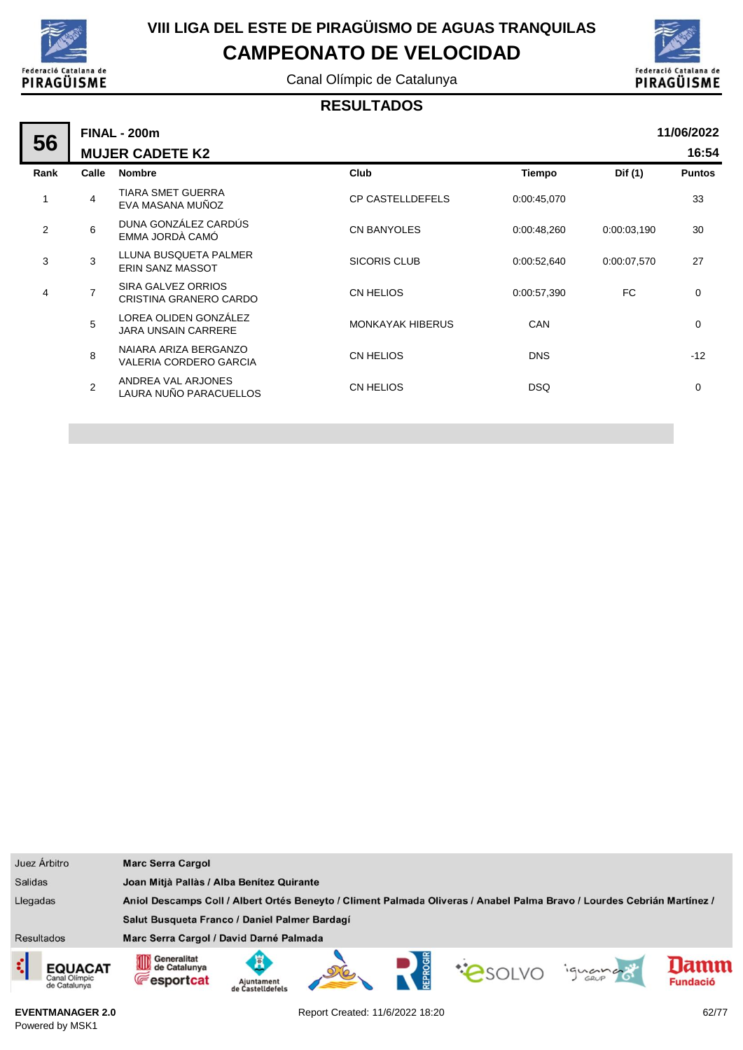# VIII LIGA DEL ESTE DE PIRAGÜISMO DE AGUAS TRANQUILAS

## CAMPEONATO DE VELOCIDAD

Canal Olímpic de Catalunya

### RESULTADOS

**56** — **FINAL - 200m** — **MUJER CADETE K2** — **11/06/2022** — **16:54**

| Rank | Calle | Nombre | Club | Tiempo | Dif (1) | Puntos |
|---|---|---|---|---|---|---|
| 1 | 4 | TIARA SMET GUERRA<br>EVA MASANA MUÑOZ | CP CASTELLDEFELS | 0:00:45,070 | | 33 |
| 2 | 6 | DUNA GONZÁLEZ CARDÚS<br>EMMA JORDÀ CAMÓ | CN BANYOLES | 0:00:48,260 | 0:00:03,190 | 30 |
| 3 | 3 | LLUNA BUSQUETA PALMER<br>ERIN SANZ MASSOT | SICORIS CLUB | 0:00:52,640 | 0:00:07,570 | 27 |
| 4 | 7 | SIRA GALVEZ ORRIOS<br>CRISTINA GRANERO CARDO | CN HELIOS | 0:00:57,390 | FC | 0 |
| | 5 | LOREA OLIDEN GONZÁLEZ<br>JARA UNSAIN CARRERE | MONKAYAK HIBERUS | CAN | | 0 |
| | 8 | NAIARA ARIZA BERGANZO<br>VALERIA CORDERO GARCIA | CN HELIOS | DNS | | -12 |
| | 2 | ANDREA VAL ARJONES<br>LAURA NUÑO PARACUELLOS | CN HELIOS | DSQ | | 0 |

| | |
|---|---|
| Juez Árbitro | **Marc Serra Cargol** |
| Salidas | **Joan Mitjà Pallàs / Alba Benítez Quirante** |
| Llegadas | **Aniol Descamps Coll / Albert Ortés Beneyto / Climent Palmada Oliveras / Anabel Palma Bravo / Lourdes Cebrián Martínez / Salut Busqueta Franco / Daniel Palmer Bardagí** |
| Resultados | **Marc Serra Cargol / David Darné Palmada** |

**EVENTMANAGER 2.0**
Powered by MSK1

Report Created: 11/6/2022 18:20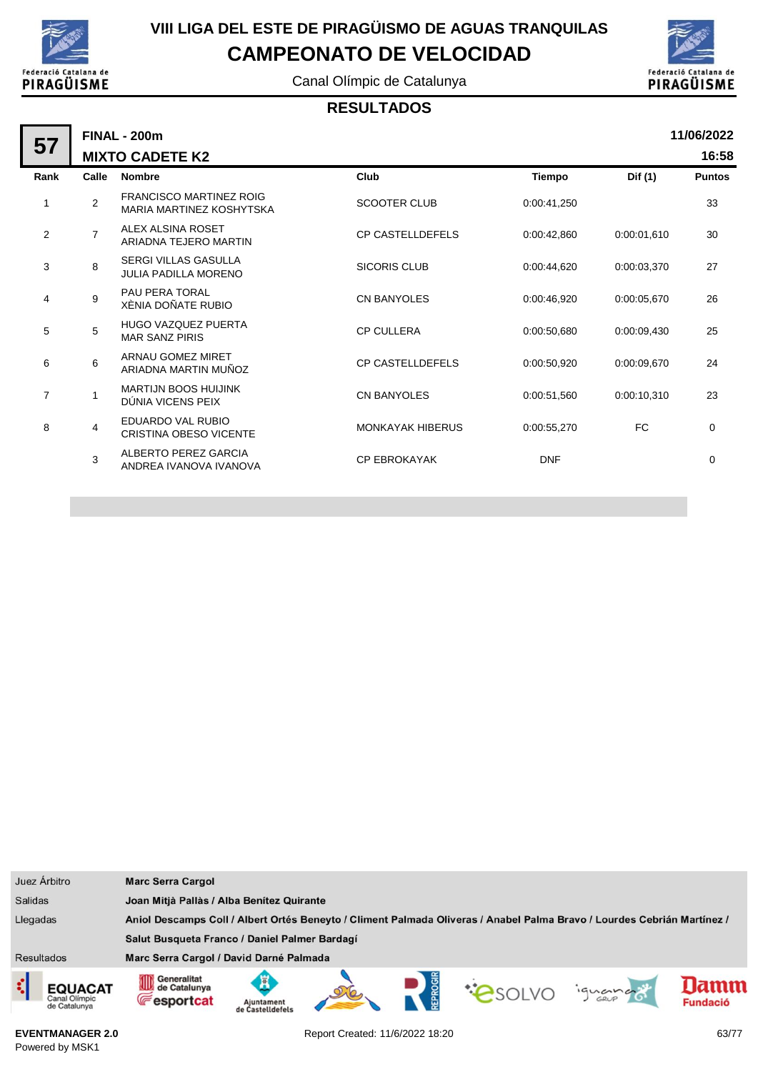# VIII LIGA DEL ESTE DE PIRAGÜISMO DE AGUAS TRANQUILAS

## CAMPEONATO DE VELOCIDAD

Canal Olímpic de Catalunya

### RESULTADOS

**57** — **FINAL - 200m** — **MIXTO CADETE K2** — **11/06/2022** **16:58**

| Rank | Calle | Nombre | Club | Tiempo | Dif (1) | Puntos |
|---|---|---|---|---|---|---|
| 1 | 2 | FRANCISCO MARTINEZ ROIG<br>MARIA MARTINEZ KOSHYTSKA | SCOOTER CLUB | 0:00:41,250 | | 33 |
| 2 | 7 | ALEX ALSINA ROSET<br>ARIADNA TEJERO MARTIN | CP CASTELLDEFELS | 0:00:42,860 | 0:00:01,610 | 30 |
| 3 | 8 | SERGI VILLAS GASULLA<br>JULIA PADILLA MORENO | SICORIS CLUB | 0:00:44,620 | 0:00:03,370 | 27 |
| 4 | 9 | PAU PERA TORAL<br>XÈNIA DOÑATE RUBIO | CN BANYOLES | 0:00:46,920 | 0:00:05,670 | 26 |
| 5 | 5 | HUGO VAZQUEZ PUERTA<br>MAR SANZ PIRIS | CP CULLERA | 0:00:50,680 | 0:00:09,430 | 25 |
| 6 | 6 | ARNAU GOMEZ MIRET<br>ARIADNA MARTIN MUÑOZ | CP CASTELLDEFELS | 0:00:50,920 | 0:00:09,670 | 24 |
| 7 | 1 | MARTIJN BOOS HUIJINK<br>DÚNIA VICENS PEIX | CN BANYOLES | 0:00:51,560 | 0:00:10,310 | 23 |
| 8 | 4 | EDUARDO VAL RUBIO<br>CRISTINA OBESO VICENTE | MONKAYAK HIBERUS | 0:00:55,270 | FC | 0 |
| | 3 | ALBERTO PEREZ GARCIA<br>ANDREA IVANOVA IVANOVA | CP EBROKAYAK | DNF | | 0 |

| | |
|---|---|
| Juez Árbitro | **Marc Serra Cargol** |
| Salidas | **Joan Mitjà Pallàs / Alba Benítez Quirante** |
| Llegadas | **Aniol Descamps Coll / Albert Ortés Beneyto / Climent Palmada Oliveras / Anabel Palma Bravo / Lourdes Cebrián Martínez / Salut Busqueta Franco / Daniel Palmer Bardagí** |
| Resultados | **Marc Serra Cargol / David Darné Palmada** |

**EVENTMANAGER 2.0**
Powered by MSK1

Report Created: 11/6/2022 18:20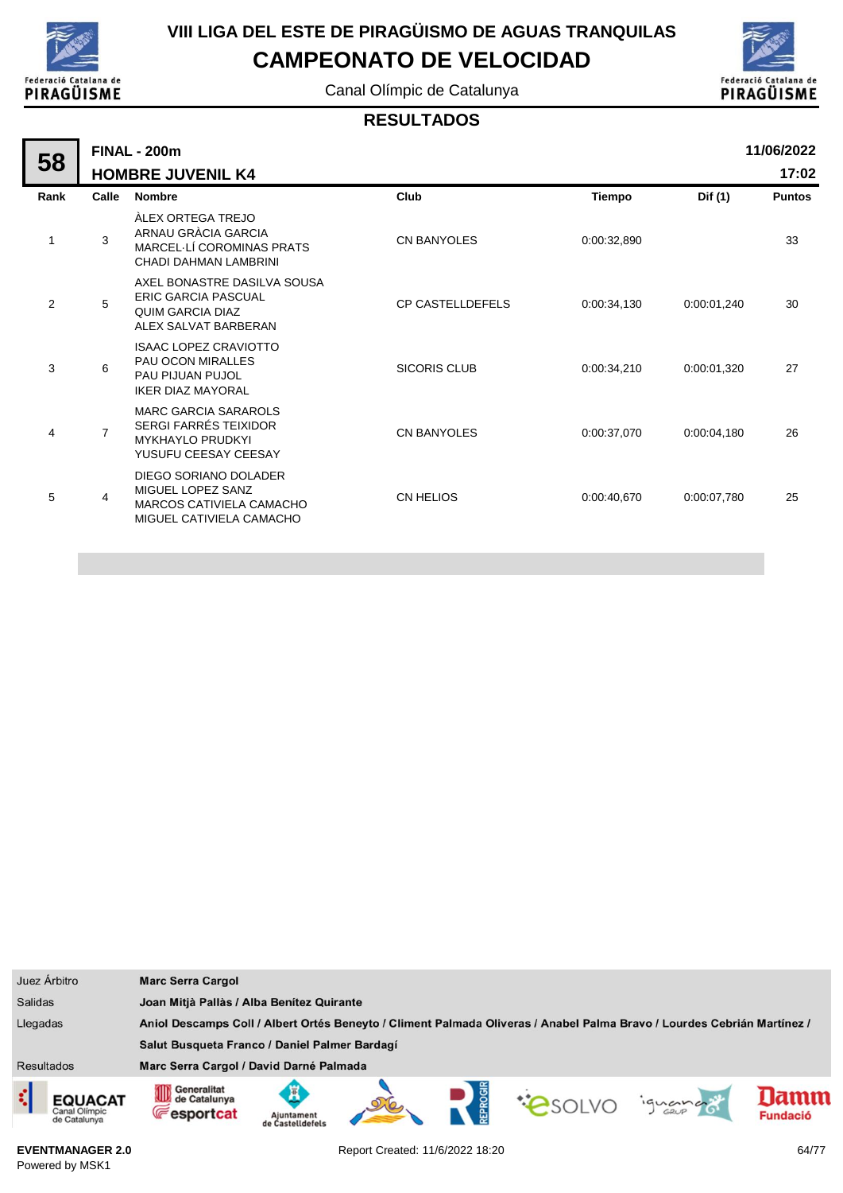# VIII LIGA DEL ESTE DE PIRAGÜISMO DE AGUAS TRANQUILAS

## CAMPEONATO DE VELOCIDAD

Canal Olímpic de Catalunya

### RESULTADOS

**58** — **FINAL - 200m** — **HOMBRE JUVENIL K4** — **11/06/2022** — **17:02**

| Rank | Calle | Nombre | Club | Tiempo | Dif (1) | Puntos |
|---|---|---|---|---|---|---|
| 1 | 3 | ÀLEX ORTEGA TREJO<br>ARNAU GRÀCIA GARCIA<br>MARCEL·LÍ COROMINAS PRATS<br>CHADI DAHMAN LAMBRINI | CN BANYOLES | 0:00:32,890 | | 33 |
| 2 | 5 | AXEL BONASTRE DASILVA SOUSA<br>ERIC GARCIA PASCUAL<br>QUIM GARCIA DIAZ<br>ALEX SALVAT BARBERAN | CP CASTELLDEFELS | 0:00:34,130 | 0:00:01,240 | 30 |
| 3 | 6 | ISAAC LOPEZ CRAVIOTTO<br>PAU OCON MIRALLES<br>PAU PIJUAN PUJOL<br>IKER DIAZ MAYORAL | SICORIS CLUB | 0:00:34,210 | 0:00:01,320 | 27 |
| 4 | 7 | MARC GARCIA SARAROLS<br>SERGI FARRÉS TEIXIDOR<br>MYKHAYLO PRUDKYI<br>YUSUFU CEESAY CEESAY | CN BANYOLES | 0:00:37,070 | 0:00:04,180 | 26 |
| 5 | 4 | DIEGO SORIANO DOLADER<br>MIGUEL LOPEZ SANZ<br>MARCOS CATIVIELA CAMACHO<br>MIGUEL CATIVIELA CAMACHO | CN HELIOS | 0:00:40,670 | 0:00:07,780 | 25 |

| | |
|---|---|
| Juez Árbitro | **Marc Serra Cargol** |
| Salidas | **Joan Mitjà Pallàs / Alba Benítez Quirante** |
| Llegadas | **Aniol Descamps Coll / Albert Ortés Beneyto / Climent Palmada Oliveras / Anabel Palma Bravo / Lourdes Cebrián Martínez / Salut Busqueta Franco / Daniel Palmer Bardagí** |
| Resultados | **Marc Serra Cargol / David Darné Palmada** |

EVENTMANAGER 2.0
Powered by MSK1

Report Created: 11/6/2022 18:20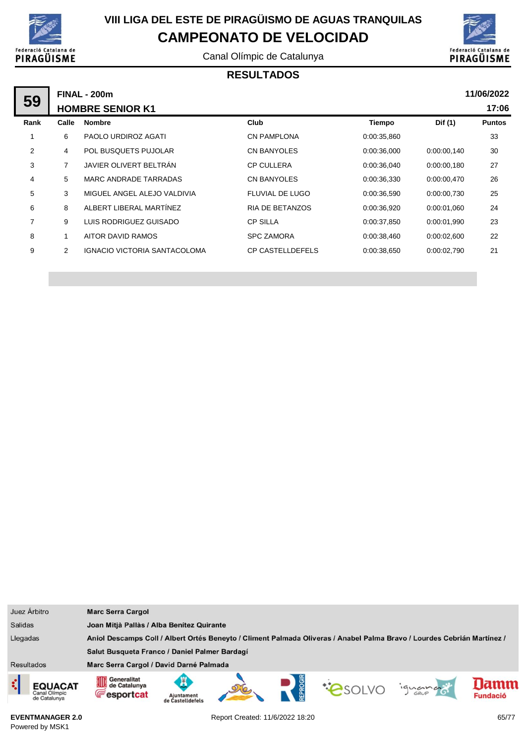# VIII LIGA DEL ESTE DE PIRAGÜISMO DE AGUAS TRANQUILAS

## CAMPEONATO DE VELOCIDAD

Canal Olímpic de Catalunya

### RESULTADOS

**59** **FINAL - 200m** **11/06/2022**

**HOMBRE SENIOR K1** **17:06**

| Rank | Calle | Nombre | Club | Tiempo | Dif (1) | Puntos |
|---|---|---|---|---|---|---|
| 1 | 6 | PAOLO URDIROZ AGATI | CN PAMPLONA | 0:00:35,860 | | 33 |
| 2 | 4 | POL BUSQUETS PUJOLAR | CN BANYOLES | 0:00:36,000 | 0:00:00,140 | 30 |
| 3 | 7 | JAVIER OLIVERT BELTRÁN | CP CULLERA | 0:00:36,040 | 0:00:00,180 | 27 |
| 4 | 5 | MARC ANDRADE TARRADAS | CN BANYOLES | 0:00:36,330 | 0:00:00,470 | 26 |
| 5 | 3 | MIGUEL ANGEL ALEJO VALDIVIA | FLUVIAL DE LUGO | 0:00:36,590 | 0:00:00,730 | 25 |
| 6 | 8 | ALBERT LIBERAL MARTÍNEZ | RIA DE BETANZOS | 0:00:36,920 | 0:00:01,060 | 24 |
| 7 | 9 | LUIS RODRIGUEZ GUISADO | CP SILLA | 0:00:37,850 | 0:00:01,990 | 23 |
| 8 | 1 | AITOR DAVID RAMOS | SPC ZAMORA | 0:00:38,460 | 0:00:02,600 | 22 |
| 9 | 2 | IGNACIO VICTORIA SANTACOLOMA | CP CASTELLDEFELS | 0:00:38,650 | 0:00:02,790 | 21 |

| | |
|---|---|
| Juez Árbitro | **Marc Serra Cargol** |
| Salidas | **Joan Mitjà Pallàs / Alba Benítez Quirante** |
| Llegadas | **Aniol Descamps Coll / Albert Ortés Beneyto / Climent Palmada Oliveras / Anabel Palma Bravo / Lourdes Cebrián Martínez / Salut Busqueta Franco / Daniel Palmer Bardagí** |
| Resultados | **Marc Serra Cargol / David Darné Palmada** |

**EVENTMANAGER 2.0**
Powered by MSK1

Report Created: 11/6/2022 18:20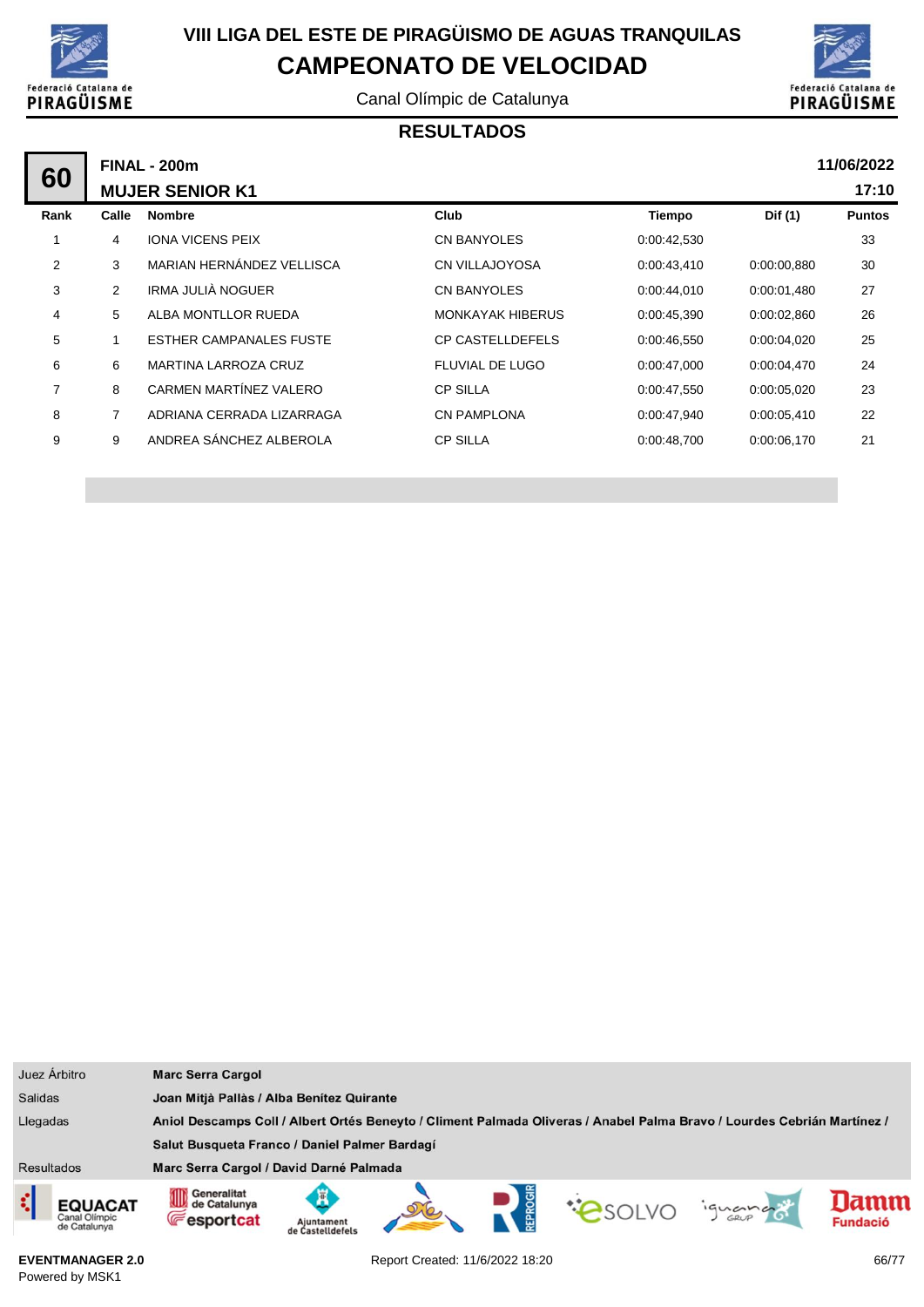# VIII LIGA DEL ESTE DE PIRAGÜISMO DE AGUAS TRANQUILAS

## CAMPEONATO DE VELOCIDAD

Canal Olímpic de Catalunya

### RESULTADOS

**60** — **FINAL - 200m** — **11/06/2022**

**MUJER SENIOR K1** — **17:10**

| Rank | Calle | Nombre | Club | Tiempo | Dif (1) | Puntos |
|---|---|---|---|---|---|---|
| 1 | 4 | IONA VICENS PEIX | CN BANYOLES | 0:00:42,530 | | 33 |
| 2 | 3 | MARIAN HERNÁNDEZ VELLISCA | CN VILLAJOYOSA | 0:00:43,410 | 0:00:00,880 | 30 |
| 3 | 2 | IRMA JULIÀ NOGUER | CN BANYOLES | 0:00:44,010 | 0:00:01,480 | 27 |
| 4 | 5 | ALBA MONTLLOR RUEDA | MONKAYAK HIBERUS | 0:00:45,390 | 0:00:02,860 | 26 |
| 5 | 1 | ESTHER CAMPANALES FUSTE | CP CASTELLDEFELS | 0:00:46,550 | 0:00:04,020 | 25 |
| 6 | 6 | MARTINA LARROZA CRUZ | FLUVIAL DE LUGO | 0:00:47,000 | 0:00:04,470 | 24 |
| 7 | 8 | CARMEN MARTÍNEZ VALERO | CP SILLA | 0:00:47,550 | 0:00:05,020 | 23 |
| 8 | 7 | ADRIANA CERRADA LIZARRAGA | CN PAMPLONA | 0:00:47,940 | 0:00:05,410 | 22 |
| 9 | 9 | ANDREA SÁNCHEZ ALBEROLA | CP SILLA | 0:00:48,700 | 0:00:06,170 | 21 |

| | |
|---|---|
| Juez Árbitro | **Marc Serra Cargol** |
| Salidas | **Joan Mitjà Pallàs / Alba Benítez Quirante** |
| Llegadas | **Aniol Descamps Coll / Albert Ortés Beneyto / Climent Palmada Oliveras / Anabel Palma Bravo / Lourdes Cebrián Martínez / Salut Busqueta Franco / Daniel Palmer Bardagí** |
| Resultados | **Marc Serra Cargol / David Darné Palmada** |

**EVENTMANAGER 2.0**
Powered by MSK1

Report Created: 11/6/2022 18:20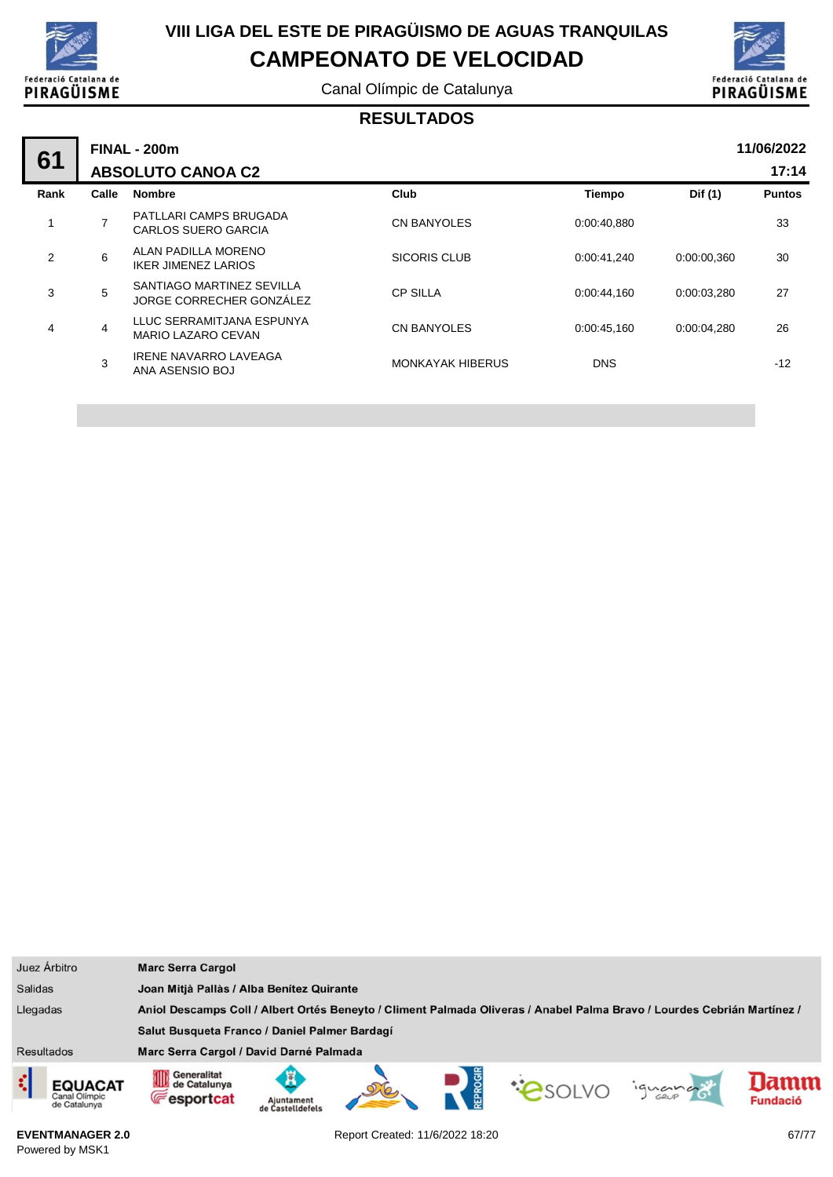# VIII LIGA DEL ESTE DE PIRAGÜISMO DE AGUAS TRANQUILAS

## CAMPEONATO DE VELOCIDAD

Canal Olímpic de Catalunya

### RESULTADOS

**61** — **FINAL - 200m** — **ABSOLUTO CANOA C2** — **11/06/2022** **17:14**

| Rank | Calle | Nombre | Club | Tiempo | Dif (1) | Puntos |
|---|---|---|---|---|---|---|
| 1 | 7 | PATLLARI CAMPS BRUGADA<br>CARLOS SUERO GARCIA | CN BANYOLES | 0:00:40,880 | | 33 |
| 2 | 6 | ALAN PADILLA MORENO<br>IKER JIMENEZ LARIOS | SICORIS CLUB | 0:00:41,240 | 0:00:00,360 | 30 |
| 3 | 5 | SANTIAGO MARTINEZ SEVILLA<br>JORGE CORRECHER GONZÁLEZ | CP SILLA | 0:00:44,160 | 0:00:03,280 | 27 |
| 4 | 4 | LLUC SERRAMITJANA ESPUNYA<br>MARIO LAZARO CEVAN | CN BANYOLES | 0:00:45,160 | 0:00:04,280 | 26 |
| | 3 | IRENE NAVARRO LAVEAGA<br>ANA ASENSIO BOJ | MONKAYAK HIBERUS | DNS | | -12 |

| | |
|---|---|
| Juez Árbitro | **Marc Serra Cargol** |
| Salidas | **Joan Mitjà Pallàs / Alba Benítez Quirante** |
| Llegadas | **Aniol Descamps Coll / Albert Ortés Beneyto / Climent Palmada Oliveras / Anabel Palma Bravo / Lourdes Cebrián Martínez / Salut Busqueta Franco / Daniel Palmer Bardagí** |
| Resultados | **Marc Serra Cargol / David Darné Palmada** |

**EVENTMANAGER 2.0**
Powered by MSK1

Report Created: 11/6/2022 18:20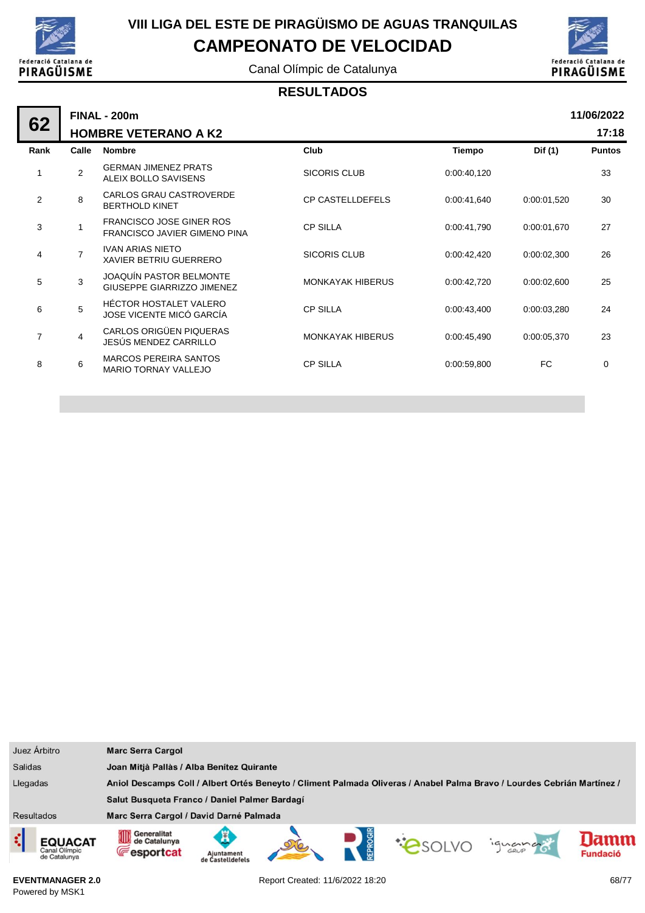# VIII LIGA DEL ESTE DE PIRAGÜISMO DE AGUAS TRANQUILAS

## CAMPEONATO DE VELOCIDAD

Canal Olímpic de Catalunya

### RESULTADOS

**62** — **FINAL - 200m** — **11/06/2022**

**HOMBRE VETERANO A K2** — **17:18**

| Rank | Calle | Nombre | Club | Tiempo | Dif (1) | Puntos |
|---|---|---|---|---|---|---|
| 1 | 2 | GERMAN JIMENEZ PRATS<br>ALEIX BOLLO SAVISENS | SICORIS CLUB | 0:00:40,120 | | 33 |
| 2 | 8 | CARLOS GRAU CASTROVERDE<br>BERTHOLD KINET | CP CASTELLDEFELS | 0:00:41,640 | 0:00:01,520 | 30 |
| 3 | 1 | FRANCISCO JOSE GINER ROS<br>FRANCISCO JAVIER GIMENO PINA | CP SILLA | 0:00:41,790 | 0:00:01,670 | 27 |
| 4 | 7 | IVAN ARIAS NIETO<br>XAVIER BETRIU GUERRERO | SICORIS CLUB | 0:00:42,420 | 0:00:02,300 | 26 |
| 5 | 3 | JOAQUÍN PASTOR BELMONTE<br>GIUSEPPE GIARRIZZO JIMENEZ | MONKAYAK HIBERUS | 0:00:42,720 | 0:00:02,600 | 25 |
| 6 | 5 | HÉCTOR HOSTALET VALERO<br>JOSE VICENTE MICÓ GARCÍA | CP SILLA | 0:00:43,400 | 0:00:03,280 | 24 |
| 7 | 4 | CARLOS ORIGÜEN PIQUERAS<br>JESÚS MENDEZ CARRILLO | MONKAYAK HIBERUS | 0:00:45,490 | 0:00:05,370 | 23 |
| 8 | 6 | MARCOS PEREIRA SANTOS<br>MARIO TORNAY VALLEJO | CP SILLA | 0:00:59,800 | FC | 0 |

| | |
|---|---|
| Juez Árbitro | **Marc Serra Cargol** |
| Salidas | **Joan Mitjà Pallàs / Alba Benítez Quirante** |
| Llegadas | **Aniol Descamps Coll / Albert Ortés Beneyto / Climent Palmada Oliveras / Anabel Palma Bravo / Lourdes Cebrián Martínez / Salut Busqueta Franco / Daniel Palmer Bardagí** |
| Resultados | **Marc Serra Cargol / David Darné Palmada** |

**EVENTMANAGER 2.0**
Powered by MSK1

Report Created: 11/6/2022 18:20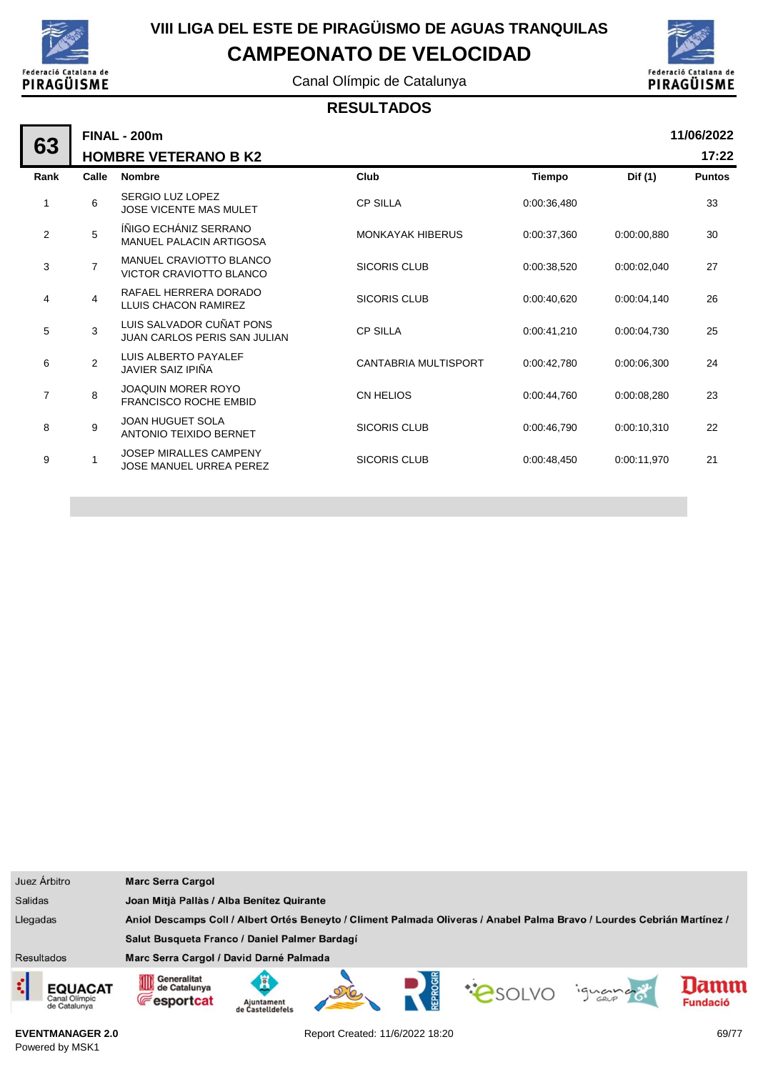# VIII LIGA DEL ESTE DE PIRAGÜISMO DE AGUAS TRANQUILAS

## CAMPEONATO DE VELOCIDAD

Canal Olímpic de Catalunya

### RESULTADOS

**63** — **FINAL - 200m** — **HOMBRE VETERANO B K2** — **11/06/2022** **17:22**

| Rank | Calle | Nombre | Club | Tiempo | Dif (1) | Puntos |
|---|---|---|---|---|---|---|
| 1 | 6 | SERGIO LUZ LOPEZ<br>JOSE VICENTE MAS MULET | CP SILLA | 0:00:36,480 | | 33 |
| 2 | 5 | ÍÑIGO ECHÁNIZ SERRANO<br>MANUEL PALACIN ARTIGOSA | MONKAYAK HIBERUS | 0:00:37,360 | 0:00:00,880 | 30 |
| 3 | 7 | MANUEL CRAVIOTTO BLANCO<br>VICTOR CRAVIOTTO BLANCO | SICORIS CLUB | 0:00:38,520 | 0:00:02,040 | 27 |
| 4 | 4 | RAFAEL HERRERA DORADO<br>LLUIS CHACON RAMIREZ | SICORIS CLUB | 0:00:40,620 | 0:00:04,140 | 26 |
| 5 | 3 | LUIS SALVADOR CUÑAT PONS<br>JUAN CARLOS PERIS SAN JULIAN | CP SILLA | 0:00:41,210 | 0:00:04,730 | 25 |
| 6 | 2 | LUIS ALBERTO PAYALEF<br>JAVIER SAIZ IPIÑA | CANTABRIA MULTISPORT | 0:00:42,780 | 0:00:06,300 | 24 |
| 7 | 8 | JOAQUIN MORER ROYO<br>FRANCISCO ROCHE EMBID | CN HELIOS | 0:00:44,760 | 0:00:08,280 | 23 |
| 8 | 9 | JOAN HUGUET SOLA<br>ANTONIO TEIXIDO BERNET | SICORIS CLUB | 0:00:46,790 | 0:00:10,310 | 22 |
| 9 | 1 | JOSEP MIRALLES CAMPENY<br>JOSE MANUEL URREA PEREZ | SICORIS CLUB | 0:00:48,450 | 0:00:11,970 | 21 |

| | |
|---|---|
| Juez Árbitro | **Marc Serra Cargol** |
| Salidas | **Joan Mitjà Pallàs / Alba Benítez Quirante** |
| Llegadas | **Aniol Descamps Coll / Albert Ortés Beneyto / Climent Palmada Oliveras / Anabel Palma Bravo / Lourdes Cebrián Martínez / Salut Busqueta Franco / Daniel Palmer Bardagí** |
| Resultados | **Marc Serra Cargol / David Darné Palmada** |

EVENTMANAGER 2.0
Powered by MSK1

Report Created: 11/6/2022 18:20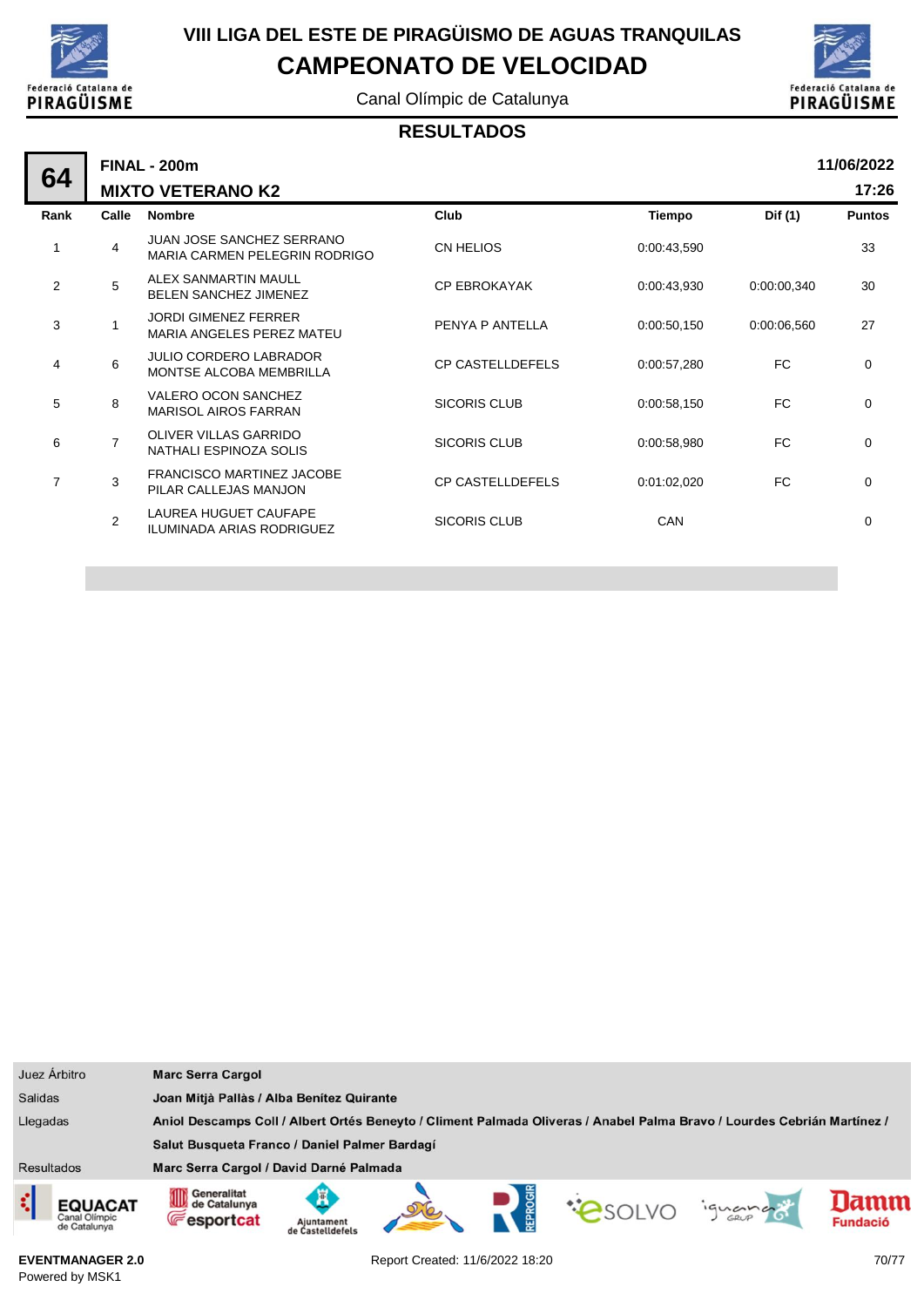# VIII LIGA DEL ESTE DE PIRAGÜISMO DE AGUAS TRANQUILAS

## CAMPEONATO DE VELOCIDAD

Canal Olímpic de Catalunya

### RESULTADOS

**64** **FINAL - 200m** **11/06/2022**

**MIXTO VETERANO K2** **17:26**

| Rank | Calle | Nombre | Club | Tiempo | Dif (1) | Puntos |
|---|---|---|---|---|---|---|
| 1 | 4 | JUAN JOSE SANCHEZ SERRANO<br>MARIA CARMEN PELEGRIN RODRIGO | CN HELIOS | 0:00:43,590 | | 33 |
| 2 | 5 | ALEX SANMARTIN MAULL<br>BELEN SANCHEZ JIMENEZ | CP EBROKAYAK | 0:00:43,930 | 0:00:00,340 | 30 |
| 3 | 1 | JORDI GIMENEZ FERRER<br>MARIA ANGELES PEREZ MATEU | PENYA P ANTELLA | 0:00:50,150 | 0:00:06,560 | 27 |
| 4 | 6 | JULIO CORDERO LABRADOR<br>MONTSE ALCOBA MEMBRILLA | CP CASTELLDEFELS | 0:00:57,280 | FC | 0 |
| 5 | 8 | VALERO OCON SANCHEZ<br>MARISOL AIROS FARRAN | SICORIS CLUB | 0:00:58,150 | FC | 0 |
| 6 | 7 | OLIVER VILLAS GARRIDO<br>NATHALI ESPINOZA SOLIS | SICORIS CLUB | 0:00:58,980 | FC | 0 |
| 7 | 3 | FRANCISCO MARTINEZ JACOBE<br>PILAR CALLEJAS MANJON | CP CASTELLDEFELS | 0:01:02,020 | FC | 0 |
| | 2 | LAUREA HUGUET CAUFAPE<br>ILUMINADA ARIAS RODRIGUEZ | SICORIS CLUB | CAN | | 0 |

| | |
|---|---|
| Juez Árbitro | **Marc Serra Cargol** |
| Salidas | **Joan Mitjà Pallàs / Alba Benítez Quirante** |
| Llegadas | **Aniol Descamps Coll / Albert Ortés Beneyto / Climent Palmada Oliveras / Anabel Palma Bravo / Lourdes Cebrián Martínez / Salut Busqueta Franco / Daniel Palmer Bardagí** |
| Resultados | **Marc Serra Cargol / David Darné Palmada** |

**EVENTMANAGER 2.0**
Powered by MSK1

Report Created: 11/6/2022 18:20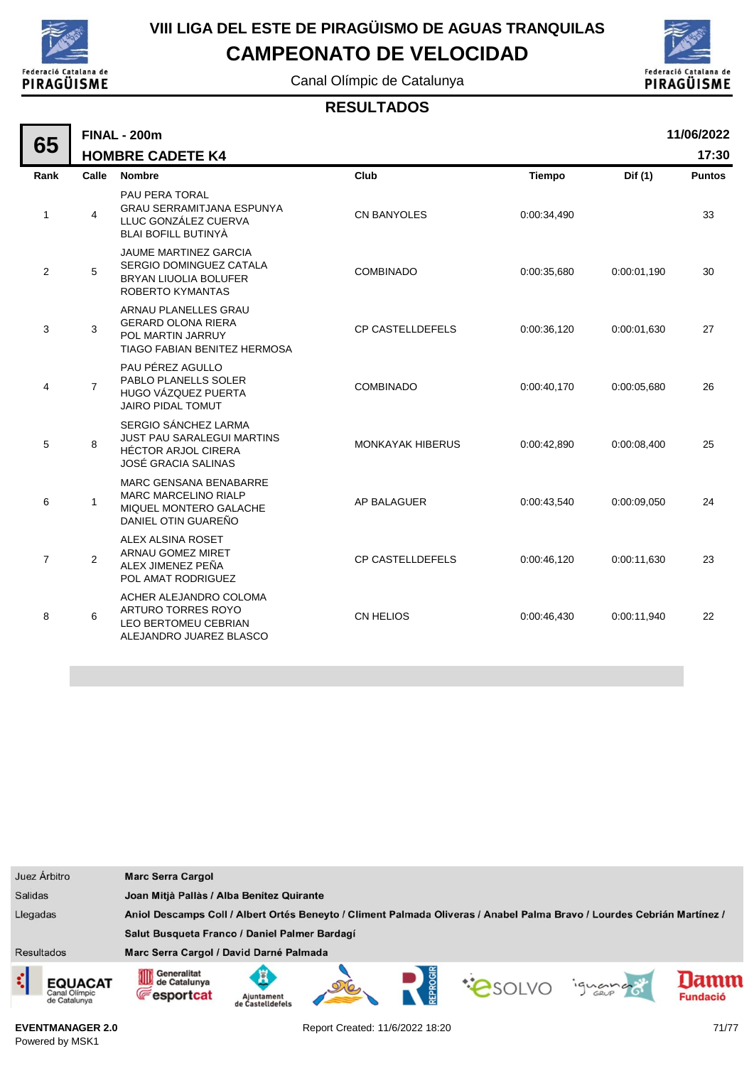# VIII LIGA DEL ESTE DE PIRAGÜISMO DE AGUAS TRANQUILAS

## CAMPEONATO DE VELOCIDAD

Canal Olímpic de Catalunya

### RESULTADOS

**65** — **FINAL - 200m** — **HOMBRE CADETE K4** — **11/06/2022** — **17:30**

| Rank | Calle | Nombre | Club | Tiempo | Dif (1) | Puntos |
|---|---|---|---|---|---|---|
| 1 | 4 | PAU PERA TORAL<br>GRAU SERRAMITJANA ESPUNYA<br>LLUC GONZÁLEZ CUERVA<br>BLAI BOFILL BUTINYÀ | CN BANYOLES | 0:00:34,490 | | 33 |
| 2 | 5 | JAUME MARTINEZ GARCIA<br>SERGIO DOMINGUEZ CATALA<br>BRYAN LIUOLIA BOLUFER<br>ROBERTO KYMANTAS | COMBINADO | 0:00:35,680 | 0:00:01,190 | 30 |
| 3 | 3 | ARNAU PLANELLES GRAU<br>GERARD OLONA RIERA<br>POL MARTIN JARRUY<br>TIAGO FABIAN BENITEZ HERMOSA | CP CASTELLDEFELS | 0:00:36,120 | 0:00:01,630 | 27 |
| 4 | 7 | PAU PÉREZ AGULLO<br>PABLO PLANELLS SOLER<br>HUGO VÁZQUEZ PUERTA<br>JAIRO PIDAL TOMUT | COMBINADO | 0:00:40,170 | 0:00:05,680 | 26 |
| 5 | 8 | SERGIO SÁNCHEZ LARMA<br>JUST PAU SARALEGUI MARTINS<br>HÉCTOR ARJOL CIRERA<br>JOSÉ GRACIA SALINAS | MONKAYAK HIBERUS | 0:00:42,890 | 0:00:08,400 | 25 |
| 6 | 1 | MARC GENSANA BENABARRE<br>MARC MARCELINO RIALP<br>MIQUEL MONTERO GALACHE<br>DANIEL OTIN GUAREÑO | AP BALAGUER | 0:00:43,540 | 0:00:09,050 | 24 |
| 7 | 2 | ALEX ALSINA ROSET<br>ARNAU GOMEZ MIRET<br>ALEX JIMENEZ PEÑA<br>POL AMAT RODRIGUEZ | CP CASTELLDEFELS | 0:00:46,120 | 0:00:11,630 | 23 |
| 8 | 6 | ACHER ALEJANDRO COLOMA<br>ARTURO TORRES ROYO<br>LEO BERTOMEU CEBRIAN<br>ALEJANDRO JUAREZ BLASCO | CN HELIOS | 0:00:46,430 | 0:00:11,940 | 22 |

| | |
|---|---|
| Juez Árbitro | **Marc Serra Cargol** |
| Salidas | **Joan Mitjà Pallàs / Alba Benítez Quirante** |
| Llegadas | **Aniol Descamps Coll / Albert Ortés Beneyto / Climent Palmada Oliveras / Anabel Palma Bravo / Lourdes Cebrián Martínez / Salut Busqueta Franco / Daniel Palmer Bardagí** |
| Resultados | **Marc Serra Cargol / David Darné Palmada** |

EVENTMANAGER 2.0
Powered by MSK1

Report Created: 11/6/2022 18:20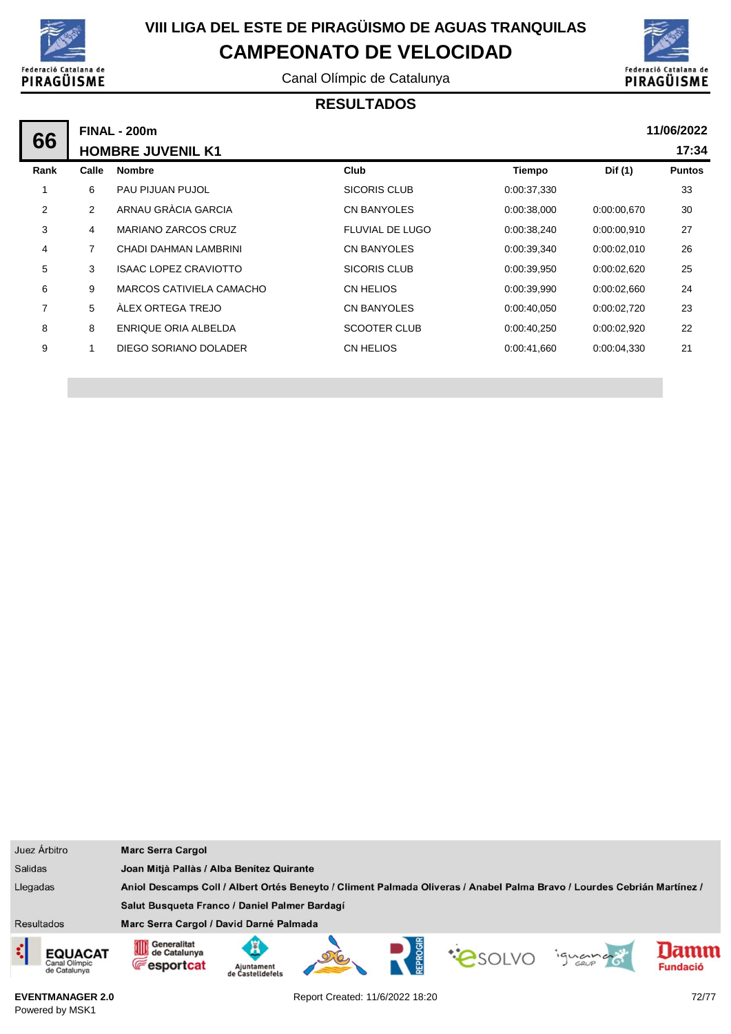# VIII LIGA DEL ESTE DE PIRAGÜISMO DE AGUAS TRANQUILAS

## CAMPEONATO DE VELOCIDAD

Canal Olímpic de Catalunya

### RESULTADOS

**66** — **FINAL - 200m** — **HOMBRE JUVENIL K1** — **11/06/2022** **17:34**

| Rank | Calle | Nombre | Club | Tiempo | Dif (1) | Puntos |
|---|---|---|---|---|---|---|
| 1 | 6 | PAU PIJUAN PUJOL | SICORIS CLUB | 0:00:37,330 | | 33 |
| 2 | 2 | ARNAU GRÀCIA GARCIA | CN BANYOLES | 0:00:38,000 | 0:00:00,670 | 30 |
| 3 | 4 | MARIANO ZARCOS CRUZ | FLUVIAL DE LUGO | 0:00:38,240 | 0:00:00,910 | 27 |
| 4 | 7 | CHADI DAHMAN LAMBRINI | CN BANYOLES | 0:00:39,340 | 0:00:02,010 | 26 |
| 5 | 3 | ISAAC LOPEZ CRAVIOTTO | SICORIS CLUB | 0:00:39,950 | 0:00:02,620 | 25 |
| 6 | 9 | MARCOS CATIVIELA CAMACHO | CN HELIOS | 0:00:39,990 | 0:00:02,660 | 24 |
| 7 | 5 | ÀLEX ORTEGA TREJO | CN BANYOLES | 0:00:40,050 | 0:00:02,720 | 23 |
| 8 | 8 | ENRIQUE ORIA ALBELDA | SCOOTER CLUB | 0:00:40,250 | 0:00:02,920 | 22 |
| 9 | 1 | DIEGO SORIANO DOLADER | CN HELIOS | 0:00:41,660 | 0:00:04,330 | 21 |

| | |
|---|---|
| Juez Árbitro | **Marc Serra Cargol** |
| Salidas | **Joan Mitjà Pallàs / Alba Benítez Quirante** |
| Llegadas | **Aniol Descamps Coll / Albert Ortés Beneyto / Climent Palmada Oliveras / Anabel Palma Bravo / Lourdes Cebrián Martínez / Salut Busqueta Franco / Daniel Palmer Bardagí** |
| Resultados | **Marc Serra Cargol / David Darné Palmada** |

**EVENTMANAGER 2.0**
Powered by MSK1

Report Created: 11/6/2022 18:20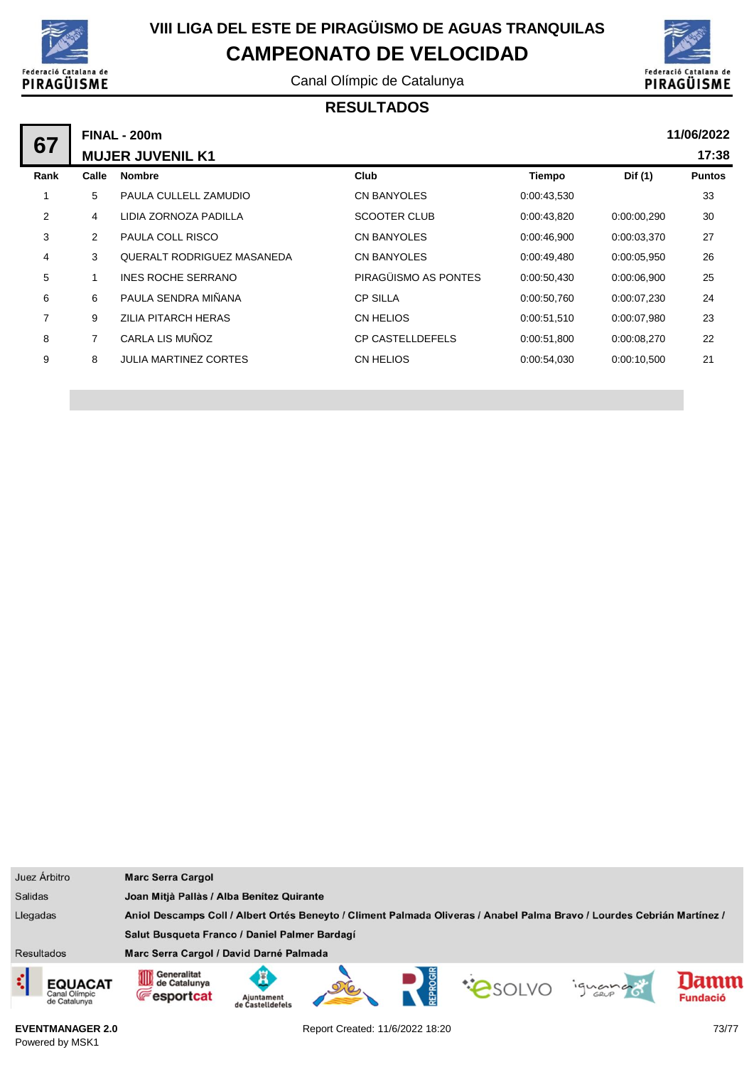# VIII LIGA DEL ESTE DE PIRAGÜISMO DE AGUAS TRANQUILAS

## CAMPEONATO DE VELOCIDAD

Canal Olímpic de Catalunya

### RESULTADOS

**67** — **FINAL - 200m** — **MUJER JUVENIL K1** — **11/06/2022** **17:38**

| Rank | Calle | Nombre | Club | Tiempo | Dif (1) | Puntos |
|---|---|---|---|---|---|---|
| 1 | 5 | PAULA CULLELL ZAMUDIO | CN BANYOLES | 0:00:43,530 | | 33 |
| 2 | 4 | LIDIA ZORNOZA PADILLA | SCOOTER CLUB | 0:00:43,820 | 0:00:00,290 | 30 |
| 3 | 2 | PAULA COLL RISCO | CN BANYOLES | 0:00:46,900 | 0:00:03,370 | 27 |
| 4 | 3 | QUERALT RODRIGUEZ MASANEDA | CN BANYOLES | 0:00:49,480 | 0:00:05,950 | 26 |
| 5 | 1 | INES ROCHE SERRANO | PIRAGÜISMO AS PONTES | 0:00:50,430 | 0:00:06,900 | 25 |
| 6 | 6 | PAULA SENDRA MIÑANA | CP SILLA | 0:00:50,760 | 0:00:07,230 | 24 |
| 7 | 9 | ZILIA PITARCH HERAS | CN HELIOS | 0:00:51,510 | 0:00:07,980 | 23 |
| 8 | 7 | CARLA LIS MUÑOZ | CP CASTELLDEFELS | 0:00:51,800 | 0:00:08,270 | 22 |
| 9 | 8 | JULIA MARTINEZ CORTES | CN HELIOS | 0:00:54,030 | 0:00:10,500 | 21 |

| | |
|---|---|
| Juez Árbitro | **Marc Serra Cargol** |
| Salidas | **Joan Mitjà Pallàs / Alba Benítez Quirante** |
| Llegadas | **Aniol Descamps Coll / Albert Ortés Beneyto / Climent Palmada Oliveras / Anabel Palma Bravo / Lourdes Cebrián Martínez / Salut Busqueta Franco / Daniel Palmer Bardagí** |
| Resultados | **Marc Serra Cargol / David Darné Palmada** |

**EVENTMANAGER 2.0**
Powered by MSK1

Report Created: 11/6/2022 18:20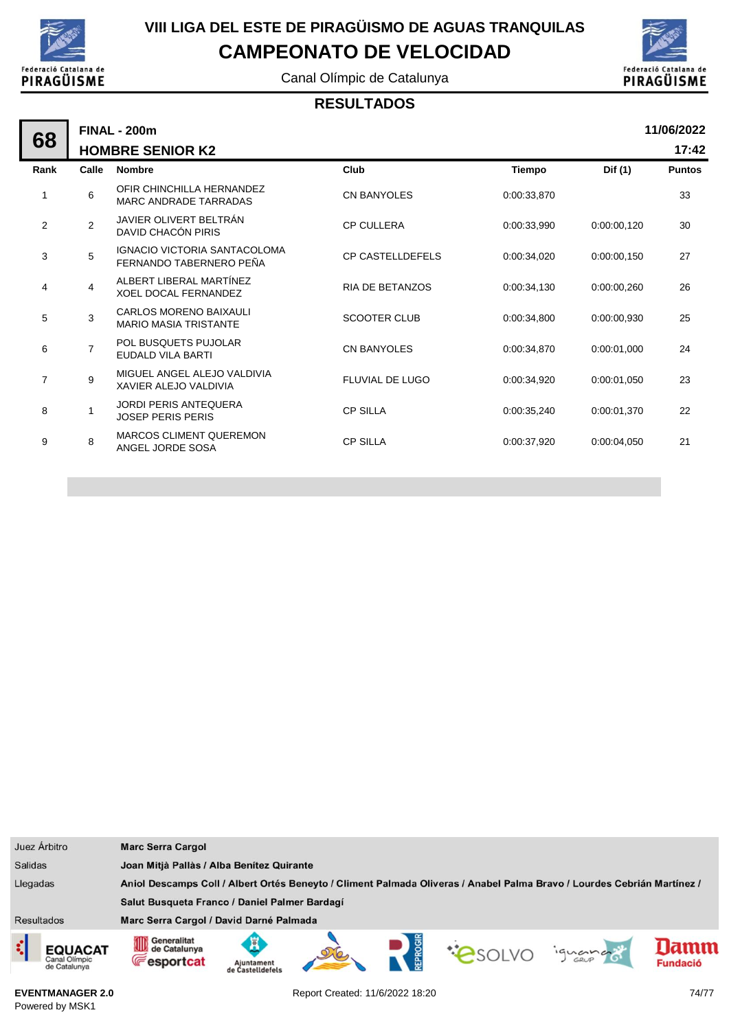# VIII LIGA DEL ESTE DE PIRAGÜISMO DE AGUAS TRANQUILAS

## CAMPEONATO DE VELOCIDAD

Canal Olímpic de Catalunya

### RESULTADOS

**68** **FINAL - 200m** **11/06/2022**

**HOMBRE SENIOR K2** **17:42**

| Rank | Calle | Nombre | Club | Tiempo | Dif (1) | Puntos |
|---|---|---|---|---|---|---|
| 1 | 6 | OFIR CHINCHILLA HERNANDEZ<br>MARC ANDRADE TARRADAS | CN BANYOLES | 0:00:33,870 | | 33 |
| 2 | 2 | JAVIER OLIVERT BELTRÁN<br>DAVID CHACÓN PIRIS | CP CULLERA | 0:00:33,990 | 0:00:00,120 | 30 |
| 3 | 5 | IGNACIO VICTORIA SANTACOLOMA<br>FERNANDO TABERNERO PEÑA | CP CASTELLDEFELS | 0:00:34,020 | 0:00:00,150 | 27 |
| 4 | 4 | ALBERT LIBERAL MARTÍNEZ<br>XOEL DOCAL FERNANDEZ | RIA DE BETANZOS | 0:00:34,130 | 0:00:00,260 | 26 |
| 5 | 3 | CARLOS MORENO BAIXAULI<br>MARIO MASIA TRISTANTE | SCOOTER CLUB | 0:00:34,800 | 0:00:00,930 | 25 |
| 6 | 7 | POL BUSQUETS PUJOLAR<br>EUDALD VILA BARTI | CN BANYOLES | 0:00:34,870 | 0:00:01,000 | 24 |
| 7 | 9 | MIGUEL ANGEL ALEJO VALDIVIA<br>XAVIER ALEJO VALDIVIA | FLUVIAL DE LUGO | 0:00:34,920 | 0:00:01,050 | 23 |
| 8 | 1 | JORDI PERIS ANTEQUERA<br>JOSEP PERIS PERIS | CP SILLA | 0:00:35,240 | 0:00:01,370 | 22 |
| 9 | 8 | MARCOS CLIMENT QUEREMON<br>ANGEL JORDE SOSA | CP SILLA | 0:00:37,920 | 0:00:04,050 | 21 |

| | |
|---|---|
| Juez Árbitro | **Marc Serra Cargol** |
| Salidas | **Joan Mitjà Pallàs / Alba Benítez Quirante** |
| Llegadas | **Aniol Descamps Coll / Albert Ortés Beneyto / Climent Palmada Oliveras / Anabel Palma Bravo / Lourdes Cebrián Martínez / Salut Busqueta Franco / Daniel Palmer Bardagí** |
| Resultados | **Marc Serra Cargol / David Darné Palmada** |

EVENTMANAGER 2.0
Powered by MSK1

Report Created: 11/6/2022 18:20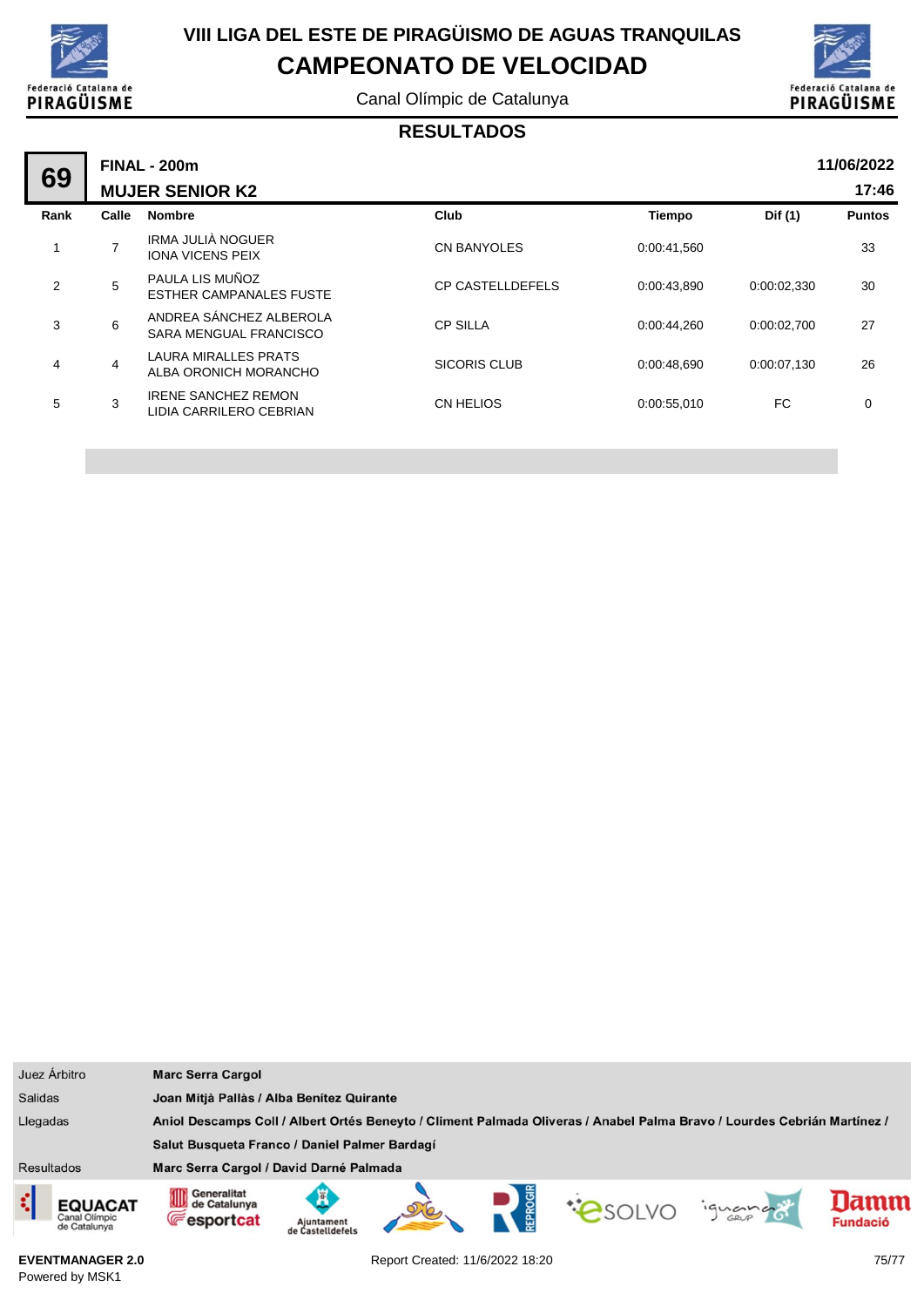# VIII LIGA DEL ESTE DE PIRAGÜISMO DE AGUAS TRANQUILAS

## CAMPEONATO DE VELOCIDAD

Canal Olímpic de Catalunya

### RESULTADOS

**69** — **FINAL - 200m** — **MUJER SENIOR K2** — **11/06/2022** **17:46**

| Rank | Calle | Nombre | Club | Tiempo | Dif (1) | Puntos |
|---|---|---|---|---|---|---|
| 1 | 7 | IRMA JULIÀ NOGUER<br>IONA VICENS PEIX | CN BANYOLES | 0:00:41,560 | | 33 |
| 2 | 5 | PAULA LIS MUÑOZ<br>ESTHER CAMPANALES FUSTE | CP CASTELLDEFELS | 0:00:43,890 | 0:00:02,330 | 30 |
| 3 | 6 | ANDREA SÁNCHEZ ALBEROLA<br>SARA MENGUAL FRANCISCO | CP SILLA | 0:00:44,260 | 0:00:02,700 | 27 |
| 4 | 4 | LAURA MIRALLES PRATS<br>ALBA ORONICH MORANCHO | SICORIS CLUB | 0:00:48,690 | 0:00:07,130 | 26 |
| 5 | 3 | IRENE SANCHEZ REMON<br>LIDIA CARRILERO CEBRIAN | CN HELIOS | 0:00:55,010 | FC | 0 |

| | |
|---|---|
| Juez Árbitro | **Marc Serra Cargol** |
| Salidas | **Joan Mitjà Pallàs / Alba Benítez Quirante** |
| Llegadas | **Aniol Descamps Coll / Albert Ortés Beneyto / Climent Palmada Oliveras / Anabel Palma Bravo / Lourdes Cebrián Martínez / Salut Busqueta Franco / Daniel Palmer Bardagí** |
| Resultados | **Marc Serra Cargol / David Darné Palmada** |

EVENTMANAGER 2.0
Powered by MSK1

Report Created: 11/6/2022 18:20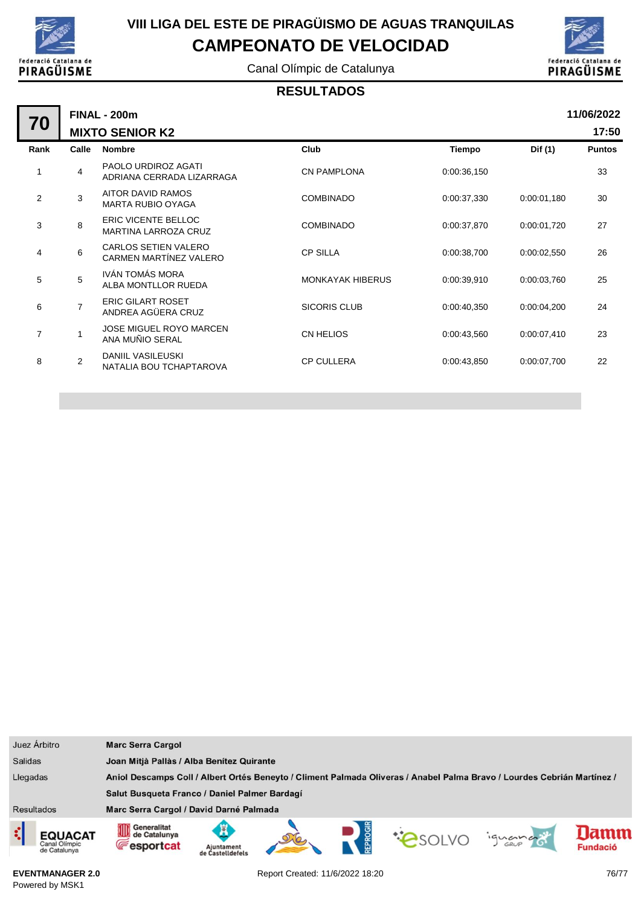# VIII LIGA DEL ESTE DE PIRAGÜISMO DE AGUAS TRANQUILAS

## CAMPEONATO DE VELOCIDAD

Canal Olímpic de Catalunya

### RESULTADOS

**70** | **FINAL - 200m** | **11/06/2022**

**MIXTO SENIOR K2** | **17:50**

| Rank | Calle | Nombre | Club | Tiempo | Dif (1) | Puntos |
|---|---|---|---|---|---|---|
| 1 | 4 | PAOLO URDIROZ AGATI<br>ADRIANA CERRADA LIZARRAGA | CN PAMPLONA | 0:00:36,150 | | 33 |
| 2 | 3 | AITOR DAVID RAMOS<br>MARTA RUBIO OYAGA | COMBINADO | 0:00:37,330 | 0:00:01,180 | 30 |
| 3 | 8 | ERIC VICENTE BELLOC<br>MARTINA LARROZA CRUZ | COMBINADO | 0:00:37,870 | 0:00:01,720 | 27 |
| 4 | 6 | CARLOS SETIEN VALERO<br>CARMEN MARTÍNEZ VALERO | CP SILLA | 0:00:38,700 | 0:00:02,550 | 26 |
| 5 | 5 | IVÁN TOMÁS MORA<br>ALBA MONTLLOR RUEDA | MONKAYAK HIBERUS | 0:00:39,910 | 0:00:03,760 | 25 |
| 6 | 7 | ERIC GILART ROSET<br>ANDREA AGÜERA CRUZ | SICORIS CLUB | 0:00:40,350 | 0:00:04,200 | 24 |
| 7 | 1 | JOSE MIGUEL ROYO MARCEN<br>ANA MUÑIO SERAL | CN HELIOS | 0:00:43,560 | 0:00:07,410 | 23 |
| 8 | 2 | DANIIL VASILEUSKI<br>NATALIA BOU TCHAPTAROVA | CP CULLERA | 0:00:43,850 | 0:00:07,700 | 22 |

| | |
|---|---|
| Juez Árbitro | **Marc Serra Cargol** |
| Salidas | **Joan Mitjà Pallàs / Alba Benítez Quirante** |
| Llegadas | **Aniol Descamps Coll / Albert Ortés Beneyto / Climent Palmada Oliveras / Anabel Palma Bravo / Lourdes Cebrián Martínez / Salut Busqueta Franco / Daniel Palmer Bardagí** |
| Resultados | **Marc Serra Cargol / David Darné Palmada** |

EVENTMANAGER 2.0
Powered by MSK1

Report Created: 11/6/2022 18:20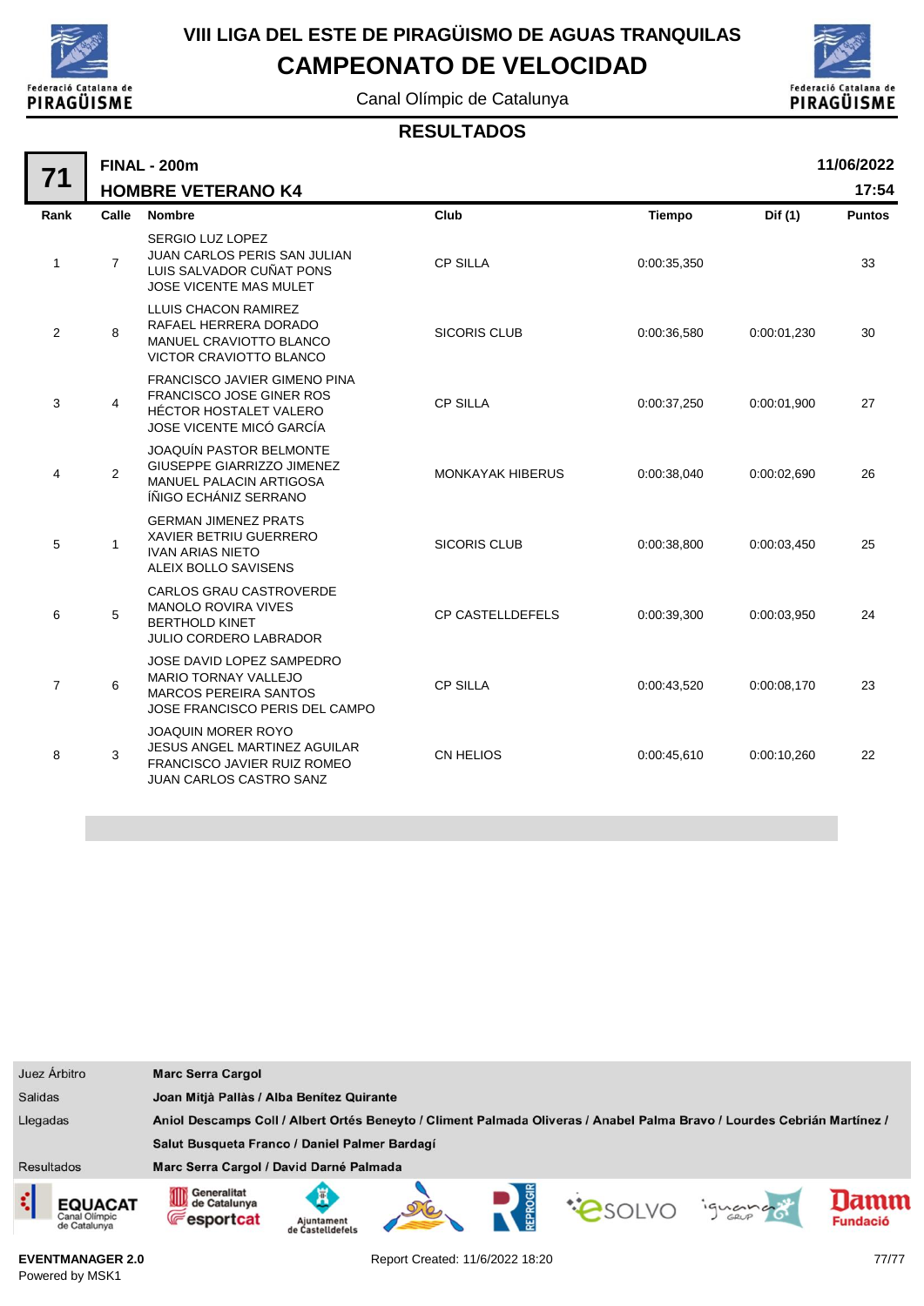# VIII LIGA DEL ESTE DE PIRAGÜISMO DE AGUAS TRANQUILAS

## CAMPEONATO DE VELOCIDAD

Canal Olímpic de Catalunya

### RESULTADOS

**71** **FINAL - 200m** **11/06/2022**

**HOMBRE VETERANO K4** **17:54**

| Rank | Calle | Nombre | Club | Tiempo | Dif (1) | Puntos |
|---|---|---|---|---|---|---|
| 1 | 7 | SERGIO LUZ LOPEZ<br>JUAN CARLOS PERIS SAN JULIAN<br>LUIS SALVADOR CUÑAT PONS<br>JOSE VICENTE MAS MULET | CP SILLA | 0:00:35,350 | | 33 |
| 2 | 8 | LLUIS CHACON RAMIREZ<br>RAFAEL HERRERA DORADO<br>MANUEL CRAVIOTTO BLANCO<br>VICTOR CRAVIOTTO BLANCO | SICORIS CLUB | 0:00:36,580 | 0:00:01,230 | 30 |
| 3 | 4 | FRANCISCO JAVIER GIMENO PINA<br>FRANCISCO JOSE GINER ROS<br>HÉCTOR HOSTALET VALERO<br>JOSE VICENTE MICÓ GARCÍA | CP SILLA | 0:00:37,250 | 0:00:01,900 | 27 |
| 4 | 2 | JOAQUÍN PASTOR BELMONTE<br>GIUSEPPE GIARRIZZO JIMENEZ<br>MANUEL PALACIN ARTIGOSA<br>ÍÑIGO ECHÁNIZ SERRANO | MONKAYAK HIBERUS | 0:00:38,040 | 0:00:02,690 | 26 |
| 5 | 1 | GERMAN JIMENEZ PRATS<br>XAVIER BETRIU GUERRERO<br>IVAN ARIAS NIETO<br>ALEIX BOLLO SAVISENS | SICORIS CLUB | 0:00:38,800 | 0:00:03,450 | 25 |
| 6 | 5 | CARLOS GRAU CASTROVERDE<br>MANOLO ROVIRA VIVES<br>BERTHOLD KINET<br>JULIO CORDERO LABRADOR | CP CASTELLDEFELS | 0:00:39,300 | 0:00:03,950 | 24 |
| 7 | 6 | JOSE DAVID LOPEZ SAMPEDRO<br>MARIO TORNAY VALLEJO<br>MARCOS PEREIRA SANTOS<br>JOSE FRANCISCO PERIS DEL CAMPO | CP SILLA | 0:00:43,520 | 0:00:08,170 | 23 |
| 8 | 3 | JOAQUIN MORER ROYO<br>JESUS ANGEL MARTINEZ AGUILAR<br>FRANCISCO JAVIER RUIZ ROMEO<br>JUAN CARLOS CASTRO SANZ | CN HELIOS | 0:00:45,610 | 0:00:10,260 | 22 |

| | |
|---|---|
| Juez Árbitro | **Marc Serra Cargol** |
| Salidas | **Joan Mitjà Pallàs / Alba Benítez Quirante** |
| Llegadas | **Aniol Descamps Coll / Albert Ortés Beneyto / Climent Palmada Oliveras / Anabel Palma Bravo / Lourdes Cebrián Martínez / Salut Busqueta Franco / Daniel Palmer Bardagí** |
| Resultados | **Marc Serra Cargol / David Darné Palmada** |

EQUACAT Canal Olímpic de Catalunya · Generalitat de Catalunya esportcat · Ajuntament de Castelldefels · REPROGIR · esolvo · iguana grup · Damm Fundació

**EVENTMANAGER 2.0**
Powered by MSK1

Report Created: 11/6/2022 18:20